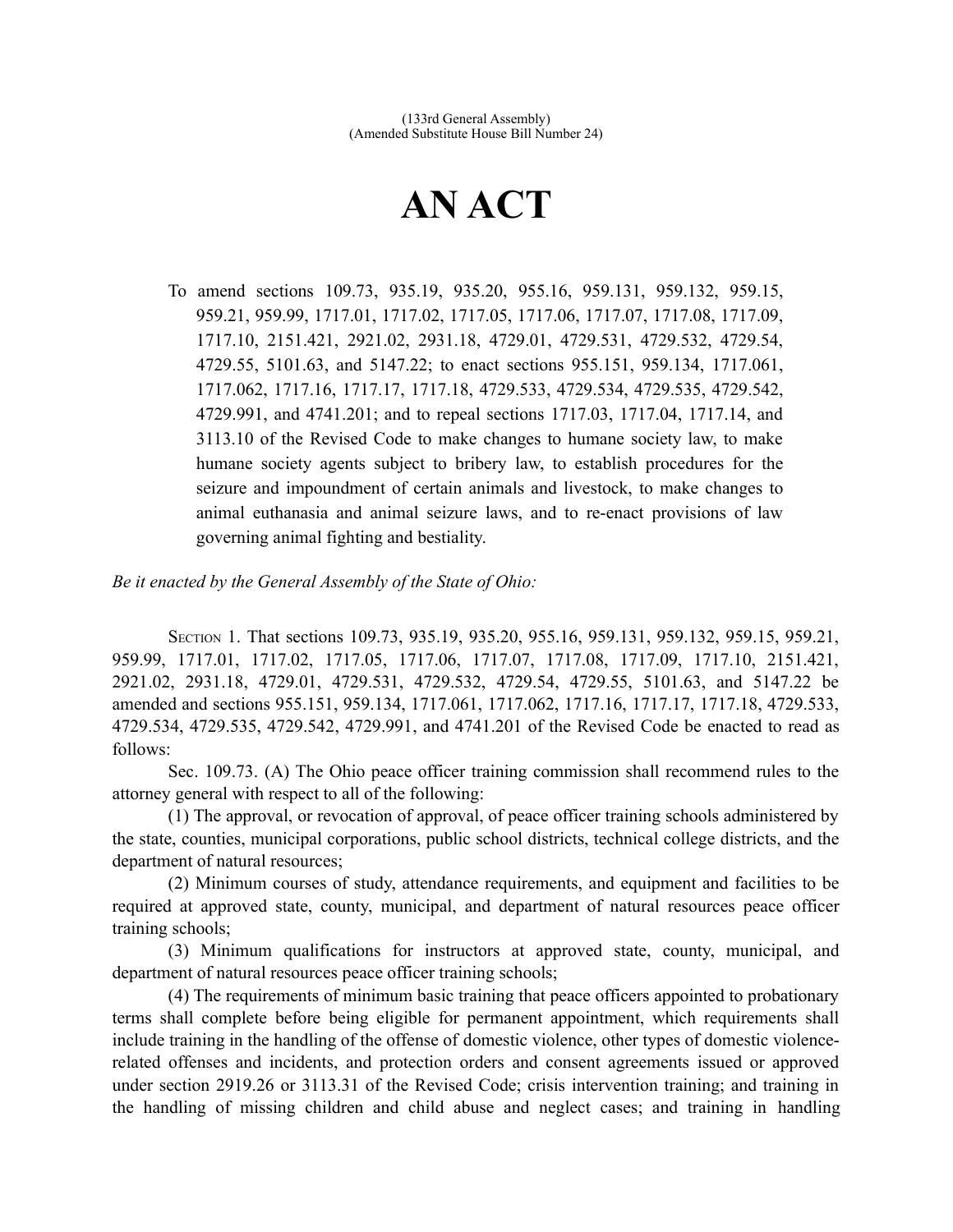(133rd General Assembly)
(Amended Substitute House Bill Number 24)

# AN ACT

To amend sections 109.73, 935.19, 935.20, 955.16, 959.131, 959.132, 959.15, 959.21, 959.99, 1717.01, 1717.02, 1717.05, 1717.06, 1717.07, 1717.08, 1717.09, 1717.10, 2151.421, 2921.02, 2931.18, 4729.01, 4729.531, 4729.532, 4729.54, 4729.55, 5101.63, and 5147.22; to enact sections 955.151, 959.134, 1717.061, 1717.062, 1717.16, 1717.17, 1717.18, 4729.533, 4729.534, 4729.535, 4729.542, 4729.991, and 4741.201; and to repeal sections 1717.03, 1717.04, 1717.14, and 3113.10 of the Revised Code to make changes to humane society law, to make humane society agents subject to bribery law, to establish procedures for the seizure and impoundment of certain animals and livestock, to make changes to animal euthanasia and animal seizure laws, and to re-enact provisions of law governing animal fighting and bestiality.

*Be it enacted by the General Assembly of the State of Ohio:*

Section 1. That sections 109.73, 935.19, 935.20, 955.16, 959.131, 959.132, 959.15, 959.21, 959.99, 1717.01, 1717.02, 1717.05, 1717.06, 1717.07, 1717.08, 1717.09, 1717.10, 2151.421, 2921.02, 2931.18, 4729.01, 4729.531, 4729.532, 4729.54, 4729.55, 5101.63, and 5147.22 be amended and sections 955.151, 959.134, 1717.061, 1717.062, 1717.16, 1717.17, 1717.18, 4729.533, 4729.534, 4729.535, 4729.542, 4729.991, and 4741.201 of the Revised Code be enacted to read as follows:

Sec. 109.73. (A) The Ohio peace officer training commission shall recommend rules to the attorney general with respect to all of the following:

(1) The approval, or revocation of approval, of peace officer training schools administered by the state, counties, municipal corporations, public school districts, technical college districts, and the department of natural resources;

(2) Minimum courses of study, attendance requirements, and equipment and facilities to be required at approved state, county, municipal, and department of natural resources peace officer training schools;

(3) Minimum qualifications for instructors at approved state, county, municipal, and department of natural resources peace officer training schools;

(4) The requirements of minimum basic training that peace officers appointed to probationary terms shall complete before being eligible for permanent appointment, which requirements shall include training in the handling of the offense of domestic violence, other types of domestic violence-related offenses and incidents, and protection orders and consent agreements issued or approved under section 2919.26 or 3113.31 of the Revised Code; crisis intervention training; and training in the handling of missing children and child abuse and neglect cases; and training in handling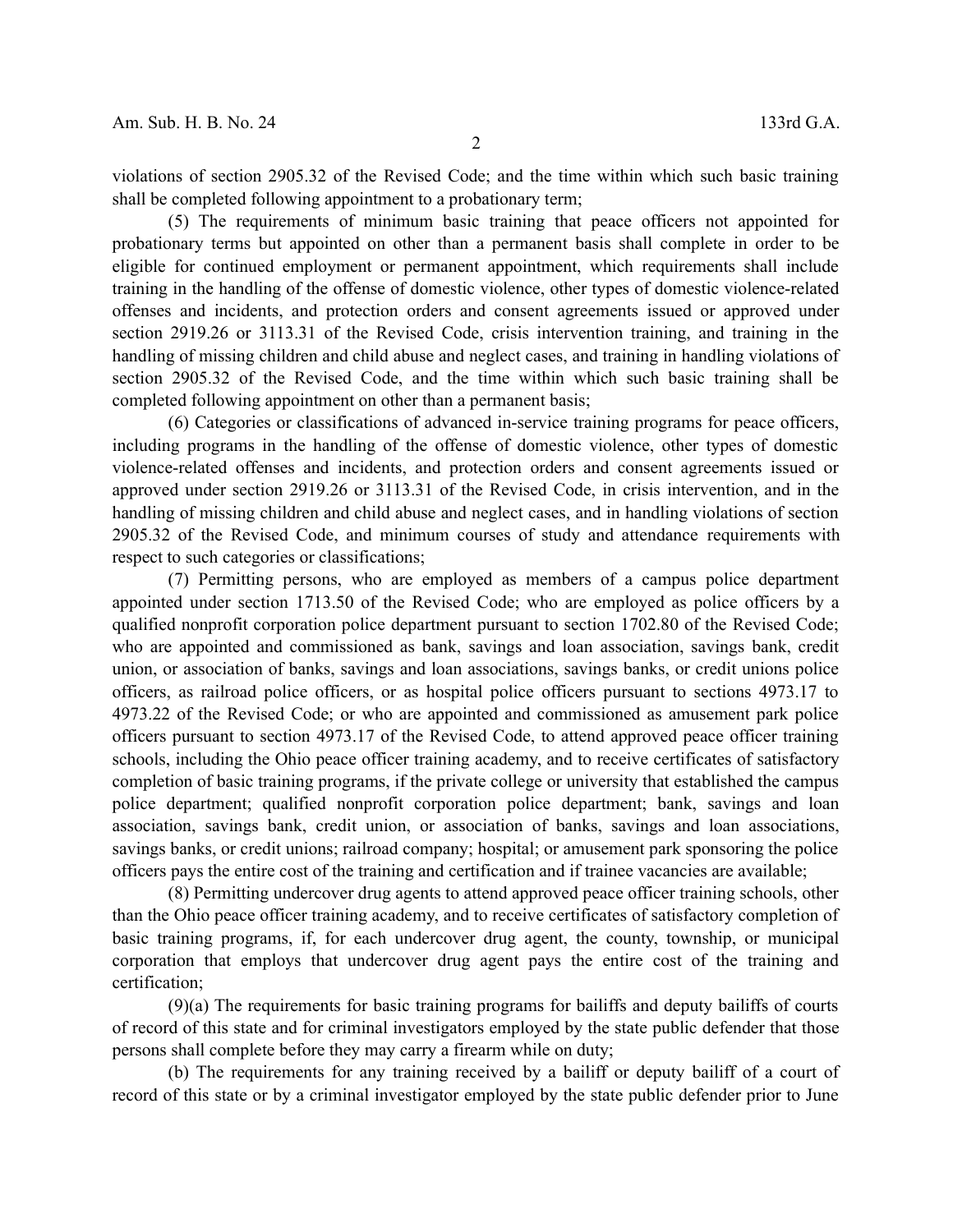violations of section 2905.32 of the Revised Code; and the time within which such basic training shall be completed following appointment to a probationary term;

(5) The requirements of minimum basic training that peace officers not appointed for probationary terms but appointed on other than a permanent basis shall complete in order to be eligible for continued employment or permanent appointment, which requirements shall include training in the handling of the offense of domestic violence, other types of domestic violence-related offenses and incidents, and protection orders and consent agreements issued or approved under section 2919.26 or 3113.31 of the Revised Code, crisis intervention training, and training in the handling of missing children and child abuse and neglect cases, and training in handling violations of section 2905.32 of the Revised Code, and the time within which such basic training shall be completed following appointment on other than a permanent basis;

(6) Categories or classifications of advanced in-service training programs for peace officers, including programs in the handling of the offense of domestic violence, other types of domestic violence-related offenses and incidents, and protection orders and consent agreements issued or approved under section 2919.26 or 3113.31 of the Revised Code, in crisis intervention, and in the handling of missing children and child abuse and neglect cases, and in handling violations of section 2905.32 of the Revised Code, and minimum courses of study and attendance requirements with respect to such categories or classifications;

(7) Permitting persons, who are employed as members of a campus police department appointed under section 1713.50 of the Revised Code; who are employed as police officers by a qualified nonprofit corporation police department pursuant to section 1702.80 of the Revised Code; who are appointed and commissioned as bank, savings and loan association, savings bank, credit union, or association of banks, savings and loan associations, savings banks, or credit unions police officers, as railroad police officers, or as hospital police officers pursuant to sections 4973.17 to 4973.22 of the Revised Code; or who are appointed and commissioned as amusement park police officers pursuant to section 4973.17 of the Revised Code, to attend approved peace officer training schools, including the Ohio peace officer training academy, and to receive certificates of satisfactory completion of basic training programs, if the private college or university that established the campus police department; qualified nonprofit corporation police department; bank, savings and loan association, savings bank, credit union, or association of banks, savings and loan associations, savings banks, or credit unions; railroad company; hospital; or amusement park sponsoring the police officers pays the entire cost of the training and certification and if trainee vacancies are available;

(8) Permitting undercover drug agents to attend approved peace officer training schools, other than the Ohio peace officer training academy, and to receive certificates of satisfactory completion of basic training programs, if, for each undercover drug agent, the county, township, or municipal corporation that employs that undercover drug agent pays the entire cost of the training and certification;

(9)(a) The requirements for basic training programs for bailiffs and deputy bailiffs of courts of record of this state and for criminal investigators employed by the state public defender that those persons shall complete before they may carry a firearm while on duty;

(b) The requirements for any training received by a bailiff or deputy bailiff of a court of record of this state or by a criminal investigator employed by the state public defender prior to June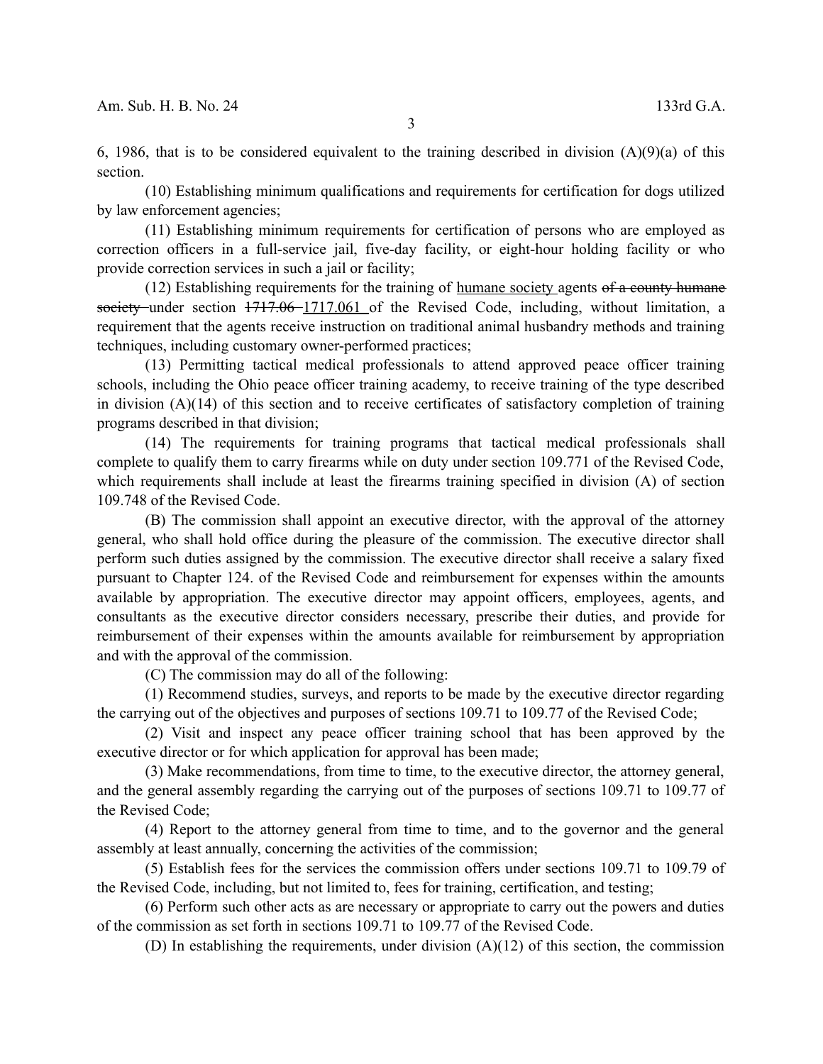6, 1986, that is to be considered equivalent to the training described in division (A)(9)(a) of this section.

(10) Establishing minimum qualifications and requirements for certification for dogs utilized by law enforcement agencies;

(11) Establishing minimum requirements for certification of persons who are employed as correction officers in a full-service jail, five-day facility, or eight-hour holding facility or who provide correction services in such a jail or facility;

(12) Establishing requirements for the training of humane society agents ~~of a county humane society~~ under section ~~1717.06~~ 1717.061 of the Revised Code, including, without limitation, a requirement that the agents receive instruction on traditional animal husbandry methods and training techniques, including customary owner-performed practices;

(13) Permitting tactical medical professionals to attend approved peace officer training schools, including the Ohio peace officer training academy, to receive training of the type described in division (A)(14) of this section and to receive certificates of satisfactory completion of training programs described in that division;

(14) The requirements for training programs that tactical medical professionals shall complete to qualify them to carry firearms while on duty under section 109.771 of the Revised Code, which requirements shall include at least the firearms training specified in division (A) of section 109.748 of the Revised Code.

(B) The commission shall appoint an executive director, with the approval of the attorney general, who shall hold office during the pleasure of the commission. The executive director shall perform such duties assigned by the commission. The executive director shall receive a salary fixed pursuant to Chapter 124. of the Revised Code and reimbursement for expenses within the amounts available by appropriation. The executive director may appoint officers, employees, agents, and consultants as the executive director considers necessary, prescribe their duties, and provide for reimbursement of their expenses within the amounts available for reimbursement by appropriation and with the approval of the commission.

(C) The commission may do all of the following:

(1) Recommend studies, surveys, and reports to be made by the executive director regarding the carrying out of the objectives and purposes of sections 109.71 to 109.77 of the Revised Code;

(2) Visit and inspect any peace officer training school that has been approved by the executive director or for which application for approval has been made;

(3) Make recommendations, from time to time, to the executive director, the attorney general, and the general assembly regarding the carrying out of the purposes of sections 109.71 to 109.77 of the Revised Code;

(4) Report to the attorney general from time to time, and to the governor and the general assembly at least annually, concerning the activities of the commission;

(5) Establish fees for the services the commission offers under sections 109.71 to 109.79 of the Revised Code, including, but not limited to, fees for training, certification, and testing;

(6) Perform such other acts as are necessary or appropriate to carry out the powers and duties of the commission as set forth in sections 109.71 to 109.77 of the Revised Code.

(D) In establishing the requirements, under division (A)(12) of this section, the commission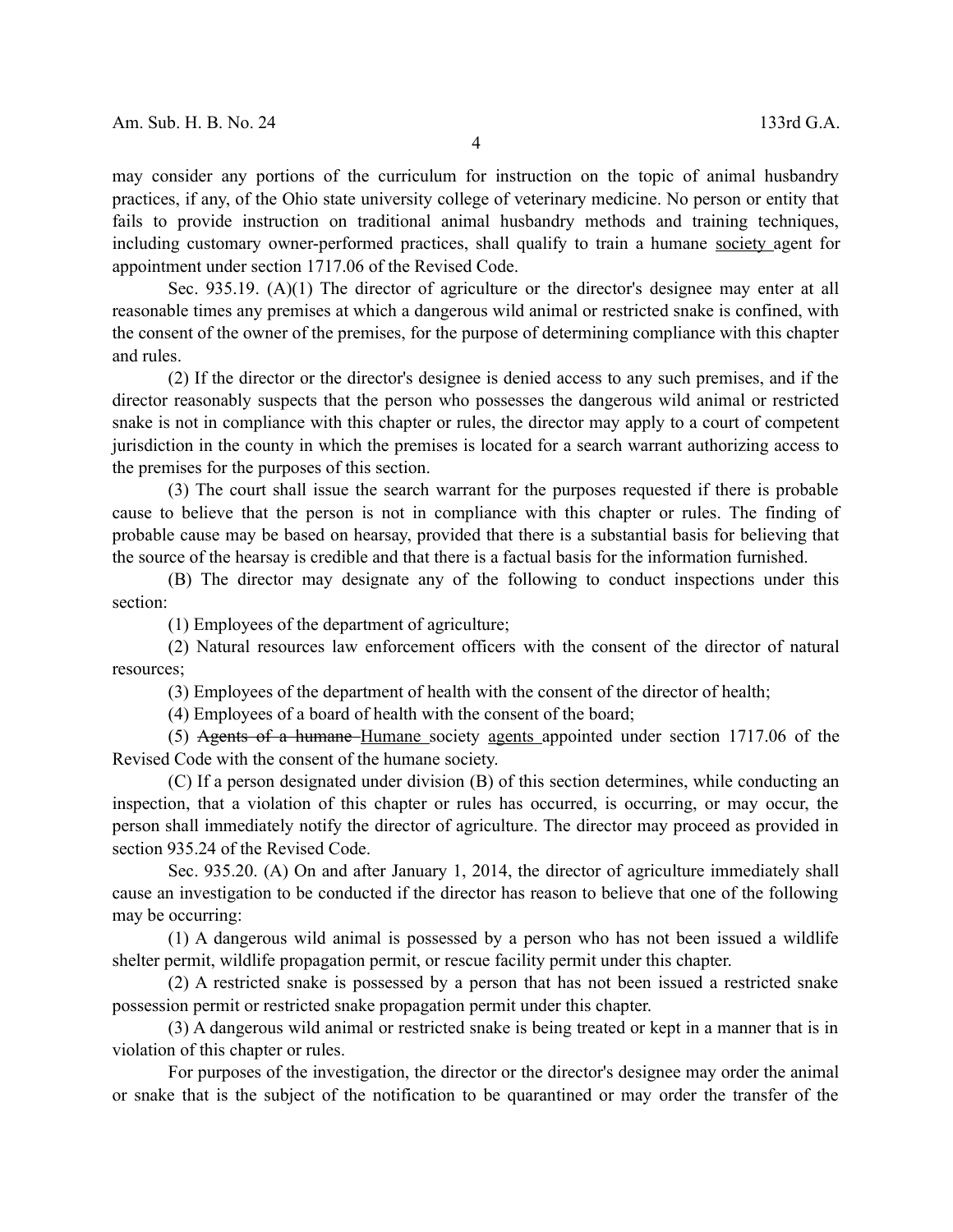may consider any portions of the curriculum for instruction on the topic of animal husbandry practices, if any, of the Ohio state university college of veterinary medicine. No person or entity that fails to provide instruction on traditional animal husbandry methods and training techniques, including customary owner-performed practices, shall qualify to train a humane society agent for appointment under section 1717.06 of the Revised Code.

Sec. 935.19. (A)(1) The director of agriculture or the director's designee may enter at all reasonable times any premises at which a dangerous wild animal or restricted snake is confined, with the consent of the owner of the premises, for the purpose of determining compliance with this chapter and rules.

(2) If the director or the director's designee is denied access to any such premises, and if the director reasonably suspects that the person who possesses the dangerous wild animal or restricted snake is not in compliance with this chapter or rules, the director may apply to a court of competent jurisdiction in the county in which the premises is located for a search warrant authorizing access to the premises for the purposes of this section.

(3) The court shall issue the search warrant for the purposes requested if there is probable cause to believe that the person is not in compliance with this chapter or rules. The finding of probable cause may be based on hearsay, provided that there is a substantial basis for believing that the source of the hearsay is credible and that there is a factual basis for the information furnished.

(B) The director may designate any of the following to conduct inspections under this section:

(1) Employees of the department of agriculture;

(2) Natural resources law enforcement officers with the consent of the director of natural resources;

(3) Employees of the department of health with the consent of the director of health;

(4) Employees of a board of health with the consent of the board;

(5) ~~Agents of a humane~~ Humane society agents appointed under section 1717.06 of the Revised Code with the consent of the humane society.

(C) If a person designated under division (B) of this section determines, while conducting an inspection, that a violation of this chapter or rules has occurred, is occurring, or may occur, the person shall immediately notify the director of agriculture. The director may proceed as provided in section 935.24 of the Revised Code.

Sec. 935.20. (A) On and after January 1, 2014, the director of agriculture immediately shall cause an investigation to be conducted if the director has reason to believe that one of the following may be occurring:

(1) A dangerous wild animal is possessed by a person who has not been issued a wildlife shelter permit, wildlife propagation permit, or rescue facility permit under this chapter.

(2) A restricted snake is possessed by a person that has not been issued a restricted snake possession permit or restricted snake propagation permit under this chapter.

(3) A dangerous wild animal or restricted snake is being treated or kept in a manner that is in violation of this chapter or rules.

For purposes of the investigation, the director or the director's designee may order the animal or snake that is the subject of the notification to be quarantined or may order the transfer of the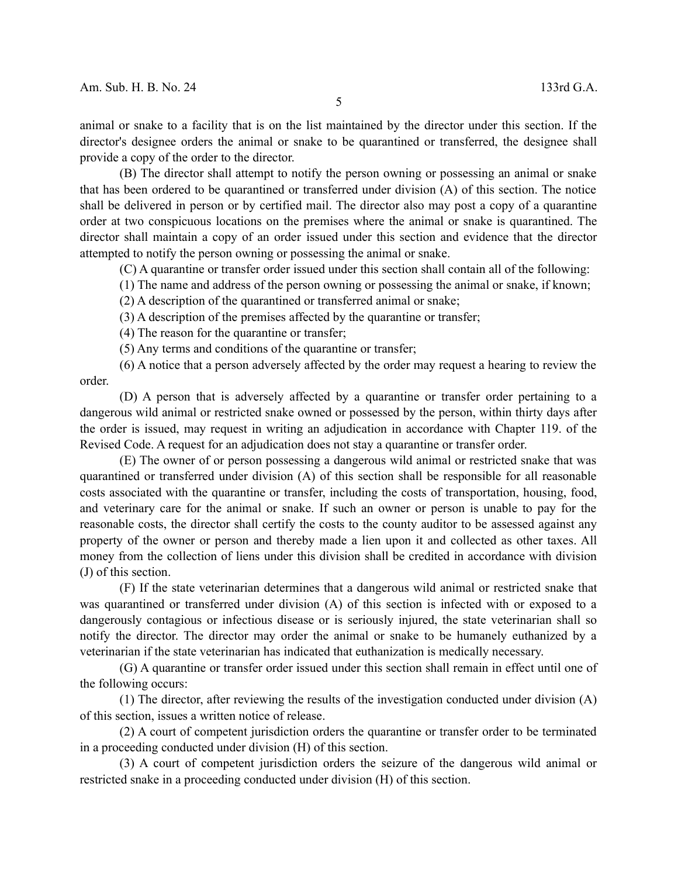animal or snake to a facility that is on the list maintained by the director under this section. If the director's designee orders the animal or snake to be quarantined or transferred, the designee shall provide a copy of the order to the director.

(B) The director shall attempt to notify the person owning or possessing an animal or snake that has been ordered to be quarantined or transferred under division (A) of this section. The notice shall be delivered in person or by certified mail. The director also may post a copy of a quarantine order at two conspicuous locations on the premises where the animal or snake is quarantined. The director shall maintain a copy of an order issued under this section and evidence that the director attempted to notify the person owning or possessing the animal or snake.

(C) A quarantine or transfer order issued under this section shall contain all of the following:

(1) The name and address of the person owning or possessing the animal or snake, if known;

(2) A description of the quarantined or transferred animal or snake;

(3) A description of the premises affected by the quarantine or transfer;

(4) The reason for the quarantine or transfer;

(5) Any terms and conditions of the quarantine or transfer;

(6) A notice that a person adversely affected by the order may request a hearing to review the order.

(D) A person that is adversely affected by a quarantine or transfer order pertaining to a dangerous wild animal or restricted snake owned or possessed by the person, within thirty days after the order is issued, may request in writing an adjudication in accordance with Chapter 119. of the Revised Code. A request for an adjudication does not stay a quarantine or transfer order.

(E) The owner of or person possessing a dangerous wild animal or restricted snake that was quarantined or transferred under division (A) of this section shall be responsible for all reasonable costs associated with the quarantine or transfer, including the costs of transportation, housing, food, and veterinary care for the animal or snake. If such an owner or person is unable to pay for the reasonable costs, the director shall certify the costs to the county auditor to be assessed against any property of the owner or person and thereby made a lien upon it and collected as other taxes. All money from the collection of liens under this division shall be credited in accordance with division (J) of this section.

(F) If the state veterinarian determines that a dangerous wild animal or restricted snake that was quarantined or transferred under division (A) of this section is infected with or exposed to a dangerously contagious or infectious disease or is seriously injured, the state veterinarian shall so notify the director. The director may order the animal or snake to be humanely euthanized by a veterinarian if the state veterinarian has indicated that euthanization is medically necessary.

(G) A quarantine or transfer order issued under this section shall remain in effect until one of the following occurs:

(1) The director, after reviewing the results of the investigation conducted under division (A) of this section, issues a written notice of release.

(2) A court of competent jurisdiction orders the quarantine or transfer order to be terminated in a proceeding conducted under division (H) of this section.

(3) A court of competent jurisdiction orders the seizure of the dangerous wild animal or restricted snake in a proceeding conducted under division (H) of this section.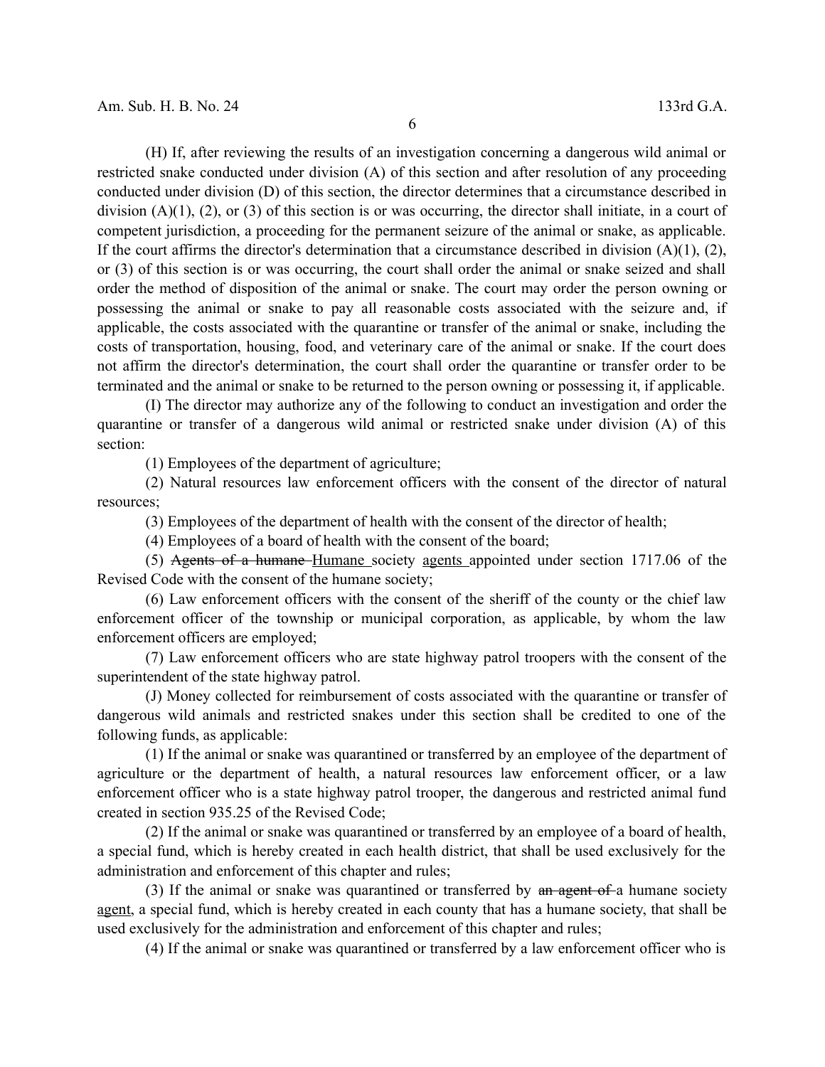(H) If, after reviewing the results of an investigation concerning a dangerous wild animal or restricted snake conducted under division (A) of this section and after resolution of any proceeding conducted under division (D) of this section, the director determines that a circumstance described in division (A)(1), (2), or (3) of this section is or was occurring, the director shall initiate, in a court of competent jurisdiction, a proceeding for the permanent seizure of the animal or snake, as applicable. If the court affirms the director's determination that a circumstance described in division (A)(1), (2), or (3) of this section is or was occurring, the court shall order the animal or snake seized and shall order the method of disposition of the animal or snake. The court may order the person owning or possessing the animal or snake to pay all reasonable costs associated with the seizure and, if applicable, the costs associated with the quarantine or transfer of the animal or snake, including the costs of transportation, housing, food, and veterinary care of the animal or snake. If the court does not affirm the director's determination, the court shall order the quarantine or transfer order to be terminated and the animal or snake to be returned to the person owning or possessing it, if applicable.

(I) The director may authorize any of the following to conduct an investigation and order the quarantine or transfer of a dangerous wild animal or restricted snake under division (A) of this section:

(1) Employees of the department of agriculture;

(2) Natural resources law enforcement officers with the consent of the director of natural resources;

(3) Employees of the department of health with the consent of the director of health;

(4) Employees of a board of health with the consent of the board;

(5) ~~Agents of a humane~~ Humane society agents appointed under section 1717.06 of the Revised Code with the consent of the humane society;

(6) Law enforcement officers with the consent of the sheriff of the county or the chief law enforcement officer of the township or municipal corporation, as applicable, by whom the law enforcement officers are employed;

(7) Law enforcement officers who are state highway patrol troopers with the consent of the superintendent of the state highway patrol.

(J) Money collected for reimbursement of costs associated with the quarantine or transfer of dangerous wild animals and restricted snakes under this section shall be credited to one of the following funds, as applicable:

(1) If the animal or snake was quarantined or transferred by an employee of the department of agriculture or the department of health, a natural resources law enforcement officer, or a law enforcement officer who is a state highway patrol trooper, the dangerous and restricted animal fund created in section 935.25 of the Revised Code;

(2) If the animal or snake was quarantined or transferred by an employee of a board of health, a special fund, which is hereby created in each health district, that shall be used exclusively for the administration and enforcement of this chapter and rules;

(3) If the animal or snake was quarantined or transferred by ~~an agent of~~ a humane society agent, a special fund, which is hereby created in each county that has a humane society, that shall be used exclusively for the administration and enforcement of this chapter and rules;

(4) If the animal or snake was quarantined or transferred by a law enforcement officer who is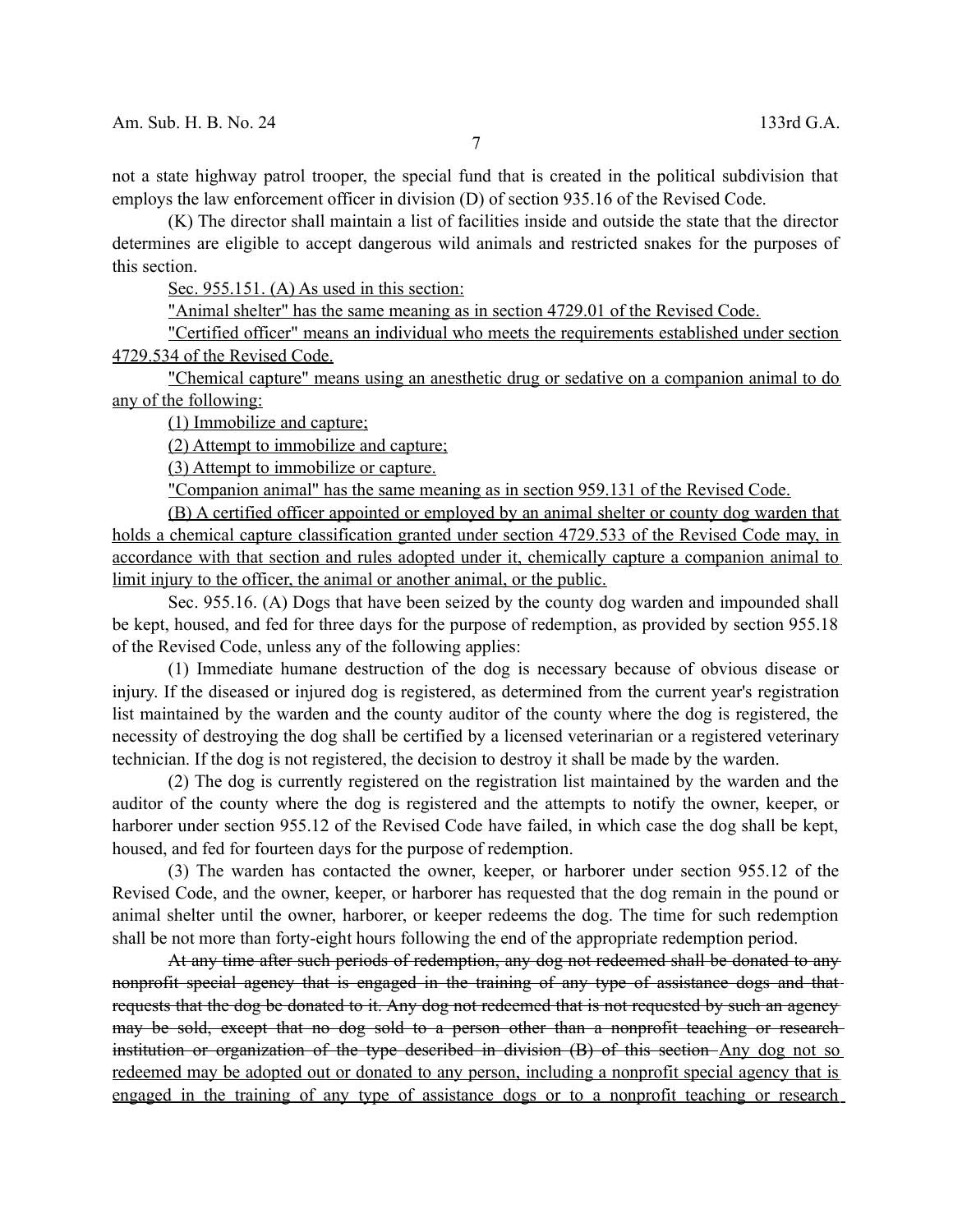not a state highway patrol trooper, the special fund that is created in the political subdivision that employs the law enforcement officer in division (D) of section 935.16 of the Revised Code.

(K) The director shall maintain a list of facilities inside and outside the state that the director determines are eligible to accept dangerous wild animals and restricted snakes for the purposes of this section.

Sec. 955.151. (A) As used in this section:

"Animal shelter" has the same meaning as in section 4729.01 of the Revised Code.

"Certified officer" means an individual who meets the requirements established under section 4729.534 of the Revised Code.

"Chemical capture" means using an anesthetic drug or sedative on a companion animal to do any of the following:

(1) Immobilize and capture;

(2) Attempt to immobilize and capture;

(3) Attempt to immobilize or capture.

"Companion animal" has the same meaning as in section 959.131 of the Revised Code.

(B) A certified officer appointed or employed by an animal shelter or county dog warden that holds a chemical capture classification granted under section 4729.533 of the Revised Code may, in accordance with that section and rules adopted under it, chemically capture a companion animal to limit injury to the officer, the animal or another animal, or the public.

Sec. 955.16. (A) Dogs that have been seized by the county dog warden and impounded shall be kept, housed, and fed for three days for the purpose of redemption, as provided by section 955.18 of the Revised Code, unless any of the following applies:

(1) Immediate humane destruction of the dog is necessary because of obvious disease or injury. If the diseased or injured dog is registered, as determined from the current year's registration list maintained by the warden and the county auditor of the county where the dog is registered, the necessity of destroying the dog shall be certified by a licensed veterinarian or a registered veterinary technician. If the dog is not registered, the decision to destroy it shall be made by the warden.

(2) The dog is currently registered on the registration list maintained by the warden and the auditor of the county where the dog is registered and the attempts to notify the owner, keeper, or harborer under section 955.12 of the Revised Code have failed, in which case the dog shall be kept, housed, and fed for fourteen days for the purpose of redemption.

(3) The warden has contacted the owner, keeper, or harborer under section 955.12 of the Revised Code, and the owner, keeper, or harborer has requested that the dog remain in the pound or animal shelter until the owner, harborer, or keeper redeems the dog. The time for such redemption shall be not more than forty-eight hours following the end of the appropriate redemption period.

~~At any time after such periods of redemption, any dog not redeemed shall be donated to any nonprofit special agency that is engaged in the training of any type of assistance dogs and that requests that the dog be donated to it. Any dog not redeemed that is not requested by such an agency may be sold, except that no dog sold to a person other than a nonprofit teaching or research institution or organization of the type described in division (B) of this section~~ Any dog not so redeemed may be adopted out or donated to any person, including a nonprofit special agency that is engaged in the training of any type of assistance dogs or to a nonprofit teaching or research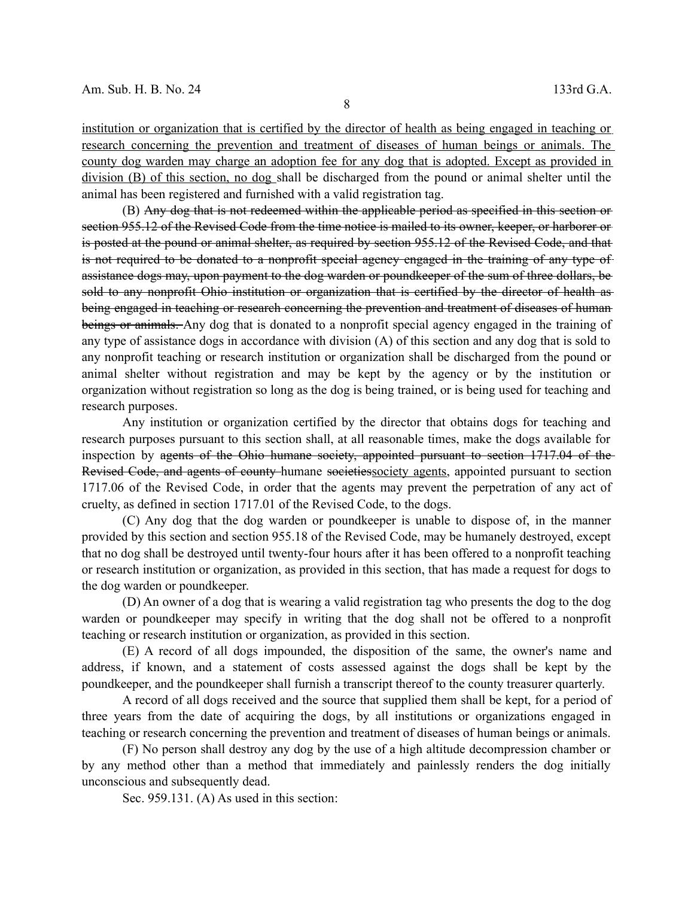institution or organization that is certified by the director of health as being engaged in teaching or research concerning the prevention and treatment of diseases of human beings or animals. The county dog warden may charge an adoption fee for any dog that is adopted. Except as provided in division (B) of this section, no dog shall be discharged from the pound or animal shelter until the animal has been registered and furnished with a valid registration tag.

(B) ~~Any dog that is not redeemed within the applicable period as specified in this section or section 955.12 of the Revised Code from the time notice is mailed to its owner, keeper, or harborer or is posted at the pound or animal shelter, as required by section 955.12 of the Revised Code, and that is not required to be donated to a nonprofit special agency engaged in the training of any type of assistance dogs may, upon payment to the dog warden or poundkeeper of the sum of three dollars, be sold to any nonprofit Ohio institution or organization that is certified by the director of health as being engaged in teaching or research concerning the prevention and treatment of diseases of human beings or animals.~~ Any dog that is donated to a nonprofit special agency engaged in the training of any type of assistance dogs in accordance with division (A) of this section and any dog that is sold to any nonprofit teaching or research institution or organization shall be discharged from the pound or animal shelter without registration and may be kept by the agency or by the institution or organization without registration so long as the dog is being trained, or is being used for teaching and research purposes.

Any institution or organization certified by the director that obtains dogs for teaching and research purposes pursuant to this section shall, at all reasonable times, make the dogs available for inspection by ~~agents of the Ohio humane society, appointed pursuant to section 1717.04 of the Revised Code, and agents of county~~ humane ~~societies~~society agents, appointed pursuant to section 1717.06 of the Revised Code, in order that the agents may prevent the perpetration of any act of cruelty, as defined in section 1717.01 of the Revised Code, to the dogs.

(C) Any dog that the dog warden or poundkeeper is unable to dispose of, in the manner provided by this section and section 955.18 of the Revised Code, may be humanely destroyed, except that no dog shall be destroyed until twenty-four hours after it has been offered to a nonprofit teaching or research institution or organization, as provided in this section, that has made a request for dogs to the dog warden or poundkeeper.

(D) An owner of a dog that is wearing a valid registration tag who presents the dog to the dog warden or poundkeeper may specify in writing that the dog shall not be offered to a nonprofit teaching or research institution or organization, as provided in this section.

(E) A record of all dogs impounded, the disposition of the same, the owner's name and address, if known, and a statement of costs assessed against the dogs shall be kept by the poundkeeper, and the poundkeeper shall furnish a transcript thereof to the county treasurer quarterly.

A record of all dogs received and the source that supplied them shall be kept, for a period of three years from the date of acquiring the dogs, by all institutions or organizations engaged in teaching or research concerning the prevention and treatment of diseases of human beings or animals.

(F) No person shall destroy any dog by the use of a high altitude decompression chamber or by any method other than a method that immediately and painlessly renders the dog initially unconscious and subsequently dead.

Sec. 959.131. (A) As used in this section: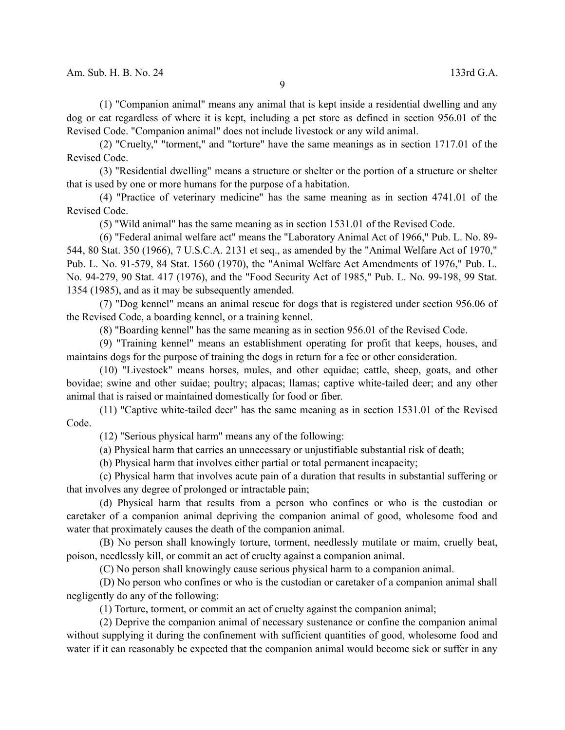(1) "Companion animal" means any animal that is kept inside a residential dwelling and any dog or cat regardless of where it is kept, including a pet store as defined in section 956.01 of the Revised Code. "Companion animal" does not include livestock or any wild animal.

(2) "Cruelty," "torment," and "torture" have the same meanings as in section 1717.01 of the Revised Code.

(3) "Residential dwelling" means a structure or shelter or the portion of a structure or shelter that is used by one or more humans for the purpose of a habitation.

(4) "Practice of veterinary medicine" has the same meaning as in section 4741.01 of the Revised Code.

(5) "Wild animal" has the same meaning as in section 1531.01 of the Revised Code.

(6) "Federal animal welfare act" means the "Laboratory Animal Act of 1966," Pub. L. No. 89-544, 80 Stat. 350 (1966), 7 U.S.C.A. 2131 et seq., as amended by the "Animal Welfare Act of 1970," Pub. L. No. 91-579, 84 Stat. 1560 (1970), the "Animal Welfare Act Amendments of 1976," Pub. L. No. 94-279, 90 Stat. 417 (1976), and the "Food Security Act of 1985," Pub. L. No. 99-198, 99 Stat. 1354 (1985), and as it may be subsequently amended.

(7) "Dog kennel" means an animal rescue for dogs that is registered under section 956.06 of the Revised Code, a boarding kennel, or a training kennel.

(8) "Boarding kennel" has the same meaning as in section 956.01 of the Revised Code.

(9) "Training kennel" means an establishment operating for profit that keeps, houses, and maintains dogs for the purpose of training the dogs in return for a fee or other consideration.

(10) "Livestock" means horses, mules, and other equidae; cattle, sheep, goats, and other bovidae; swine and other suidae; poultry; alpacas; llamas; captive white-tailed deer; and any other animal that is raised or maintained domestically for food or fiber.

(11) "Captive white-tailed deer" has the same meaning as in section 1531.01 of the Revised Code.

(12) "Serious physical harm" means any of the following:

(a) Physical harm that carries an unnecessary or unjustifiable substantial risk of death;

(b) Physical harm that involves either partial or total permanent incapacity;

(c) Physical harm that involves acute pain of a duration that results in substantial suffering or that involves any degree of prolonged or intractable pain;

(d) Physical harm that results from a person who confines or who is the custodian or caretaker of a companion animal depriving the companion animal of good, wholesome food and water that proximately causes the death of the companion animal.

(B) No person shall knowingly torture, torment, needlessly mutilate or maim, cruelly beat, poison, needlessly kill, or commit an act of cruelty against a companion animal.

(C) No person shall knowingly cause serious physical harm to a companion animal.

(D) No person who confines or who is the custodian or caretaker of a companion animal shall negligently do any of the following:

(1) Torture, torment, or commit an act of cruelty against the companion animal;

(2) Deprive the companion animal of necessary sustenance or confine the companion animal without supplying it during the confinement with sufficient quantities of good, wholesome food and water if it can reasonably be expected that the companion animal would become sick or suffer in any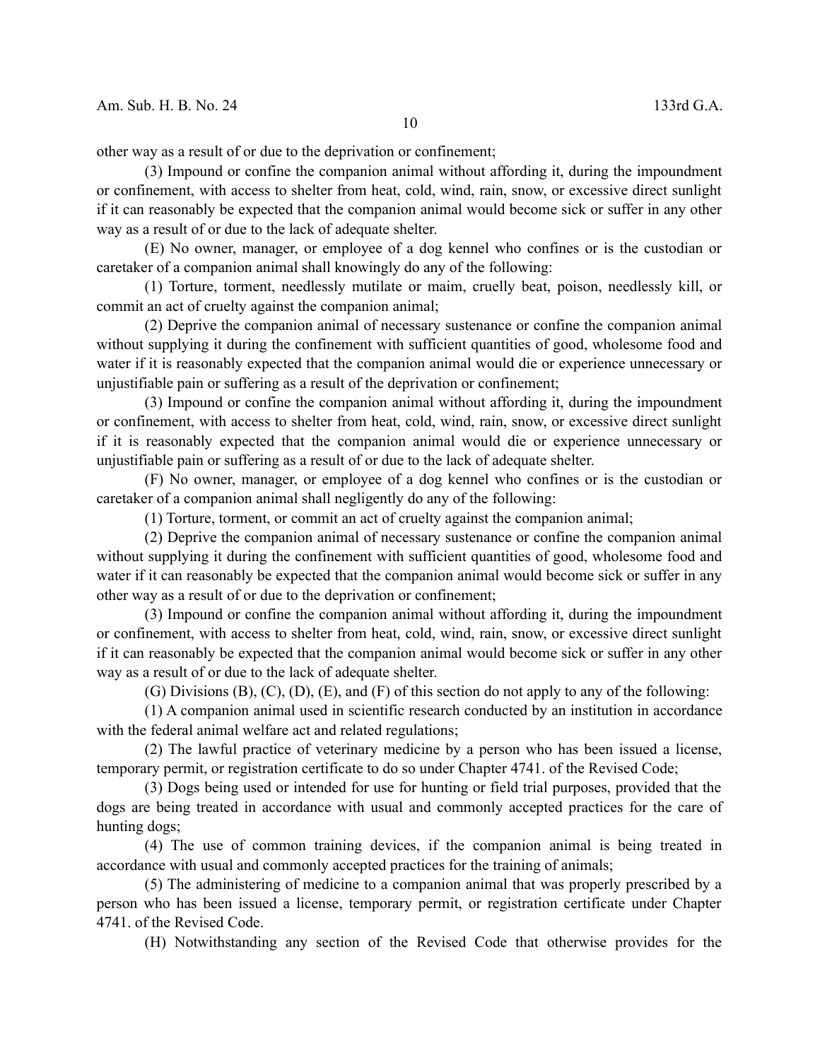other way as a result of or due to the deprivation or confinement;

(3) Impound or confine the companion animal without affording it, during the impoundment or confinement, with access to shelter from heat, cold, wind, rain, snow, or excessive direct sunlight if it can reasonably be expected that the companion animal would become sick or suffer in any other way as a result of or due to the lack of adequate shelter.

(E) No owner, manager, or employee of a dog kennel who confines or is the custodian or caretaker of a companion animal shall knowingly do any of the following:

(1) Torture, torment, needlessly mutilate or maim, cruelly beat, poison, needlessly kill, or commit an act of cruelty against the companion animal;

(2) Deprive the companion animal of necessary sustenance or confine the companion animal without supplying it during the confinement with sufficient quantities of good, wholesome food and water if it is reasonably expected that the companion animal would die or experience unnecessary or unjustifiable pain or suffering as a result of the deprivation or confinement;

(3) Impound or confine the companion animal without affording it, during the impoundment or confinement, with access to shelter from heat, cold, wind, rain, snow, or excessive direct sunlight if it is reasonably expected that the companion animal would die or experience unnecessary or unjustifiable pain or suffering as a result of or due to the lack of adequate shelter.

(F) No owner, manager, or employee of a dog kennel who confines or is the custodian or caretaker of a companion animal shall negligently do any of the following:

(1) Torture, torment, or commit an act of cruelty against the companion animal;

(2) Deprive the companion animal of necessary sustenance or confine the companion animal without supplying it during the confinement with sufficient quantities of good, wholesome food and water if it can reasonably be expected that the companion animal would become sick or suffer in any other way as a result of or due to the deprivation or confinement;

(3) Impound or confine the companion animal without affording it, during the impoundment or confinement, with access to shelter from heat, cold, wind, rain, snow, or excessive direct sunlight if it can reasonably be expected that the companion animal would become sick or suffer in any other way as a result of or due to the lack of adequate shelter.

(G) Divisions (B), (C), (D), (E), and (F) of this section do not apply to any of the following:

(1) A companion animal used in scientific research conducted by an institution in accordance with the federal animal welfare act and related regulations;

(2) The lawful practice of veterinary medicine by a person who has been issued a license, temporary permit, or registration certificate to do so under Chapter 4741. of the Revised Code;

(3) Dogs being used or intended for use for hunting or field trial purposes, provided that the dogs are being treated in accordance with usual and commonly accepted practices for the care of hunting dogs;

(4) The use of common training devices, if the companion animal is being treated in accordance with usual and commonly accepted practices for the training of animals;

(5) The administering of medicine to a companion animal that was properly prescribed by a person who has been issued a license, temporary permit, or registration certificate under Chapter 4741. of the Revised Code.

(H) Notwithstanding any section of the Revised Code that otherwise provides for the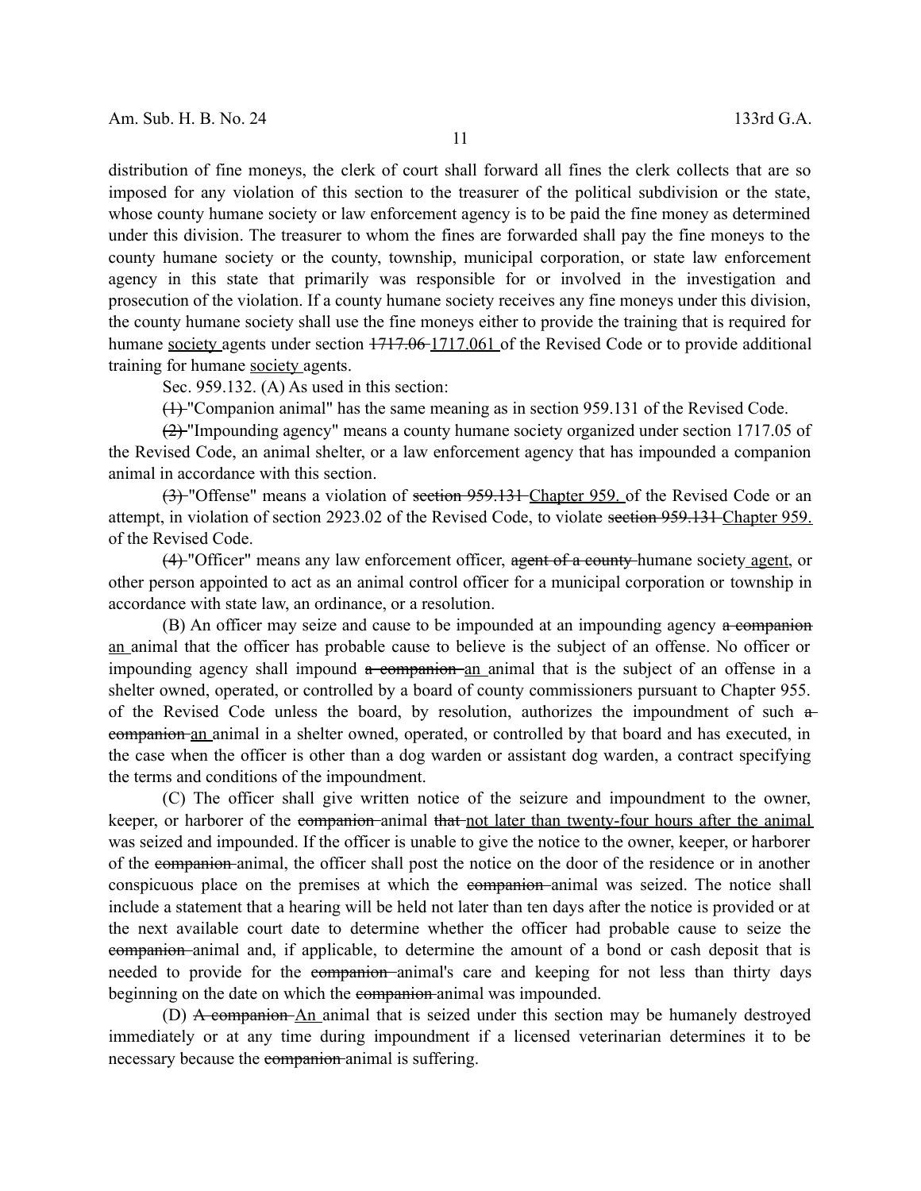distribution of fine moneys, the clerk of court shall forward all fines the clerk collects that are so imposed for any violation of this section to the treasurer of the political subdivision or the state, whose county humane society or law enforcement agency is to be paid the fine money as determined under this division. The treasurer to whom the fines are forwarded shall pay the fine moneys to the county humane society or the county, township, municipal corporation, or state law enforcement agency in this state that primarily was responsible for or involved in the investigation and prosecution of the violation. If a county humane society receives any fine moneys under this division, the county humane society shall use the fine moneys either to provide the training that is required for humane <u>society</u> agents under section ~~1717.06~~ <u>1717.061</u> of the Revised Code or to provide additional training for humane <u>society</u> agents.

Sec. 959.132. (A) As used in this section:

~~(1)~~ "Companion animal" has the same meaning as in section 959.131 of the Revised Code.

~~(2)~~ "Impounding agency" means a county humane society organized under section 1717.05 of the Revised Code, an animal shelter, or a law enforcement agency that has impounded a companion animal in accordance with this section.

~~(3)~~ "Offense" means a violation of ~~section 959.131~~ <u>Chapter 959.</u> of the Revised Code or an attempt, in violation of section 2923.02 of the Revised Code, to violate ~~section 959.131~~ <u>Chapter 959.</u> of the Revised Code.

~~(4)~~ "Officer" means any law enforcement officer, ~~agent of a county~~ humane society<u> agent</u>, or other person appointed to act as an animal control officer for a municipal corporation or township in accordance with state law, an ordinance, or a resolution.

(B) An officer may seize and cause to be impounded at an impounding agency ~~a companion~~ <u>an</u> animal that the officer has probable cause to believe is the subject of an offense. No officer or impounding agency shall impound ~~a companion~~ <u>an</u> animal that is the subject of an offense in a shelter owned, operated, or controlled by a board of county commissioners pursuant to Chapter 955. of the Revised Code unless the board, by resolution, authorizes the impoundment of such ~~a companion~~ <u>an</u> animal in a shelter owned, operated, or controlled by that board and has executed, in the case when the officer is other than a dog warden or assistant dog warden, a contract specifying the terms and conditions of the impoundment.

(C) The officer shall give written notice of the seizure and impoundment to the owner, keeper, or harborer of the ~~companion~~ animal ~~that~~ <u>not later than twenty-four hours after the animal</u> was seized and impounded. If the officer is unable to give the notice to the owner, keeper, or harborer of the ~~companion~~ animal, the officer shall post the notice on the door of the residence or in another conspicuous place on the premises at which the ~~companion~~ animal was seized. The notice shall include a statement that a hearing will be held not later than ten days after the notice is provided or at the next available court date to determine whether the officer had probable cause to seize the ~~companion~~ animal and, if applicable, to determine the amount of a bond or cash deposit that is needed to provide for the ~~companion~~ animal's care and keeping for not less than thirty days beginning on the date on which the ~~companion~~ animal was impounded.

(D) ~~A companion~~ <u>An</u> animal that is seized under this section may be humanely destroyed immediately or at any time during impoundment if a licensed veterinarian determines it to be necessary because the ~~companion~~ animal is suffering.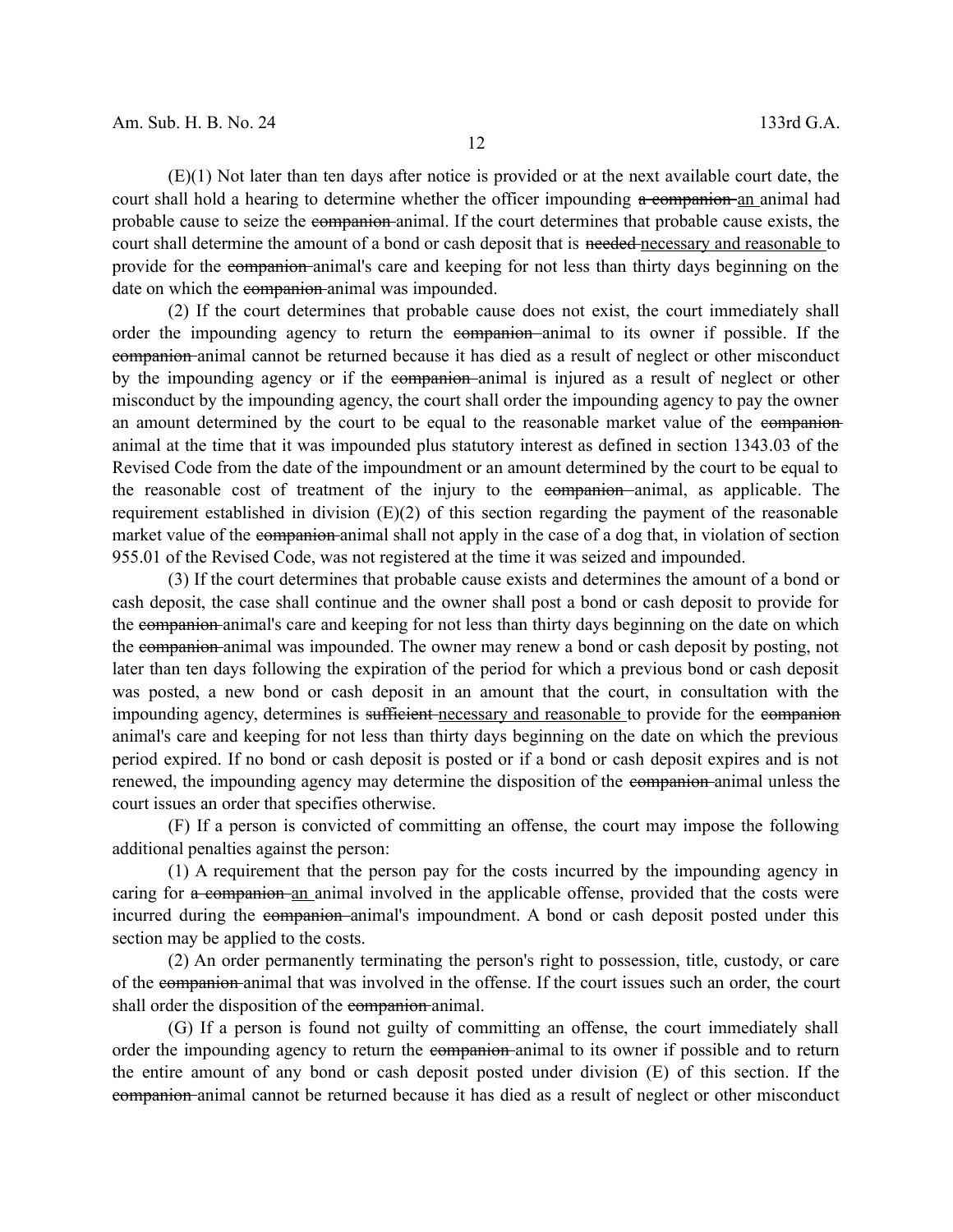(E)(1) Not later than ten days after notice is provided or at the next available court date, the court shall hold a hearing to determine whether the officer impounding ~~a companion~~ <u>an</u> animal had probable cause to seize the ~~companion~~ animal. If the court determines that probable cause exists, the court shall determine the amount of a bond or cash deposit that is ~~needed~~ <u>necessary and reasonable</u> to provide for the ~~companion~~ animal's care and keeping for not less than thirty days beginning on the date on which the ~~companion~~ animal was impounded.

(2) If the court determines that probable cause does not exist, the court immediately shall order the impounding agency to return the ~~companion~~ animal to its owner if possible. If the ~~companion~~ animal cannot be returned because it has died as a result of neglect or other misconduct by the impounding agency or if the ~~companion~~ animal is injured as a result of neglect or other misconduct by the impounding agency, the court shall order the impounding agency to pay the owner an amount determined by the court to be equal to the reasonable market value of the ~~companion~~ animal at the time that it was impounded plus statutory interest as defined in section 1343.03 of the Revised Code from the date of the impoundment or an amount determined by the court to be equal to the reasonable cost of treatment of the injury to the ~~companion~~ animal, as applicable. The requirement established in division (E)(2) of this section regarding the payment of the reasonable market value of the ~~companion~~ animal shall not apply in the case of a dog that, in violation of section 955.01 of the Revised Code, was not registered at the time it was seized and impounded.

(3) If the court determines that probable cause exists and determines the amount of a bond or cash deposit, the case shall continue and the owner shall post a bond or cash deposit to provide for the ~~companion~~ animal's care and keeping for not less than thirty days beginning on the date on which the ~~companion~~ animal was impounded. The owner may renew a bond or cash deposit by posting, not later than ten days following the expiration of the period for which a previous bond or cash deposit was posted, a new bond or cash deposit in an amount that the court, in consultation with the impounding agency, determines is ~~sufficient~~ <u>necessary and reasonable</u> to provide for the ~~companion~~ animal's care and keeping for not less than thirty days beginning on the date on which the previous period expired. If no bond or cash deposit is posted or if a bond or cash deposit expires and is not renewed, the impounding agency may determine the disposition of the ~~companion~~ animal unless the court issues an order that specifies otherwise.

(F) If a person is convicted of committing an offense, the court may impose the following additional penalties against the person:

(1) A requirement that the person pay for the costs incurred by the impounding agency in caring for ~~a companion~~ <u>an</u> animal involved in the applicable offense, provided that the costs were incurred during the ~~companion~~ animal's impoundment. A bond or cash deposit posted under this section may be applied to the costs.

(2) An order permanently terminating the person's right to possession, title, custody, or care of the ~~companion~~ animal that was involved in the offense. If the court issues such an order, the court shall order the disposition of the ~~companion~~ animal.

(G) If a person is found not guilty of committing an offense, the court immediately shall order the impounding agency to return the ~~companion~~ animal to its owner if possible and to return the entire amount of any bond or cash deposit posted under division (E) of this section. If the ~~companion~~ animal cannot be returned because it has died as a result of neglect or other misconduct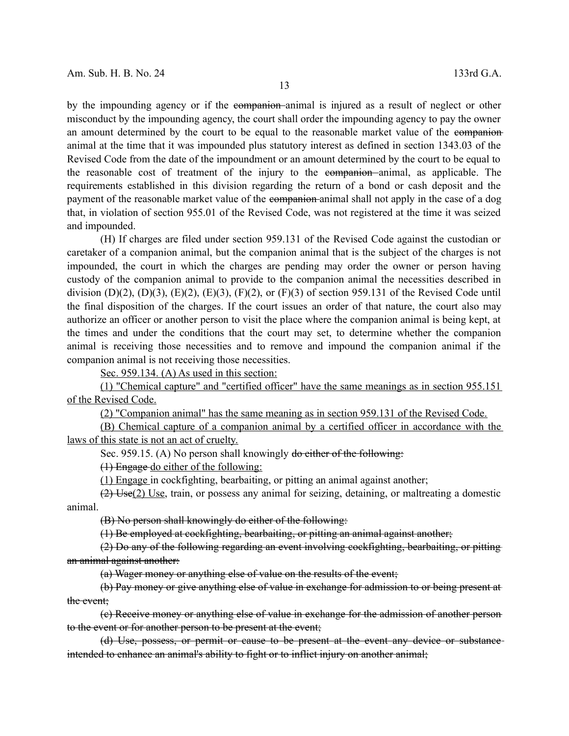by the impounding agency or if the ~~companion~~ animal is injured as a result of neglect or other misconduct by the impounding agency, the court shall order the impounding agency to pay the owner an amount determined by the court to be equal to the reasonable market value of the ~~companion~~ animal at the time that it was impounded plus statutory interest as defined in section 1343.03 of the Revised Code from the date of the impoundment or an amount determined by the court to be equal to the reasonable cost of treatment of the injury to the ~~companion~~ animal, as applicable. The requirements established in this division regarding the return of a bond or cash deposit and the payment of the reasonable market value of the ~~companion~~ animal shall not apply in the case of a dog that, in violation of section 955.01 of the Revised Code, was not registered at the time it was seized and impounded.

(H) If charges are filed under section 959.131 of the Revised Code against the custodian or caretaker of a companion animal, but the companion animal that is the subject of the charges is not impounded, the court in which the charges are pending may order the owner or person having custody of the companion animal to provide to the companion animal the necessities described in division (D)(2), (D)(3), (E)(2), (E)(3), (F)(2), or (F)(3) of section 959.131 of the Revised Code until the final disposition of the charges. If the court issues an order of that nature, the court also may authorize an officer or another person to visit the place where the companion animal is being kept, at the times and under the conditions that the court may set, to determine whether the companion animal is receiving those necessities and to remove and impound the companion animal if the companion animal is not receiving those necessities.

<u>Sec. 959.134. (A) As used in this section:</u>

<u>(1) "Chemical capture" and "certified officer" have the same meanings as in section 955.151 of the Revised Code.</u>

<u>(2) "Companion animal" has the same meaning as in section 959.131 of the Revised Code.</u>

<u>(B) Chemical capture of a companion animal by a certified officer in accordance with the laws of this state is not an act of cruelty.</u>

Sec. 959.15. (A) No person shall knowingly ~~do either of the following:~~

~~(1) Engage~~ <u>do either of the following:</u>

<u>(1) Engage</u> in cockfighting, bearbaiting, or pitting an animal against another;

~~(2) Use~~<u>(2) Use</u>, train, or possess any animal for seizing, detaining, or maltreating a domestic animal.

~~(B) No person shall knowingly do either of the following:~~

~~(1) Be employed at cockfighting, bearbaiting, or pitting an animal against another;~~

~~(2) Do any of the following regarding an event involving cockfighting, bearbaiting, or pitting an animal against another:~~

~~(a) Wager money or anything else of value on the results of the event;~~

~~(b) Pay money or give anything else of value in exchange for admission to or being present at the event;~~

~~(c) Receive money or anything else of value in exchange for the admission of another person to the event or for another person to be present at the event;~~

~~(d) Use, possess, or permit or cause to be present at the event any device or substance intended to enhance an animal's ability to fight or to inflict injury on another animal;~~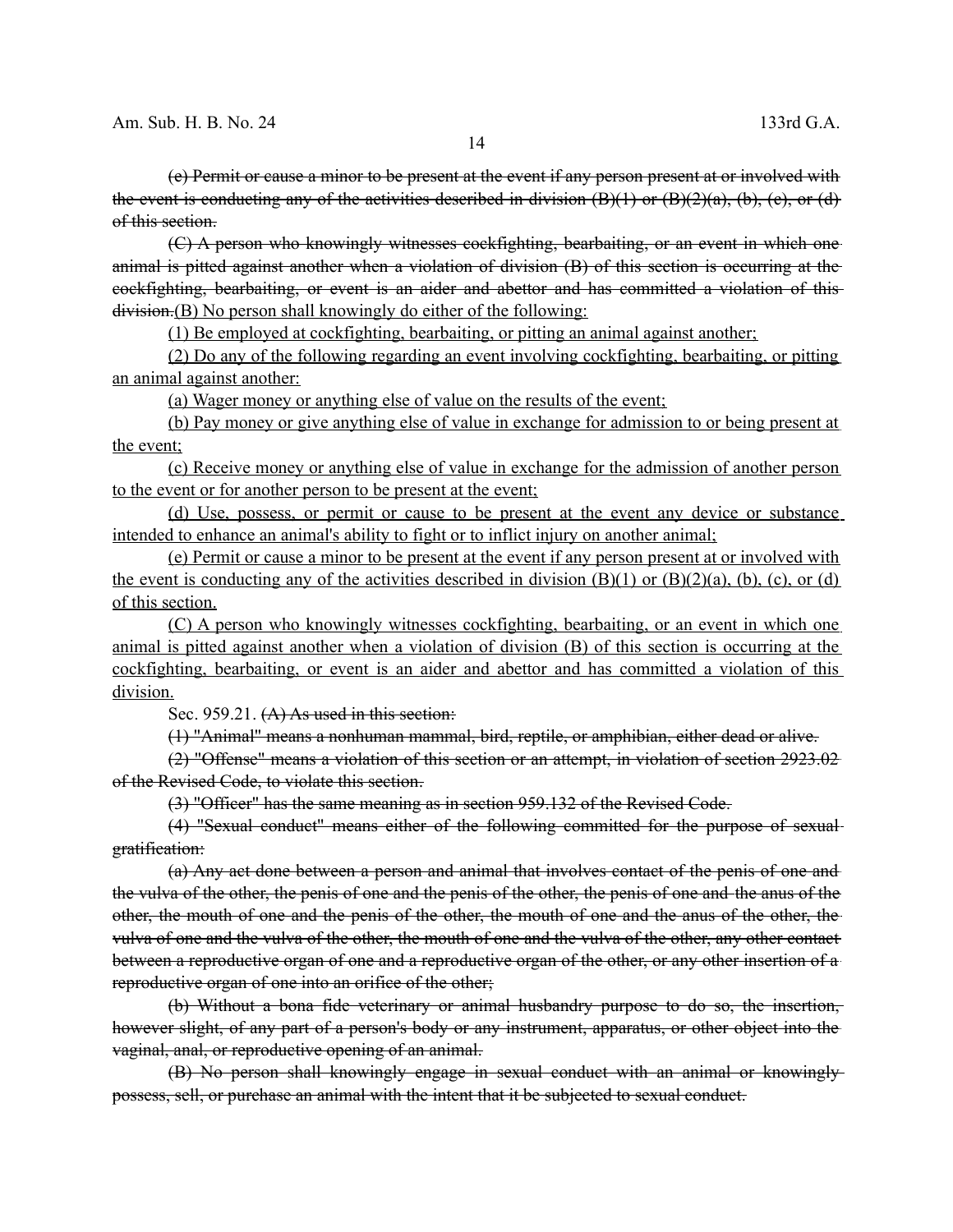~~(e) Permit or cause a minor to be present at the event if any person present at or involved with the event is conducting any of the activities described in division (B)(1) or (B)(2)(a), (b), (c), or (d) of this section.~~

~~(C) A person who knowingly witnesses cockfighting, bearbaiting, or an event in which one animal is pitted against another when a violation of division (B) of this section is occurring at the cockfighting, bearbaiting, or event is an aider and abettor and has committed a violation of this division.~~<u>(B) No person shall knowingly do either of the following:</u>

<u>(1) Be employed at cockfighting, bearbaiting, or pitting an animal against another;</u>

<u>(2) Do any of the following regarding an event involving cockfighting, bearbaiting, or pitting an animal against another:</u>

<u>(a) Wager money or anything else of value on the results of the event;</u>

<u>(b) Pay money or give anything else of value in exchange for admission to or being present at the event;</u>

<u>(c) Receive money or anything else of value in exchange for the admission of another person to the event or for another person to be present at the event;</u>

<u>(d) Use, possess, or permit or cause to be present at the event any device or substance intended to enhance an animal's ability to fight or to inflict injury on another animal;</u>

<u>(e) Permit or cause a minor to be present at the event if any person present at or involved with the event is conducting any of the activities described in division (B)(1) or (B)(2)(a), (b), (c), or (d) of this section.</u>

<u>(C) A person who knowingly witnesses cockfighting, bearbaiting, or an event in which one animal is pitted against another when a violation of division (B) of this section is occurring at the cockfighting, bearbaiting, or event is an aider and abettor and has committed a violation of this division.</u>

Sec. 959.21. ~~(A) As used in this section:~~

~~(1) "Animal" means a nonhuman mammal, bird, reptile, or amphibian, either dead or alive.~~

~~(2) "Offense" means a violation of this section or an attempt, in violation of section 2923.02 of the Revised Code, to violate this section.~~

~~(3) "Officer" has the same meaning as in section 959.132 of the Revised Code.~~

~~(4) "Sexual conduct" means either of the following committed for the purpose of sexual gratification:~~

~~(a) Any act done between a person and animal that involves contact of the penis of one and the vulva of the other, the penis of one and the penis of the other, the penis of one and the anus of the other, the mouth of one and the penis of the other, the mouth of one and the anus of the other, the vulva of one and the vulva of the other, the mouth of one and the vulva of the other, any other contact between a reproductive organ of one and a reproductive organ of the other, or any other insertion of a reproductive organ of one into an orifice of the other;~~

~~(b) Without a bona fide veterinary or animal husbandry purpose to do so, the insertion, however slight, of any part of a person's body or any instrument, apparatus, or other object into the vaginal, anal, or reproductive opening of an animal.~~

~~(B) No person shall knowingly engage in sexual conduct with an animal or knowingly possess, sell, or purchase an animal with the intent that it be subjected to sexual conduct.~~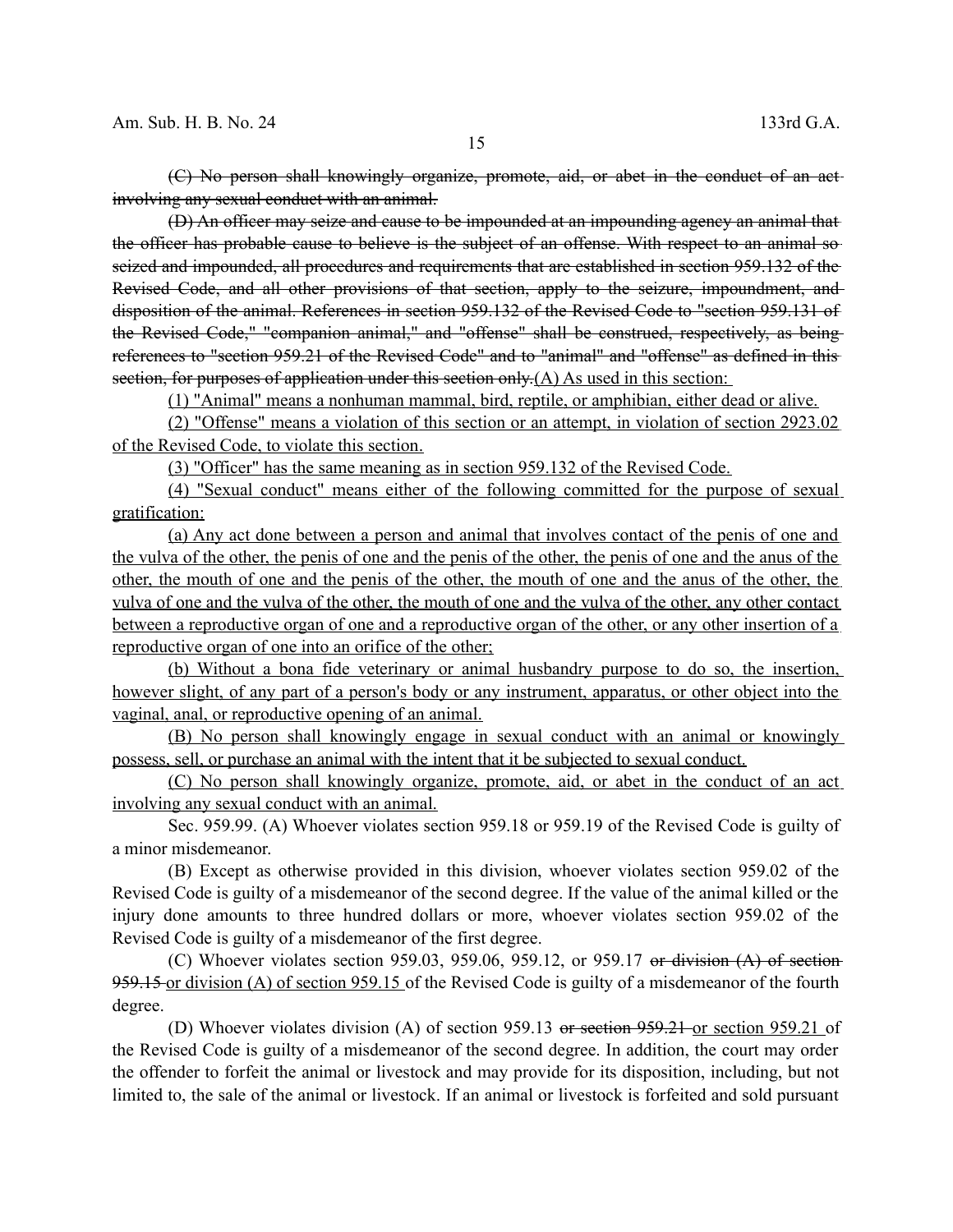~~(C) No person shall knowingly organize, promote, aid, or abet in the conduct of an act involving any sexual conduct with an animal.~~

~~(D) An officer may seize and cause to be impounded at an impounding agency an animal that the officer has probable cause to believe is the subject of an offense. With respect to an animal so seized and impounded, all procedures and requirements that are established in section 959.132 of the Revised Code, and all other provisions of that section, apply to the seizure, impoundment, and disposition of the animal. References in section 959.132 of the Revised Code to "section 959.131 of the Revised Code," "companion animal," and "offense" shall be construed, respectively, as being references to "section 959.21 of the Revised Code" and to "animal" and "offense" as defined in this section, for purposes of application under this section only.~~<u>(A) As used in this section:</u>

<u>(1) "Animal" means a nonhuman mammal, bird, reptile, or amphibian, either dead or alive.</u>

<u>(2) "Offense" means a violation of this section or an attempt, in violation of section 2923.02 of the Revised Code, to violate this section.</u>

<u>(3) "Officer" has the same meaning as in section 959.132 of the Revised Code.</u>

<u>(4) "Sexual conduct" means either of the following committed for the purpose of sexual gratification:</u>

<u>(a) Any act done between a person and animal that involves contact of the penis of one and the vulva of the other, the penis of one and the penis of the other, the penis of one and the anus of the other, the mouth of one and the penis of the other, the mouth of one and the anus of the other, the vulva of one and the vulva of the other, the mouth of one and the vulva of the other, any other contact between a reproductive organ of one and a reproductive organ of the other, or any other insertion of a reproductive organ of one into an orifice of the other;</u>

<u>(b) Without a bona fide veterinary or animal husbandry purpose to do so, the insertion, however slight, of any part of a person's body or any instrument, apparatus, or other object into the vaginal, anal, or reproductive opening of an animal.</u>

<u>(B) No person shall knowingly engage in sexual conduct with an animal or knowingly possess, sell, or purchase an animal with the intent that it be subjected to sexual conduct.</u>

<u>(C) No person shall knowingly organize, promote, aid, or abet in the conduct of an act involving any sexual conduct with an animal.</u>

Sec. 959.99. (A) Whoever violates section 959.18 or 959.19 of the Revised Code is guilty of a minor misdemeanor.

(B) Except as otherwise provided in this division, whoever violates section 959.02 of the Revised Code is guilty of a misdemeanor of the second degree. If the value of the animal killed or the injury done amounts to three hundred dollars or more, whoever violates section 959.02 of the Revised Code is guilty of a misdemeanor of the first degree.

(C) Whoever violates section 959.03, 959.06, 959.12, or 959.17 ~~or division (A) of section 959.15~~ <u>or division (A) of section 959.15</u> of the Revised Code is guilty of a misdemeanor of the fourth degree.

(D) Whoever violates division (A) of section 959.13 ~~or section 959.21~~ <u>or section 959.21</u> of the Revised Code is guilty of a misdemeanor of the second degree. In addition, the court may order the offender to forfeit the animal or livestock and may provide for its disposition, including, but not limited to, the sale of the animal or livestock. If an animal or livestock is forfeited and sold pursuant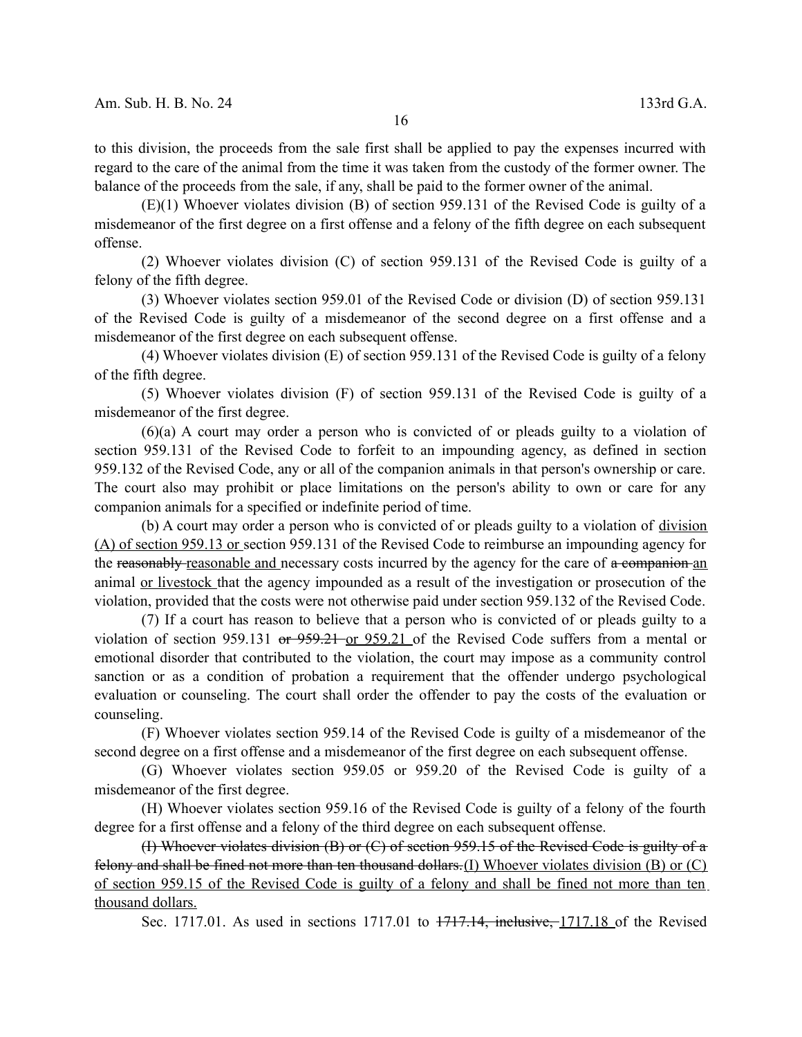to this division, the proceeds from the sale first shall be applied to pay the expenses incurred with regard to the care of the animal from the time it was taken from the custody of the former owner. The balance of the proceeds from the sale, if any, shall be paid to the former owner of the animal.

(E)(1) Whoever violates division (B) of section 959.131 of the Revised Code is guilty of a misdemeanor of the first degree on a first offense and a felony of the fifth degree on each subsequent offense.

(2) Whoever violates division (C) of section 959.131 of the Revised Code is guilty of a felony of the fifth degree.

(3) Whoever violates section 959.01 of the Revised Code or division (D) of section 959.131 of the Revised Code is guilty of a misdemeanor of the second degree on a first offense and a misdemeanor of the first degree on each subsequent offense.

(4) Whoever violates division (E) of section 959.131 of the Revised Code is guilty of a felony of the fifth degree.

(5) Whoever violates division (F) of section 959.131 of the Revised Code is guilty of a misdemeanor of the first degree.

(6)(a) A court may order a person who is convicted of or pleads guilty to a violation of section 959.131 of the Revised Code to forfeit to an impounding agency, as defined in section 959.132 of the Revised Code, any or all of the companion animals in that person's ownership or care. The court also may prohibit or place limitations on the person's ability to own or care for any companion animals for a specified or indefinite period of time.

(b) A court may order a person who is convicted of or pleads guilty to a violation of <u>division (A) of section 959.13 or </u>section 959.131 of the Revised Code to reimburse an impounding agency for the ~~reasonably~~ <u>reasonable and </u>necessary costs incurred by the agency for the care of ~~a companion~~ <u>an</u> animal <u>or livestock </u>that the agency impounded as a result of the investigation or prosecution of the violation, provided that the costs were not otherwise paid under section 959.132 of the Revised Code.

(7) If a court has reason to believe that a person who is convicted of or pleads guilty to a violation of section 959.131 ~~or 959.21~~ <u>or 959.21 </u>of the Revised Code suffers from a mental or emotional disorder that contributed to the violation, the court may impose as a community control sanction or as a condition of probation a requirement that the offender undergo psychological evaluation or counseling. The court shall order the offender to pay the costs of the evaluation or counseling.

(F) Whoever violates section 959.14 of the Revised Code is guilty of a misdemeanor of the second degree on a first offense and a misdemeanor of the first degree on each subsequent offense.

(G) Whoever violates section 959.05 or 959.20 of the Revised Code is guilty of a misdemeanor of the first degree.

(H) Whoever violates section 959.16 of the Revised Code is guilty of a felony of the fourth degree for a first offense and a felony of the third degree on each subsequent offense.

~~(I) Whoever violates division (B) or (C) of section 959.15 of the Revised Code is guilty of a felony and shall be fined not more than ten thousand dollars.~~<u>(I) Whoever violates division (B) or (C) of section 959.15 of the Revised Code is guilty of a felony and shall be fined not more than ten thousand dollars.</u>

Sec. 1717.01. As used in sections 1717.01 to ~~1717.14, inclusive,~~ <u>1717.18 </u>of the Revised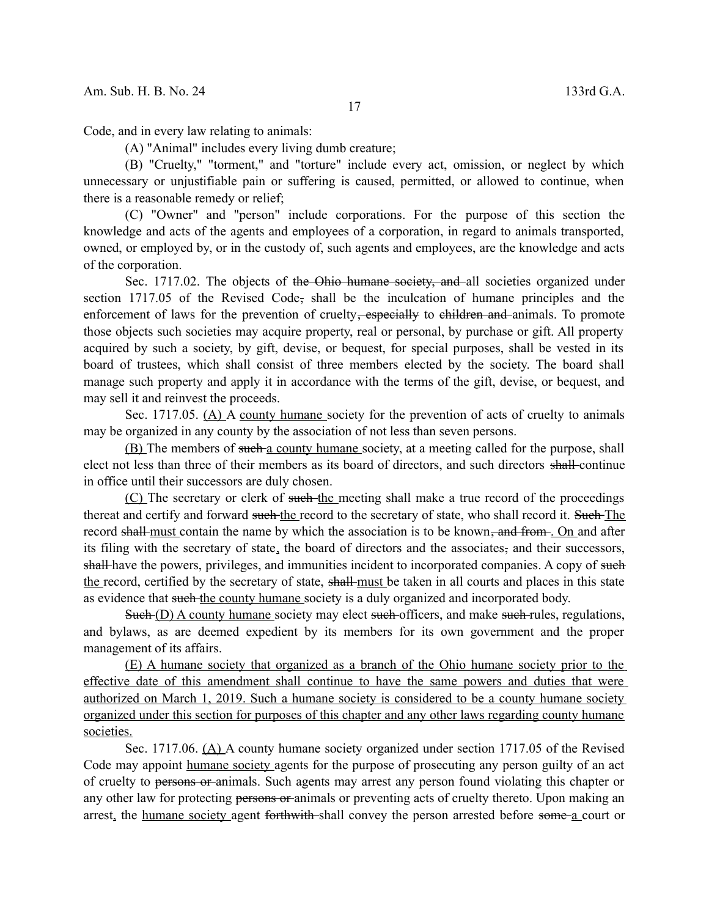Code, and in every law relating to animals:

(A) "Animal" includes every living dumb creature;

(B) "Cruelty," "torment," and "torture" include every act, omission, or neglect by which unnecessary or unjustifiable pain or suffering is caused, permitted, or allowed to continue, when there is a reasonable remedy or relief;

(C) "Owner" and "person" include corporations. For the purpose of this section the knowledge and acts of the agents and employees of a corporation, in regard to animals transported, owned, or employed by, or in the custody of, such agents and employees, are the knowledge and acts of the corporation.

Sec. 1717.02. The objects of ~~the Ohio humane society, and~~ all societies organized under section 1717.05 of the Revised Code~~,~~ shall be the inculcation of humane principles and the enforcement of laws for the prevention of cruelty~~, especially~~ to ~~children and~~ animals. To promote those objects such societies may acquire property, real or personal, by purchase or gift. All property acquired by such a society, by gift, devise, or bequest, for special purposes, shall be vested in its board of trustees, which shall consist of three members elected by the society. The board shall manage such property and apply it in accordance with the terms of the gift, devise, or bequest, and may sell it and reinvest the proceeds.

Sec. 1717.05. <u>(A)</u> A <u>county humane</u> society for the prevention of acts of cruelty to animals may be organized in any county by the association of not less than seven persons.

<u>(B)</u> The members of ~~such~~ <u>a county humane</u> society, at a meeting called for the purpose, shall elect not less than three of their members as its board of directors, and such directors ~~shall~~ continue in office until their successors are duly chosen.

<u>(C)</u> The secretary or clerk of ~~such~~ <u>the</u> meeting shall make a true record of the proceedings thereat and certify and forward ~~such~~ <u>the</u> record to the secretary of state, who shall record it. ~~Such~~ <u>The</u> record ~~shall~~ <u>must</u> contain the name by which the association is to be known~~, and from~~ <u>. On</u> and after its filing with the secretary of state<u>,</u> the board of directors and the associates~~,~~ and their successors, ~~shall~~ have the powers, privileges, and immunities incident to incorporated companies. A copy of ~~such~~ <u>the</u> record, certified by the secretary of state, ~~shall~~ <u>must</u> be taken in all courts and places in this state as evidence that ~~such~~ <u>the county humane</u> society is a duly organized and incorporated body.

~~Such~~ <u>(D) A county humane</u> society may elect ~~such~~ officers, and make ~~such~~ rules, regulations, and bylaws, as are deemed expedient by its members for its own government and the proper management of its affairs.

<u>(E) A humane society that organized as a branch of the Ohio humane society prior to the effective date of this amendment shall continue to have the same powers and duties that were authorized on March 1, 2019. Such a humane society is considered to be a county humane society organized under this section for purposes of this chapter and any other laws regarding county humane societies.</u>

Sec. 1717.06. <u>(A)</u> A county humane society organized under section 1717.05 of the Revised Code may appoint <u>humane society</u> agents for the purpose of prosecuting any person guilty of an act of cruelty to ~~persons or~~ animals. Such agents may arrest any person found violating this chapter or any other law for protecting ~~persons or~~ animals or preventing acts of cruelty thereto. Upon making an arrest<u>,</u> the <u>humane society</u> agent ~~forthwith~~ shall convey the person arrested before ~~some~~ <u>a</u> court or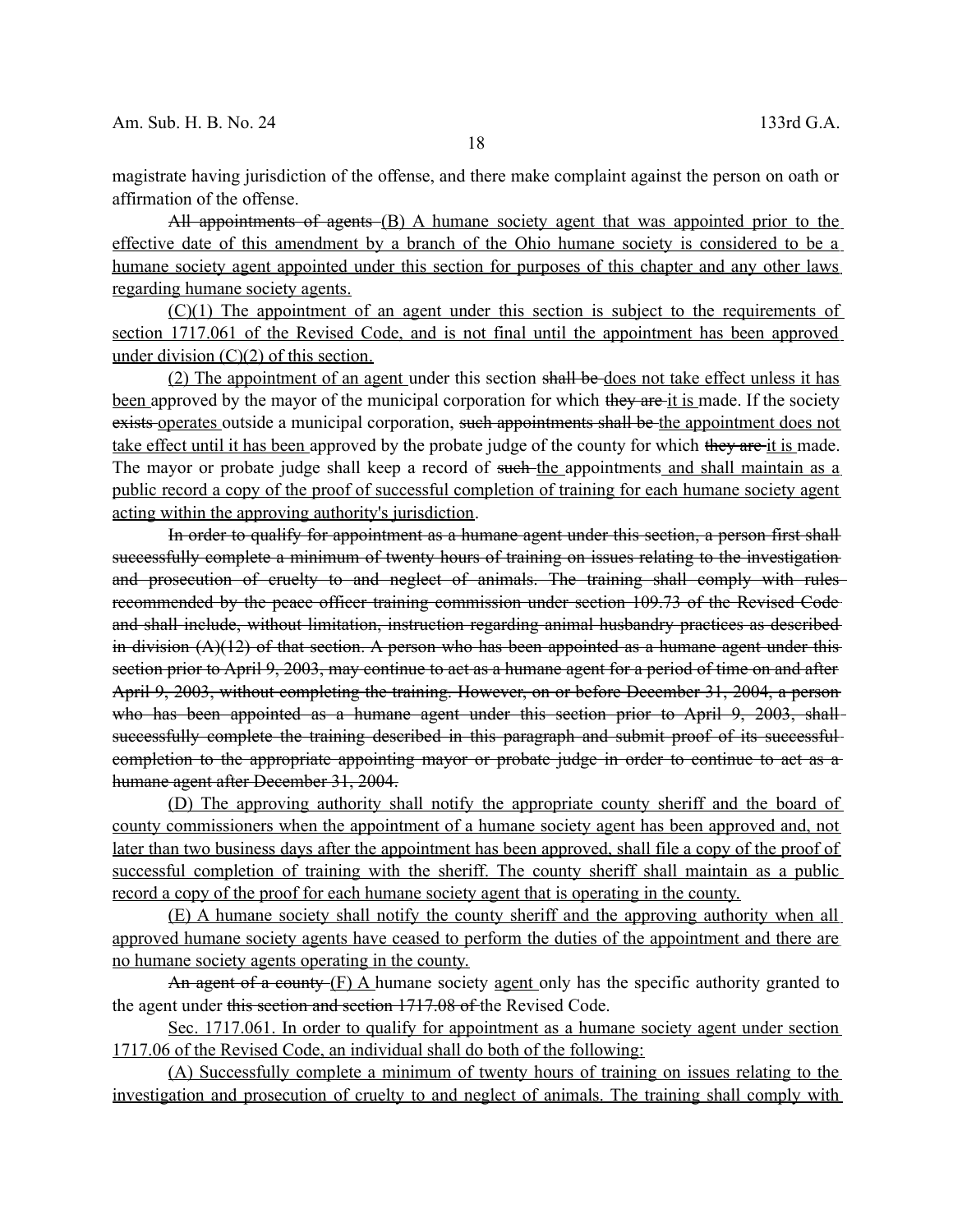magistrate having jurisdiction of the offense, and there make complaint against the person on oath or affirmation of the offense.

~~All appointments of agents~~ <u>(B) A humane society agent that was appointed prior to the effective date of this amendment by a branch of the Ohio humane society is considered to be a humane society agent appointed under this section for purposes of this chapter and any other laws regarding humane society agents.</u>

<u>(C)(1) The appointment of an agent under this section is subject to the requirements of section 1717.061 of the Revised Code, and is not final until the appointment has been approved under division (C)(2) of this section.</u>

<u>(2) The appointment of an agent</u> under this section ~~shall be~~ <u>does not take effect unless it has been</u> approved by the mayor of the municipal corporation for which ~~they are~~ <u>it is</u> made. If the society ~~exists~~ <u>operates</u> outside a municipal corporation, ~~such appointments shall be~~ <u>the appointment does not take effect until it has been</u> approved by the probate judge of the county for which ~~they are~~ <u>it is</u> made. The mayor or probate judge shall keep a record of ~~such~~ <u>the</u> appointments <u>and shall maintain as a public record a copy of the proof of successful completion of training for each humane society agent acting within the approving authority's jurisdiction</u>.

~~In order to qualify for appointment as a humane agent under this section, a person first shall successfully complete a minimum of twenty hours of training on issues relating to the investigation and prosecution of cruelty to and neglect of animals. The training shall comply with rules recommended by the peace officer training commission under section 109.73 of the Revised Code and shall include, without limitation, instruction regarding animal husbandry practices as described in division (A)(12) of that section. A person who has been appointed as a humane agent under this section prior to April 9, 2003, may continue to act as a humane agent for a period of time on and after April 9, 2003, without completing the training. However, on or before December 31, 2004, a person who has been appointed as a humane agent under this section prior to April 9, 2003, shall successfully complete the training described in this paragraph and submit proof of its successful completion to the appropriate appointing mayor or probate judge in order to continue to act as a humane agent after December 31, 2004.~~

<u>(D) The approving authority shall notify the appropriate county sheriff and the board of county commissioners when the appointment of a humane society agent has been approved and, not later than two business days after the appointment has been approved, shall file a copy of the proof of successful completion of training with the sheriff. The county sheriff shall maintain as a public record a copy of the proof for each humane society agent that is operating in the county.</u>

<u>(E) A humane society shall notify the county sheriff and the approving authority when all approved humane society agents have ceased to perform the duties of the appointment and there are no humane society agents operating in the county.</u>

~~An agent of a county~~ <u>(F) A</u> humane society <u>agent</u> only has the specific authority granted to the agent under ~~this section and section 1717.08 of~~ the Revised Code.

<u>Sec. 1717.061. In order to qualify for appointment as a humane society agent under section 1717.06 of the Revised Code, an individual shall do both of the following:</u>

<u>(A) Successfully complete a minimum of twenty hours of training on issues relating to the investigation and prosecution of cruelty to and neglect of animals. The training shall comply with</u>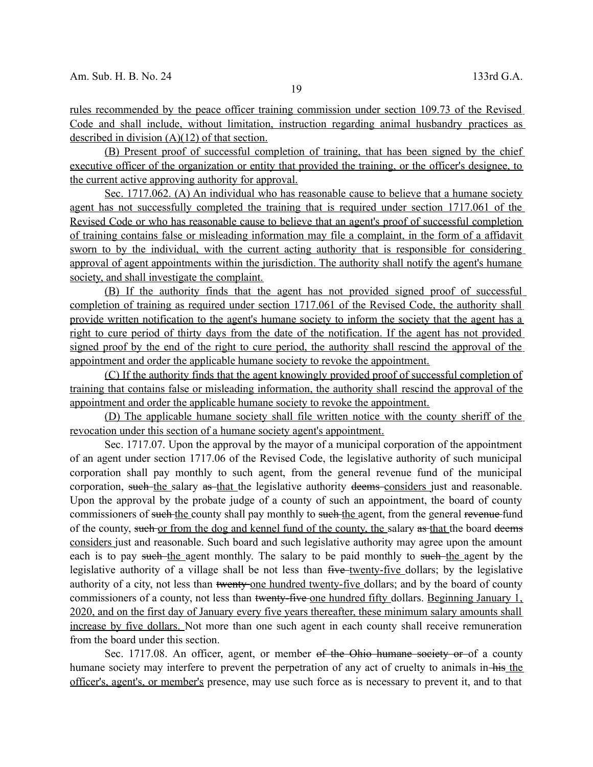rules recommended by the peace officer training commission under section 109.73 of the Revised Code and shall include, without limitation, instruction regarding animal husbandry practices as described in division (A)(12) of that section.

(B) Present proof of successful completion of training, that has been signed by the chief executive officer of the organization or entity that provided the training, or the officer's designee, to the current active approving authority for approval.

Sec. 1717.062. (A) An individual who has reasonable cause to believe that a humane society agent has not successfully completed the training that is required under section 1717.061 of the Revised Code or who has reasonable cause to believe that an agent's proof of successful completion of training contains false or misleading information may file a complaint, in the form of a affidavit sworn to by the individual, with the current acting authority that is responsible for considering approval of agent appointments within the jurisdiction. The authority shall notify the agent's humane society, and shall investigate the complaint.

(B) If the authority finds that the agent has not provided signed proof of successful completion of training as required under section 1717.061 of the Revised Code, the authority shall provide written notification to the agent's humane society to inform the society that the agent has a right to cure period of thirty days from the date of the notification. If the agent has not provided signed proof by the end of the right to cure period, the authority shall rescind the approval of the appointment and order the applicable humane society to revoke the appointment.

(C) If the authority finds that the agent knowingly provided proof of successful completion of training that contains false or misleading information, the authority shall rescind the approval of the appointment and order the applicable humane society to revoke the appointment.

(D) The applicable humane society shall file written notice with the county sheriff of the revocation under this section of a humane society agent's appointment.

Sec. 1717.07. Upon the approval by the mayor of a municipal corporation of the appointment of an agent under section 1717.06 of the Revised Code, the legislative authority of such municipal corporation shall pay monthly to such agent, from the general revenue fund of the municipal corporation, ~~such~~ the salary ~~as~~ that the legislative authority ~~deems~~ considers just and reasonable. Upon the approval by the probate judge of a county of such an appointment, the board of county commissioners of ~~such~~ the county shall pay monthly to ~~such~~ the agent, from the general ~~revenue~~ fund of the county, ~~such~~ or from the dog and kennel fund of the county, the salary ~~as~~ that the board ~~deems~~ considers just and reasonable. Such board and such legislative authority may agree upon the amount each is to pay ~~such~~ the agent monthly. The salary to be paid monthly to ~~such~~ the agent by the legislative authority of a village shall be not less than ~~five~~ twenty-five dollars; by the legislative authority of a city, not less than ~~twenty~~ one hundred twenty-five dollars; and by the board of county commissioners of a county, not less than ~~twenty-five~~ one hundred fifty dollars. Beginning January 1, 2020, and on the first day of January every five years thereafter, these minimum salary amounts shall increase by five dollars. Not more than one such agent in each county shall receive remuneration from the board under this section.

Sec. 1717.08. An officer, agent, or member ~~of the Ohio humane society or~~ of a county humane society may interfere to prevent the perpetration of any act of cruelty to animals in ~~his~~ the officer's, agent's, or member's presence, may use such force as is necessary to prevent it, and to that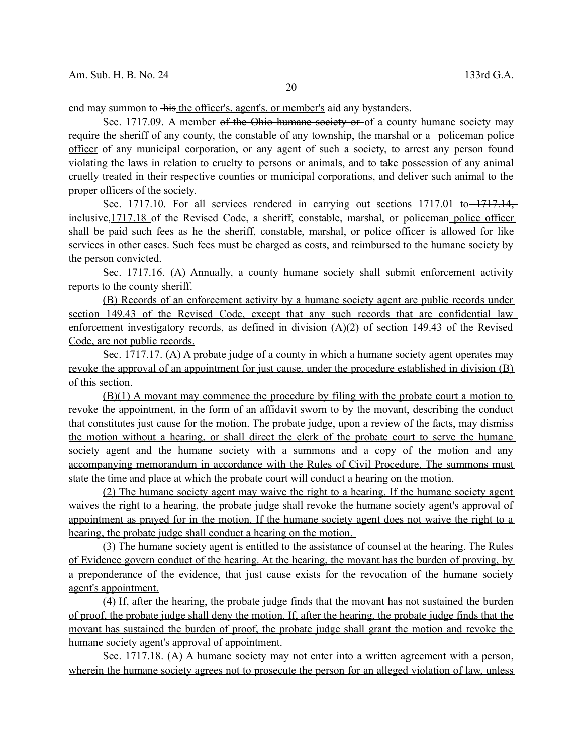end may summon to ~~his~~ the officer's, agent's, or member's aid any bystanders.

Sec. 1717.09. A member ~~of the Ohio humane society or~~ of a county humane society may require the sheriff of any county, the constable of any township, the marshal or a ~~policeman~~ police officer of any municipal corporation, or any agent of such a society, to arrest any person found violating the laws in relation to cruelty to ~~persons or~~ animals, and to take possession of any animal cruelly treated in their respective counties or municipal corporations, and deliver such animal to the proper officers of the society.

Sec. 1717.10. For all services rendered in carrying out sections 1717.01 to ~~1717.14, inclusive,~~ 1717.18 of the Revised Code, a sheriff, constable, marshal, or ~~policeman~~ police officer shall be paid such fees as ~~he~~ the sheriff, constable, marshal, or police officer is allowed for like services in other cases. Such fees must be charged as costs, and reimbursed to the humane society by the person convicted.

Sec. 1717.16. (A) Annually, a county humane society shall submit enforcement activity reports to the county sheriff.

(B) Records of an enforcement activity by a humane society agent are public records under section 149.43 of the Revised Code, except that any such records that are confidential law enforcement investigatory records, as defined in division (A)(2) of section 149.43 of the Revised Code, are not public records.

Sec. 1717.17. (A) A probate judge of a county in which a humane society agent operates may revoke the approval of an appointment for just cause, under the procedure established in division (B) of this section.

(B)(1) A movant may commence the procedure by filing with the probate court a motion to revoke the appointment, in the form of an affidavit sworn to by the movant, describing the conduct that constitutes just cause for the motion. The probate judge, upon a review of the facts, may dismiss the motion without a hearing, or shall direct the clerk of the probate court to serve the humane society agent and the humane society with a summons and a copy of the motion and any accompanying memorandum in accordance with the Rules of Civil Procedure. The summons must state the time and place at which the probate court will conduct a hearing on the motion.

(2) The humane society agent may waive the right to a hearing. If the humane society agent waives the right to a hearing, the probate judge shall revoke the humane society agent's approval of appointment as prayed for in the motion. If the humane society agent does not waive the right to a hearing, the probate judge shall conduct a hearing on the motion.

(3) The humane society agent is entitled to the assistance of counsel at the hearing. The Rules of Evidence govern conduct of the hearing. At the hearing, the movant has the burden of proving, by a preponderance of the evidence, that just cause exists for the revocation of the humane society agent's appointment.

(4) If, after the hearing, the probate judge finds that the movant has not sustained the burden of proof, the probate judge shall deny the motion. If, after the hearing, the probate judge finds that the movant has sustained the burden of proof, the probate judge shall grant the motion and revoke the humane society agent's approval of appointment.

Sec. 1717.18. (A) A humane society may not enter into a written agreement with a person, wherein the humane society agrees not to prosecute the person for an alleged violation of law, unless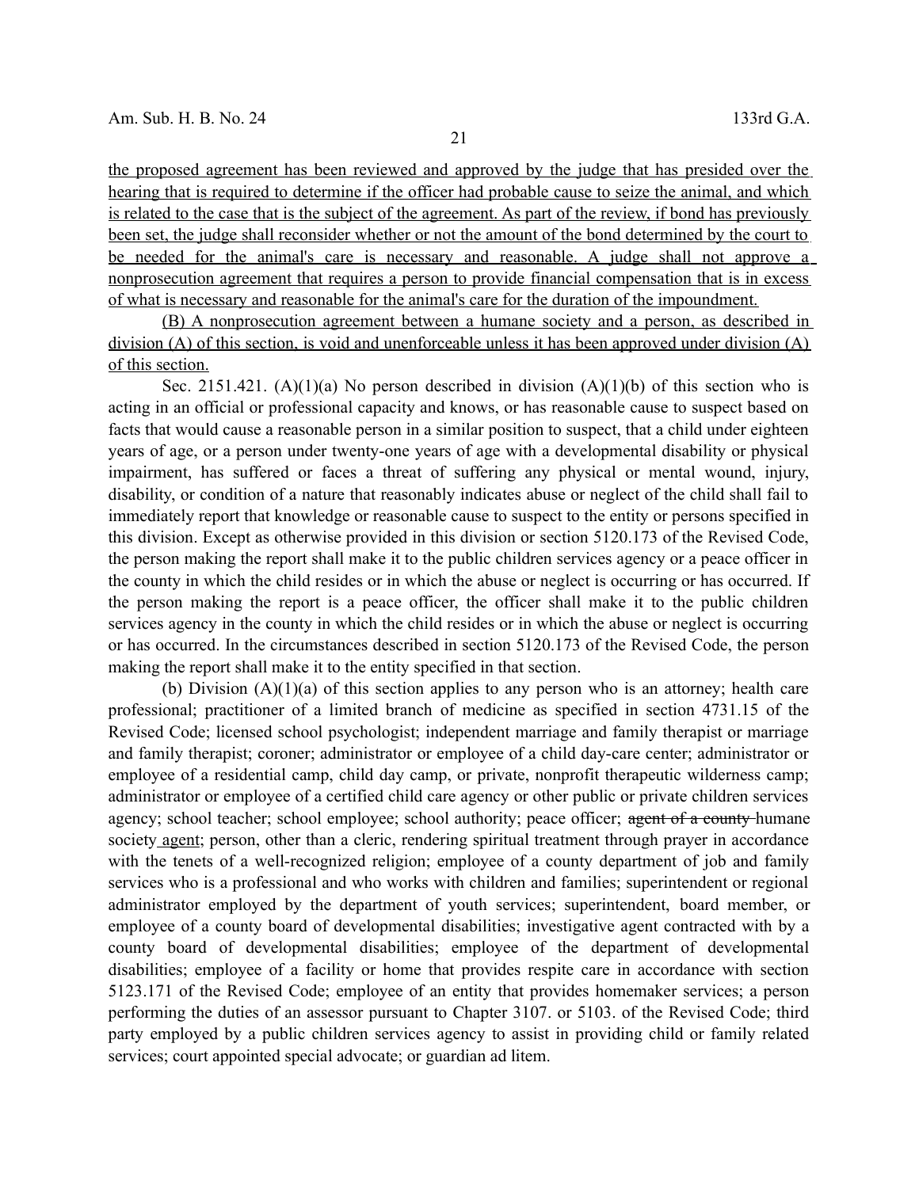the proposed agreement has been reviewed and approved by the judge that has presided over the hearing that is required to determine if the officer had probable cause to seize the animal, and which is related to the case that is the subject of the agreement. As part of the review, if bond has previously been set, the judge shall reconsider whether or not the amount of the bond determined by the court to be needed for the animal's care is necessary and reasonable. A judge shall not approve a nonprosecution agreement that requires a person to provide financial compensation that is in excess of what is necessary and reasonable for the animal's care for the duration of the impoundment.

(B) A nonprosecution agreement between a humane society and a person, as described in division (A) of this section, is void and unenforceable unless it has been approved under division (A) of this section.

Sec. 2151.421. (A)(1)(a) No person described in division (A)(1)(b) of this section who is acting in an official or professional capacity and knows, or has reasonable cause to suspect based on facts that would cause a reasonable person in a similar position to suspect, that a child under eighteen years of age, or a person under twenty-one years of age with a developmental disability or physical impairment, has suffered or faces a threat of suffering any physical or mental wound, injury, disability, or condition of a nature that reasonably indicates abuse or neglect of the child shall fail to immediately report that knowledge or reasonable cause to suspect to the entity or persons specified in this division. Except as otherwise provided in this division or section 5120.173 of the Revised Code, the person making the report shall make it to the public children services agency or a peace officer in the county in which the child resides or in which the abuse or neglect is occurring or has occurred. If the person making the report is a peace officer, the officer shall make it to the public children services agency in the county in which the child resides or in which the abuse or neglect is occurring or has occurred. In the circumstances described in section 5120.173 of the Revised Code, the person making the report shall make it to the entity specified in that section.

(b) Division (A)(1)(a) of this section applies to any person who is an attorney; health care professional; practitioner of a limited branch of medicine as specified in section 4731.15 of the Revised Code; licensed school psychologist; independent marriage and family therapist or marriage and family therapist; coroner; administrator or employee of a child day-care center; administrator or employee of a residential camp, child day camp, or private, nonprofit therapeutic wilderness camp; administrator or employee of a certified child care agency or other public or private children services agency; school teacher; school employee; school authority; peace officer; ~~agent of a county~~ humane society agent; person, other than a cleric, rendering spiritual treatment through prayer in accordance with the tenets of a well-recognized religion; employee of a county department of job and family services who is a professional and who works with children and families; superintendent or regional administrator employed by the department of youth services; superintendent, board member, or employee of a county board of developmental disabilities; investigative agent contracted with by a county board of developmental disabilities; employee of the department of developmental disabilities; employee of a facility or home that provides respite care in accordance with section 5123.171 of the Revised Code; employee of an entity that provides homemaker services; a person performing the duties of an assessor pursuant to Chapter 3107. or 5103. of the Revised Code; third party employed by a public children services agency to assist in providing child or family related services; court appointed special advocate; or guardian ad litem.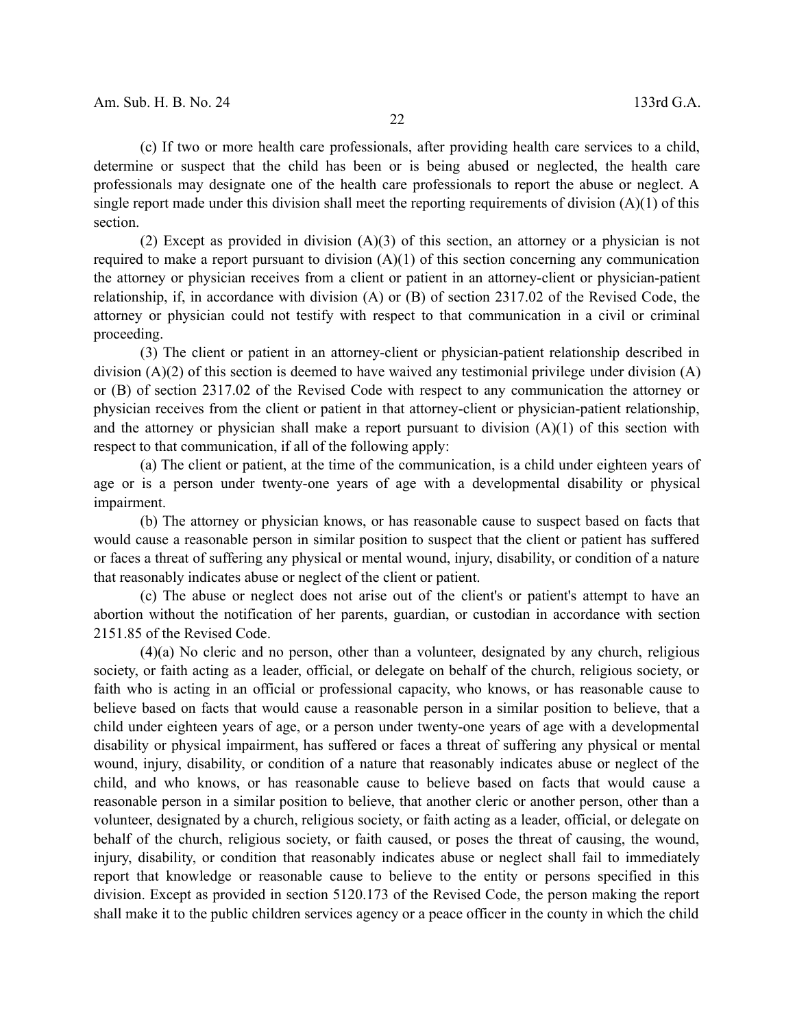(c) If two or more health care professionals, after providing health care services to a child, determine or suspect that the child has been or is being abused or neglected, the health care professionals may designate one of the health care professionals to report the abuse or neglect. A single report made under this division shall meet the reporting requirements of division (A)(1) of this section.

(2) Except as provided in division (A)(3) of this section, an attorney or a physician is not required to make a report pursuant to division (A)(1) of this section concerning any communication the attorney or physician receives from a client or patient in an attorney-client or physician-patient relationship, if, in accordance with division (A) or (B) of section 2317.02 of the Revised Code, the attorney or physician could not testify with respect to that communication in a civil or criminal proceeding.

(3) The client or patient in an attorney-client or physician-patient relationship described in division (A)(2) of this section is deemed to have waived any testimonial privilege under division (A) or (B) of section 2317.02 of the Revised Code with respect to any communication the attorney or physician receives from the client or patient in that attorney-client or physician-patient relationship, and the attorney or physician shall make a report pursuant to division (A)(1) of this section with respect to that communication, if all of the following apply:

(a) The client or patient, at the time of the communication, is a child under eighteen years of age or is a person under twenty-one years of age with a developmental disability or physical impairment.

(b) The attorney or physician knows, or has reasonable cause to suspect based on facts that would cause a reasonable person in similar position to suspect that the client or patient has suffered or faces a threat of suffering any physical or mental wound, injury, disability, or condition of a nature that reasonably indicates abuse or neglect of the client or patient.

(c) The abuse or neglect does not arise out of the client's or patient's attempt to have an abortion without the notification of her parents, guardian, or custodian in accordance with section 2151.85 of the Revised Code.

(4)(a) No cleric and no person, other than a volunteer, designated by any church, religious society, or faith acting as a leader, official, or delegate on behalf of the church, religious society, or faith who is acting in an official or professional capacity, who knows, or has reasonable cause to believe based on facts that would cause a reasonable person in a similar position to believe, that a child under eighteen years of age, or a person under twenty-one years of age with a developmental disability or physical impairment, has suffered or faces a threat of suffering any physical or mental wound, injury, disability, or condition of a nature that reasonably indicates abuse or neglect of the child, and who knows, or has reasonable cause to believe based on facts that would cause a reasonable person in a similar position to believe, that another cleric or another person, other than a volunteer, designated by a church, religious society, or faith acting as a leader, official, or delegate on behalf of the church, religious society, or faith caused, or poses the threat of causing, the wound, injury, disability, or condition that reasonably indicates abuse or neglect shall fail to immediately report that knowledge or reasonable cause to believe to the entity or persons specified in this division. Except as provided in section 5120.173 of the Revised Code, the person making the report shall make it to the public children services agency or a peace officer in the county in which the child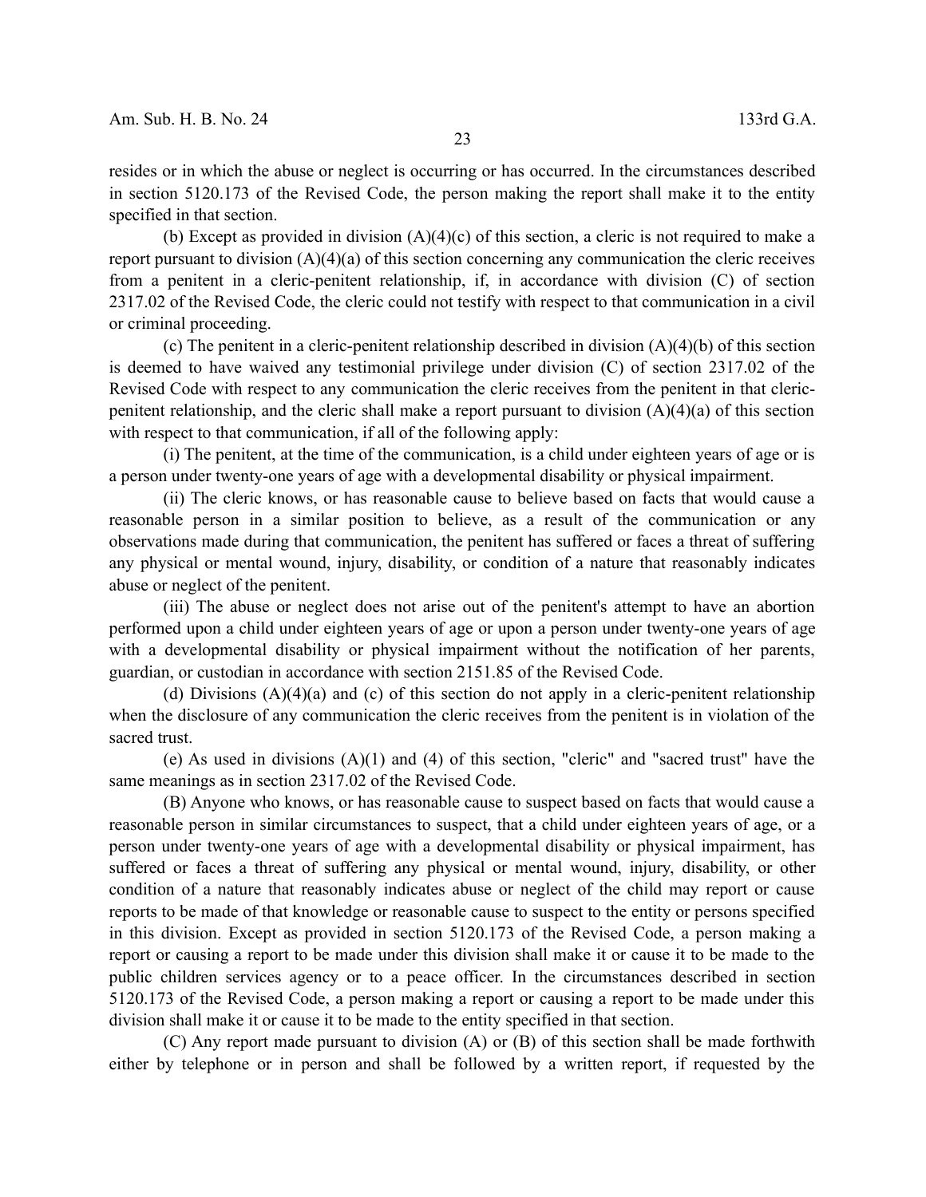resides or in which the abuse or neglect is occurring or has occurred. In the circumstances described in section 5120.173 of the Revised Code, the person making the report shall make it to the entity specified in that section.

(b) Except as provided in division (A)(4)(c) of this section, a cleric is not required to make a report pursuant to division (A)(4)(a) of this section concerning any communication the cleric receives from a penitent in a cleric-penitent relationship, if, in accordance with division (C) of section 2317.02 of the Revised Code, the cleric could not testify with respect to that communication in a civil or criminal proceeding.

(c) The penitent in a cleric-penitent relationship described in division (A)(4)(b) of this section is deemed to have waived any testimonial privilege under division (C) of section 2317.02 of the Revised Code with respect to any communication the cleric receives from the penitent in that cleric-penitent relationship, and the cleric shall make a report pursuant to division (A)(4)(a) of this section with respect to that communication, if all of the following apply:

(i) The penitent, at the time of the communication, is a child under eighteen years of age or is a person under twenty-one years of age with a developmental disability or physical impairment.

(ii) The cleric knows, or has reasonable cause to believe based on facts that would cause a reasonable person in a similar position to believe, as a result of the communication or any observations made during that communication, the penitent has suffered or faces a threat of suffering any physical or mental wound, injury, disability, or condition of a nature that reasonably indicates abuse or neglect of the penitent.

(iii) The abuse or neglect does not arise out of the penitent's attempt to have an abortion performed upon a child under eighteen years of age or upon a person under twenty-one years of age with a developmental disability or physical impairment without the notification of her parents, guardian, or custodian in accordance with section 2151.85 of the Revised Code.

(d) Divisions (A)(4)(a) and (c) of this section do not apply in a cleric-penitent relationship when the disclosure of any communication the cleric receives from the penitent is in violation of the sacred trust.

(e) As used in divisions (A)(1) and (4) of this section, "cleric" and "sacred trust" have the same meanings as in section 2317.02 of the Revised Code.

(B) Anyone who knows, or has reasonable cause to suspect based on facts that would cause a reasonable person in similar circumstances to suspect, that a child under eighteen years of age, or a person under twenty-one years of age with a developmental disability or physical impairment, has suffered or faces a threat of suffering any physical or mental wound, injury, disability, or other condition of a nature that reasonably indicates abuse or neglect of the child may report or cause reports to be made of that knowledge or reasonable cause to suspect to the entity or persons specified in this division. Except as provided in section 5120.173 of the Revised Code, a person making a report or causing a report to be made under this division shall make it or cause it to be made to the public children services agency or to a peace officer. In the circumstances described in section 5120.173 of the Revised Code, a person making a report or causing a report to be made under this division shall make it or cause it to be made to the entity specified in that section.

(C) Any report made pursuant to division (A) or (B) of this section shall be made forthwith either by telephone or in person and shall be followed by a written report, if requested by the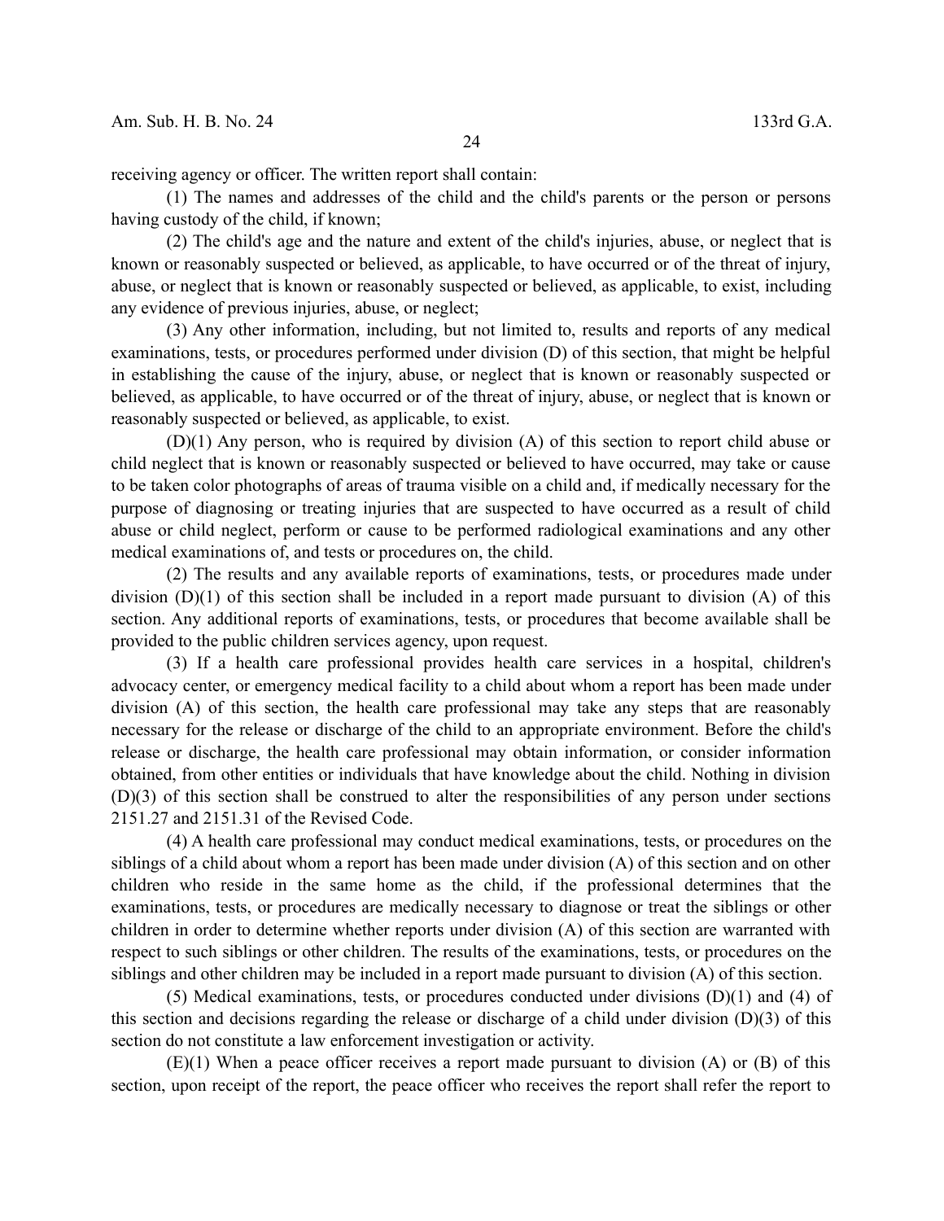receiving agency or officer. The written report shall contain:

(1) The names and addresses of the child and the child's parents or the person or persons having custody of the child, if known;

(2) The child's age and the nature and extent of the child's injuries, abuse, or neglect that is known or reasonably suspected or believed, as applicable, to have occurred or of the threat of injury, abuse, or neglect that is known or reasonably suspected or believed, as applicable, to exist, including any evidence of previous injuries, abuse, or neglect;

(3) Any other information, including, but not limited to, results and reports of any medical examinations, tests, or procedures performed under division (D) of this section, that might be helpful in establishing the cause of the injury, abuse, or neglect that is known or reasonably suspected or believed, as applicable, to have occurred or of the threat of injury, abuse, or neglect that is known or reasonably suspected or believed, as applicable, to exist.

(D)(1) Any person, who is required by division (A) of this section to report child abuse or child neglect that is known or reasonably suspected or believed to have occurred, may take or cause to be taken color photographs of areas of trauma visible on a child and, if medically necessary for the purpose of diagnosing or treating injuries that are suspected to have occurred as a result of child abuse or child neglect, perform or cause to be performed radiological examinations and any other medical examinations of, and tests or procedures on, the child.

(2) The results and any available reports of examinations, tests, or procedures made under division (D)(1) of this section shall be included in a report made pursuant to division (A) of this section. Any additional reports of examinations, tests, or procedures that become available shall be provided to the public children services agency, upon request.

(3) If a health care professional provides health care services in a hospital, children's advocacy center, or emergency medical facility to a child about whom a report has been made under division (A) of this section, the health care professional may take any steps that are reasonably necessary for the release or discharge of the child to an appropriate environment. Before the child's release or discharge, the health care professional may obtain information, or consider information obtained, from other entities or individuals that have knowledge about the child. Nothing in division (D)(3) of this section shall be construed to alter the responsibilities of any person under sections 2151.27 and 2151.31 of the Revised Code.

(4) A health care professional may conduct medical examinations, tests, or procedures on the siblings of a child about whom a report has been made under division (A) of this section and on other children who reside in the same home as the child, if the professional determines that the examinations, tests, or procedures are medically necessary to diagnose or treat the siblings or other children in order to determine whether reports under division (A) of this section are warranted with respect to such siblings or other children. The results of the examinations, tests, or procedures on the siblings and other children may be included in a report made pursuant to division (A) of this section.

(5) Medical examinations, tests, or procedures conducted under divisions (D)(1) and (4) of this section and decisions regarding the release or discharge of a child under division (D)(3) of this section do not constitute a law enforcement investigation or activity.

(E)(1) When a peace officer receives a report made pursuant to division (A) or (B) of this section, upon receipt of the report, the peace officer who receives the report shall refer the report to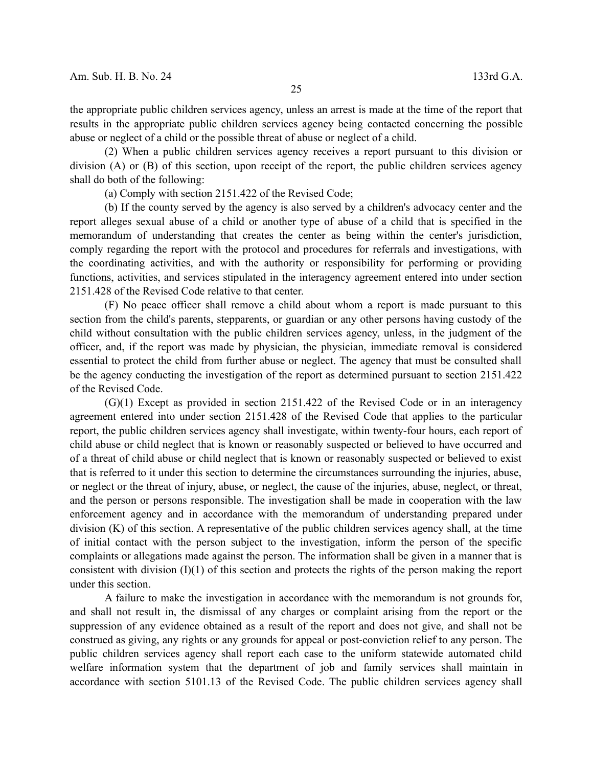the appropriate public children services agency, unless an arrest is made at the time of the report that results in the appropriate public children services agency being contacted concerning the possible abuse or neglect of a child or the possible threat of abuse or neglect of a child.

(2) When a public children services agency receives a report pursuant to this division or division (A) or (B) of this section, upon receipt of the report, the public children services agency shall do both of the following:

(a) Comply with section 2151.422 of the Revised Code;

(b) If the county served by the agency is also served by a children's advocacy center and the report alleges sexual abuse of a child or another type of abuse of a child that is specified in the memorandum of understanding that creates the center as being within the center's jurisdiction, comply regarding the report with the protocol and procedures for referrals and investigations, with the coordinating activities, and with the authority or responsibility for performing or providing functions, activities, and services stipulated in the interagency agreement entered into under section 2151.428 of the Revised Code relative to that center.

(F) No peace officer shall remove a child about whom a report is made pursuant to this section from the child's parents, stepparents, or guardian or any other persons having custody of the child without consultation with the public children services agency, unless, in the judgment of the officer, and, if the report was made by physician, the physician, immediate removal is considered essential to protect the child from further abuse or neglect. The agency that must be consulted shall be the agency conducting the investigation of the report as determined pursuant to section 2151.422 of the Revised Code.

(G)(1) Except as provided in section 2151.422 of the Revised Code or in an interagency agreement entered into under section 2151.428 of the Revised Code that applies to the particular report, the public children services agency shall investigate, within twenty-four hours, each report of child abuse or child neglect that is known or reasonably suspected or believed to have occurred and of a threat of child abuse or child neglect that is known or reasonably suspected or believed to exist that is referred to it under this section to determine the circumstances surrounding the injuries, abuse, or neglect or the threat of injury, abuse, or neglect, the cause of the injuries, abuse, neglect, or threat, and the person or persons responsible. The investigation shall be made in cooperation with the law enforcement agency and in accordance with the memorandum of understanding prepared under division (K) of this section. A representative of the public children services agency shall, at the time of initial contact with the person subject to the investigation, inform the person of the specific complaints or allegations made against the person. The information shall be given in a manner that is consistent with division (I)(1) of this section and protects the rights of the person making the report under this section.

A failure to make the investigation in accordance with the memorandum is not grounds for, and shall not result in, the dismissal of any charges or complaint arising from the report or the suppression of any evidence obtained as a result of the report and does not give, and shall not be construed as giving, any rights or any grounds for appeal or post-conviction relief to any person. The public children services agency shall report each case to the uniform statewide automated child welfare information system that the department of job and family services shall maintain in accordance with section 5101.13 of the Revised Code. The public children services agency shall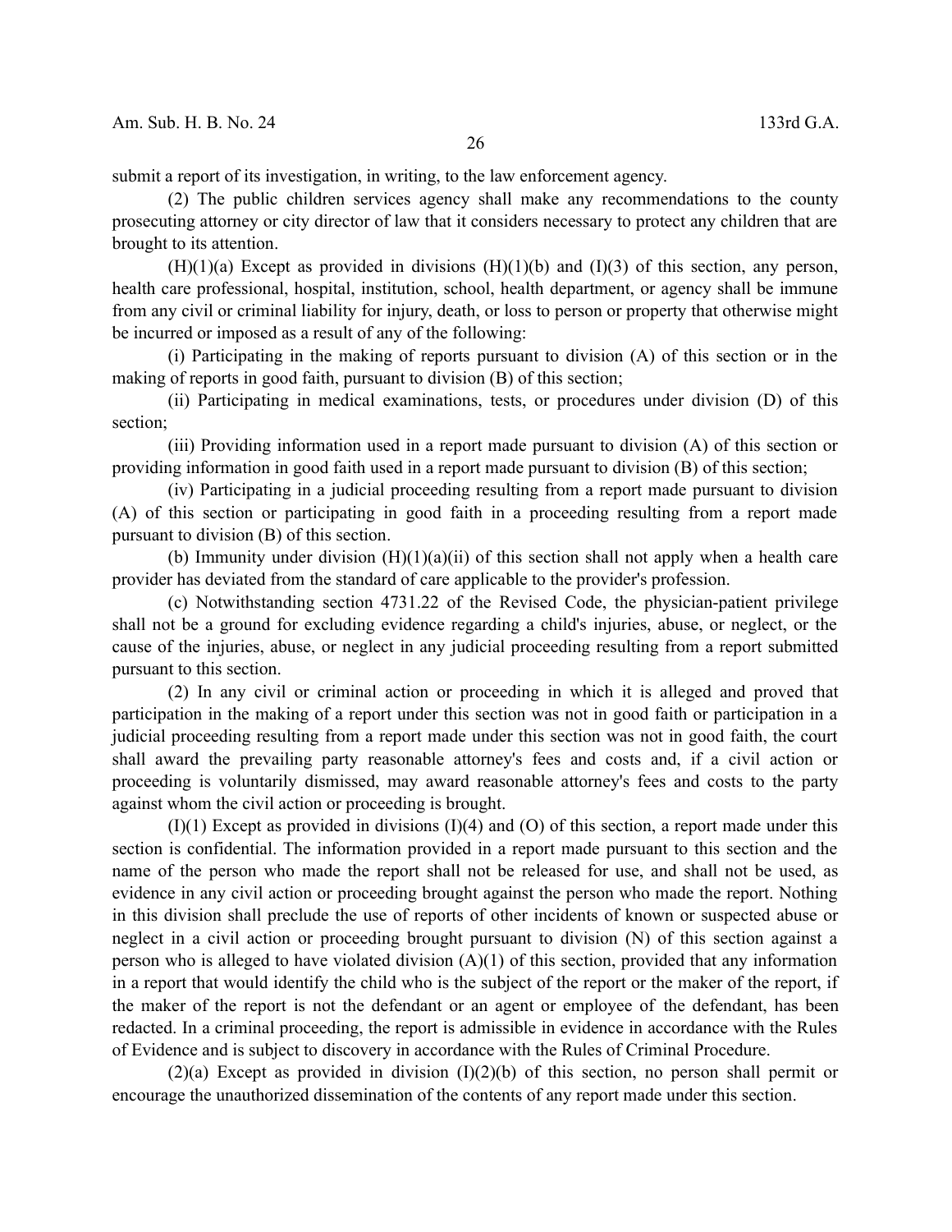submit a report of its investigation, in writing, to the law enforcement agency.

(2) The public children services agency shall make any recommendations to the county prosecuting attorney or city director of law that it considers necessary to protect any children that are brought to its attention.

(H)(1)(a) Except as provided in divisions (H)(1)(b) and (I)(3) of this section, any person, health care professional, hospital, institution, school, health department, or agency shall be immune from any civil or criminal liability for injury, death, or loss to person or property that otherwise might be incurred or imposed as a result of any of the following:

(i) Participating in the making of reports pursuant to division (A) of this section or in the making of reports in good faith, pursuant to division (B) of this section;

(ii) Participating in medical examinations, tests, or procedures under division (D) of this section;

(iii) Providing information used in a report made pursuant to division (A) of this section or providing information in good faith used in a report made pursuant to division (B) of this section;

(iv) Participating in a judicial proceeding resulting from a report made pursuant to division (A) of this section or participating in good faith in a proceeding resulting from a report made pursuant to division (B) of this section.

(b) Immunity under division (H)(1)(a)(ii) of this section shall not apply when a health care provider has deviated from the standard of care applicable to the provider's profession.

(c) Notwithstanding section 4731.22 of the Revised Code, the physician-patient privilege shall not be a ground for excluding evidence regarding a child's injuries, abuse, or neglect, or the cause of the injuries, abuse, or neglect in any judicial proceeding resulting from a report submitted pursuant to this section.

(2) In any civil or criminal action or proceeding in which it is alleged and proved that participation in the making of a report under this section was not in good faith or participation in a judicial proceeding resulting from a report made under this section was not in good faith, the court shall award the prevailing party reasonable attorney's fees and costs and, if a civil action or proceeding is voluntarily dismissed, may award reasonable attorney's fees and costs to the party against whom the civil action or proceeding is brought.

(I)(1) Except as provided in divisions (I)(4) and (O) of this section, a report made under this section is confidential. The information provided in a report made pursuant to this section and the name of the person who made the report shall not be released for use, and shall not be used, as evidence in any civil action or proceeding brought against the person who made the report. Nothing in this division shall preclude the use of reports of other incidents of known or suspected abuse or neglect in a civil action or proceeding brought pursuant to division (N) of this section against a person who is alleged to have violated division (A)(1) of this section, provided that any information in a report that would identify the child who is the subject of the report or the maker of the report, if the maker of the report is not the defendant or an agent or employee of the defendant, has been redacted. In a criminal proceeding, the report is admissible in evidence in accordance with the Rules of Evidence and is subject to discovery in accordance with the Rules of Criminal Procedure.

(2)(a) Except as provided in division (I)(2)(b) of this section, no person shall permit or encourage the unauthorized dissemination of the contents of any report made under this section.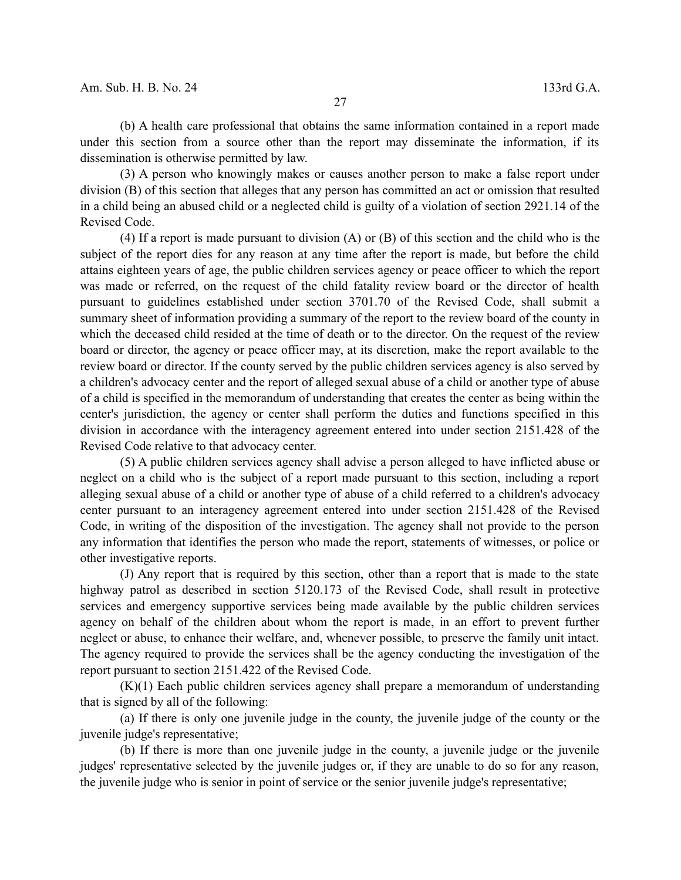(b) A health care professional that obtains the same information contained in a report made under this section from a source other than the report may disseminate the information, if its dissemination is otherwise permitted by law.

(3) A person who knowingly makes or causes another person to make a false report under division (B) of this section that alleges that any person has committed an act or omission that resulted in a child being an abused child or a neglected child is guilty of a violation of section 2921.14 of the Revised Code.

(4) If a report is made pursuant to division (A) or (B) of this section and the child who is the subject of the report dies for any reason at any time after the report is made, but before the child attains eighteen years of age, the public children services agency or peace officer to which the report was made or referred, on the request of the child fatality review board or the director of health pursuant to guidelines established under section 3701.70 of the Revised Code, shall submit a summary sheet of information providing a summary of the report to the review board of the county in which the deceased child resided at the time of death or to the director. On the request of the review board or director, the agency or peace officer may, at its discretion, make the report available to the review board or director. If the county served by the public children services agency is also served by a children's advocacy center and the report of alleged sexual abuse of a child or another type of abuse of a child is specified in the memorandum of understanding that creates the center as being within the center's jurisdiction, the agency or center shall perform the duties and functions specified in this division in accordance with the interagency agreement entered into under section 2151.428 of the Revised Code relative to that advocacy center.

(5) A public children services agency shall advise a person alleged to have inflicted abuse or neglect on a child who is the subject of a report made pursuant to this section, including a report alleging sexual abuse of a child or another type of abuse of a child referred to a children's advocacy center pursuant to an interagency agreement entered into under section 2151.428 of the Revised Code, in writing of the disposition of the investigation. The agency shall not provide to the person any information that identifies the person who made the report, statements of witnesses, or police or other investigative reports.

(J) Any report that is required by this section, other than a report that is made to the state highway patrol as described in section 5120.173 of the Revised Code, shall result in protective services and emergency supportive services being made available by the public children services agency on behalf of the children about whom the report is made, in an effort to prevent further neglect or abuse, to enhance their welfare, and, whenever possible, to preserve the family unit intact. The agency required to provide the services shall be the agency conducting the investigation of the report pursuant to section 2151.422 of the Revised Code.

(K)(1) Each public children services agency shall prepare a memorandum of understanding that is signed by all of the following:

(a) If there is only one juvenile judge in the county, the juvenile judge of the county or the juvenile judge's representative;

(b) If there is more than one juvenile judge in the county, a juvenile judge or the juvenile judges' representative selected by the juvenile judges or, if they are unable to do so for any reason, the juvenile judge who is senior in point of service or the senior juvenile judge's representative;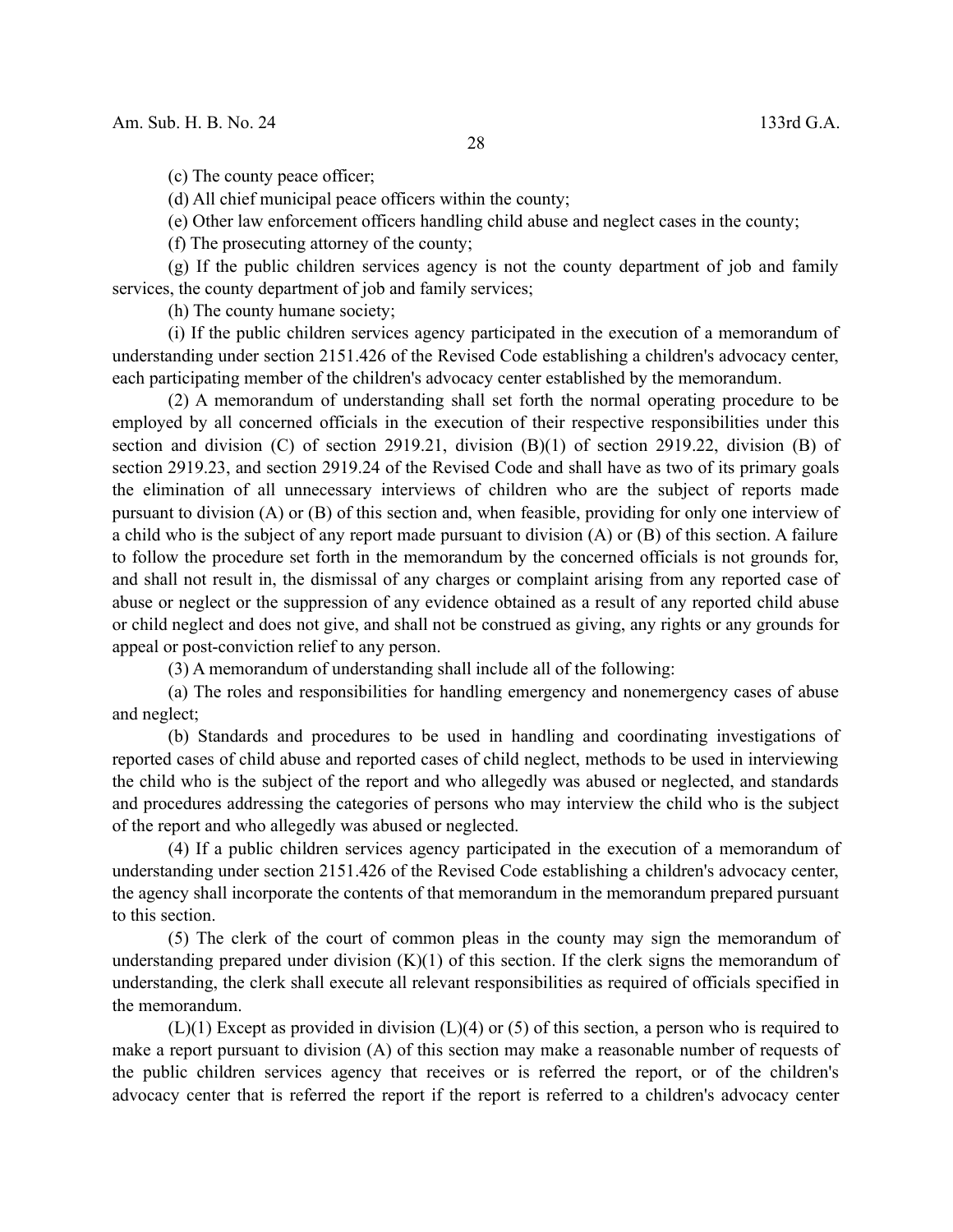(c) The county peace officer;

(d) All chief municipal peace officers within the county;

(e) Other law enforcement officers handling child abuse and neglect cases in the county;

(f) The prosecuting attorney of the county;

(g) If the public children services agency is not the county department of job and family services, the county department of job and family services;

(h) The county humane society;

(i) If the public children services agency participated in the execution of a memorandum of understanding under section 2151.426 of the Revised Code establishing a children's advocacy center, each participating member of the children's advocacy center established by the memorandum.

(2) A memorandum of understanding shall set forth the normal operating procedure to be employed by all concerned officials in the execution of their respective responsibilities under this section and division (C) of section 2919.21, division (B)(1) of section 2919.22, division (B) of section 2919.23, and section 2919.24 of the Revised Code and shall have as two of its primary goals the elimination of all unnecessary interviews of children who are the subject of reports made pursuant to division (A) or (B) of this section and, when feasible, providing for only one interview of a child who is the subject of any report made pursuant to division (A) or (B) of this section. A failure to follow the procedure set forth in the memorandum by the concerned officials is not grounds for, and shall not result in, the dismissal of any charges or complaint arising from any reported case of abuse or neglect or the suppression of any evidence obtained as a result of any reported child abuse or child neglect and does not give, and shall not be construed as giving, any rights or any grounds for appeal or post-conviction relief to any person.

(3) A memorandum of understanding shall include all of the following:

(a) The roles and responsibilities for handling emergency and nonemergency cases of abuse and neglect;

(b) Standards and procedures to be used in handling and coordinating investigations of reported cases of child abuse and reported cases of child neglect, methods to be used in interviewing the child who is the subject of the report and who allegedly was abused or neglected, and standards and procedures addressing the categories of persons who may interview the child who is the subject of the report and who allegedly was abused or neglected.

(4) If a public children services agency participated in the execution of a memorandum of understanding under section 2151.426 of the Revised Code establishing a children's advocacy center, the agency shall incorporate the contents of that memorandum in the memorandum prepared pursuant to this section.

(5) The clerk of the court of common pleas in the county may sign the memorandum of understanding prepared under division (K)(1) of this section. If the clerk signs the memorandum of understanding, the clerk shall execute all relevant responsibilities as required of officials specified in the memorandum.

(L)(1) Except as provided in division (L)(4) or (5) of this section, a person who is required to make a report pursuant to division (A) of this section may make a reasonable number of requests of the public children services agency that receives or is referred the report, or of the children's advocacy center that is referred the report if the report is referred to a children's advocacy center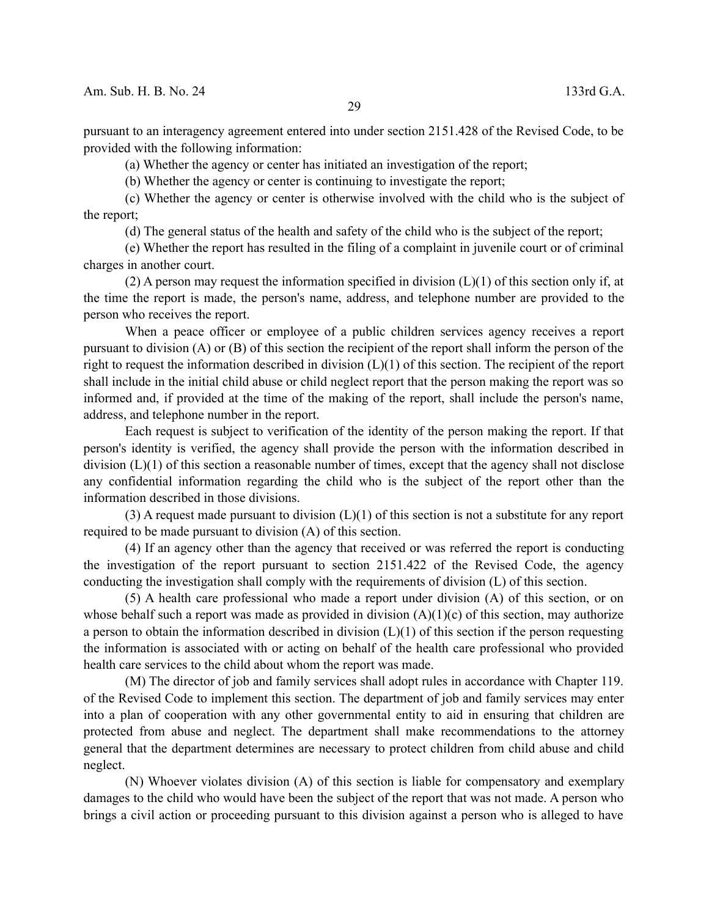pursuant to an interagency agreement entered into under section 2151.428 of the Revised Code, to be provided with the following information:

(a) Whether the agency or center has initiated an investigation of the report;

(b) Whether the agency or center is continuing to investigate the report;

(c) Whether the agency or center is otherwise involved with the child who is the subject of the report;

(d) The general status of the health and safety of the child who is the subject of the report;

(e) Whether the report has resulted in the filing of a complaint in juvenile court or of criminal charges in another court.

(2) A person may request the information specified in division (L)(1) of this section only if, at the time the report is made, the person's name, address, and telephone number are provided to the person who receives the report.

When a peace officer or employee of a public children services agency receives a report pursuant to division (A) or (B) of this section the recipient of the report shall inform the person of the right to request the information described in division (L)(1) of this section. The recipient of the report shall include in the initial child abuse or child neglect report that the person making the report was so informed and, if provided at the time of the making of the report, shall include the person's name, address, and telephone number in the report.

Each request is subject to verification of the identity of the person making the report. If that person's identity is verified, the agency shall provide the person with the information described in division (L)(1) of this section a reasonable number of times, except that the agency shall not disclose any confidential information regarding the child who is the subject of the report other than the information described in those divisions.

(3) A request made pursuant to division (L)(1) of this section is not a substitute for any report required to be made pursuant to division (A) of this section.

(4) If an agency other than the agency that received or was referred the report is conducting the investigation of the report pursuant to section 2151.422 of the Revised Code, the agency conducting the investigation shall comply with the requirements of division (L) of this section.

(5) A health care professional who made a report under division (A) of this section, or on whose behalf such a report was made as provided in division (A)(1)(c) of this section, may authorize a person to obtain the information described in division (L)(1) of this section if the person requesting the information is associated with or acting on behalf of the health care professional who provided health care services to the child about whom the report was made.

(M) The director of job and family services shall adopt rules in accordance with Chapter 119. of the Revised Code to implement this section. The department of job and family services may enter into a plan of cooperation with any other governmental entity to aid in ensuring that children are protected from abuse and neglect. The department shall make recommendations to the attorney general that the department determines are necessary to protect children from child abuse and child neglect.

(N) Whoever violates division (A) of this section is liable for compensatory and exemplary damages to the child who would have been the subject of the report that was not made. A person who brings a civil action or proceeding pursuant to this division against a person who is alleged to have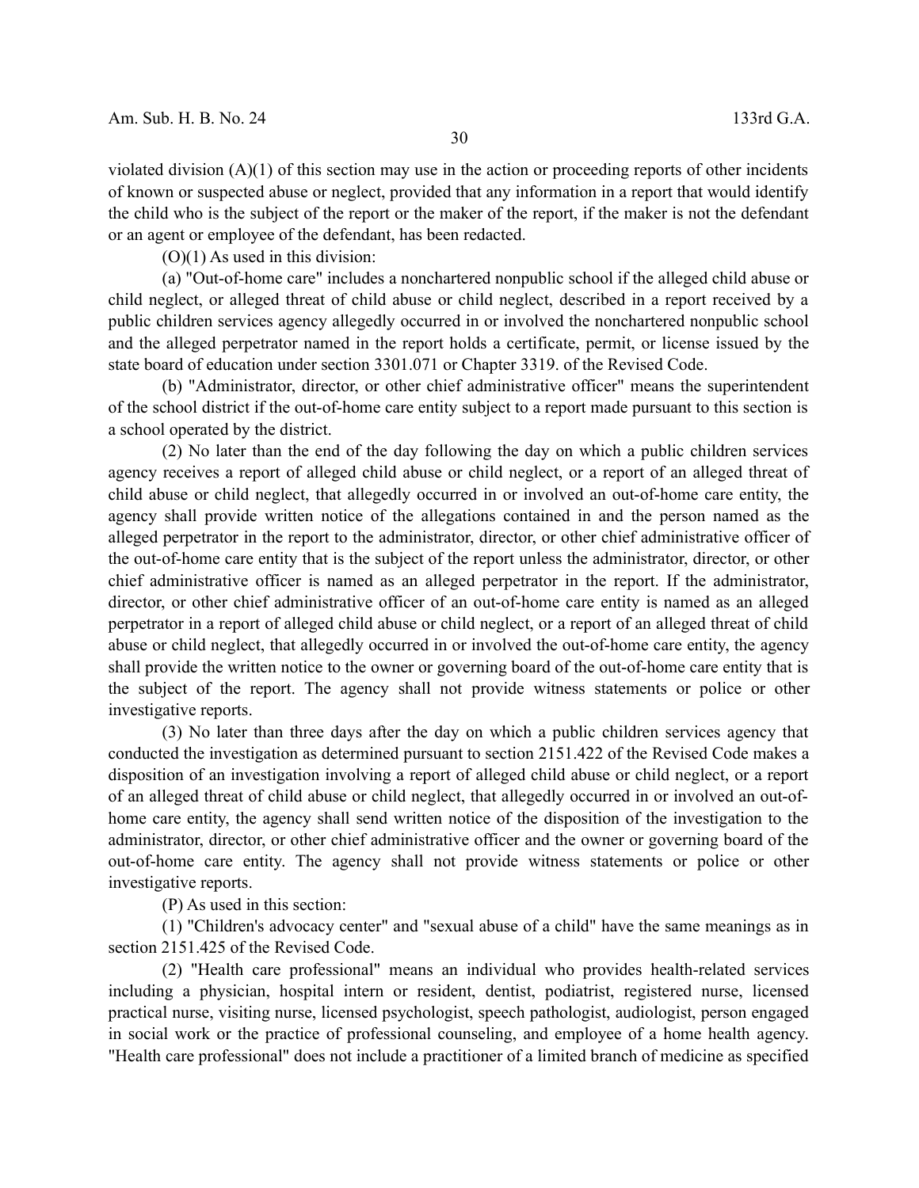violated division (A)(1) of this section may use in the action or proceeding reports of other incidents of known or suspected abuse or neglect, provided that any information in a report that would identify the child who is the subject of the report or the maker of the report, if the maker is not the defendant or an agent or employee of the defendant, has been redacted.

(O)(1) As used in this division:

(a) "Out-of-home care" includes a nonchartered nonpublic school if the alleged child abuse or child neglect, or alleged threat of child abuse or child neglect, described in a report received by a public children services agency allegedly occurred in or involved the nonchartered nonpublic school and the alleged perpetrator named in the report holds a certificate, permit, or license issued by the state board of education under section 3301.071 or Chapter 3319. of the Revised Code.

(b) "Administrator, director, or other chief administrative officer" means the superintendent of the school district if the out-of-home care entity subject to a report made pursuant to this section is a school operated by the district.

(2) No later than the end of the day following the day on which a public children services agency receives a report of alleged child abuse or child neglect, or a report of an alleged threat of child abuse or child neglect, that allegedly occurred in or involved an out-of-home care entity, the agency shall provide written notice of the allegations contained in and the person named as the alleged perpetrator in the report to the administrator, director, or other chief administrative officer of the out-of-home care entity that is the subject of the report unless the administrator, director, or other chief administrative officer is named as an alleged perpetrator in the report. If the administrator, director, or other chief administrative officer of an out-of-home care entity is named as an alleged perpetrator in a report of alleged child abuse or child neglect, or a report of an alleged threat of child abuse or child neglect, that allegedly occurred in or involved the out-of-home care entity, the agency shall provide the written notice to the owner or governing board of the out-of-home care entity that is the subject of the report. The agency shall not provide witness statements or police or other investigative reports.

(3) No later than three days after the day on which a public children services agency that conducted the investigation as determined pursuant to section 2151.422 of the Revised Code makes a disposition of an investigation involving a report of alleged child abuse or child neglect, or a report of an alleged threat of child abuse or child neglect, that allegedly occurred in or involved an out-of-home care entity, the agency shall send written notice of the disposition of the investigation to the administrator, director, or other chief administrative officer and the owner or governing board of the out-of-home care entity. The agency shall not provide witness statements or police or other investigative reports.

(P) As used in this section:

(1) "Children's advocacy center" and "sexual abuse of a child" have the same meanings as in section 2151.425 of the Revised Code.

(2) "Health care professional" means an individual who provides health-related services including a physician, hospital intern or resident, dentist, podiatrist, registered nurse, licensed practical nurse, visiting nurse, licensed psychologist, speech pathologist, audiologist, person engaged in social work or the practice of professional counseling, and employee of a home health agency. "Health care professional" does not include a practitioner of a limited branch of medicine as specified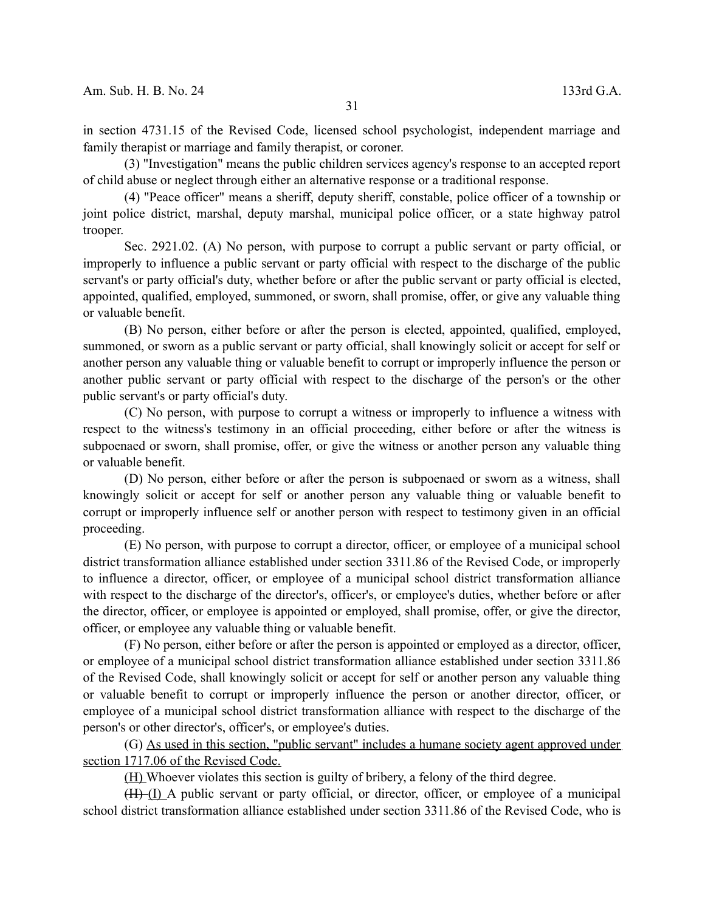in section 4731.15 of the Revised Code, licensed school psychologist, independent marriage and family therapist or marriage and family therapist, or coroner.

(3) "Investigation" means the public children services agency's response to an accepted report of child abuse or neglect through either an alternative response or a traditional response.

(4) "Peace officer" means a sheriff, deputy sheriff, constable, police officer of a township or joint police district, marshal, deputy marshal, municipal police officer, or a state highway patrol trooper.

Sec. 2921.02. (A) No person, with purpose to corrupt a public servant or party official, or improperly to influence a public servant or party official with respect to the discharge of the public servant's or party official's duty, whether before or after the public servant or party official is elected, appointed, qualified, employed, summoned, or sworn, shall promise, offer, or give any valuable thing or valuable benefit.

(B) No person, either before or after the person is elected, appointed, qualified, employed, summoned, or sworn as a public servant or party official, shall knowingly solicit or accept for self or another person any valuable thing or valuable benefit to corrupt or improperly influence the person or another public servant or party official with respect to the discharge of the person's or the other public servant's or party official's duty.

(C) No person, with purpose to corrupt a witness or improperly to influence a witness with respect to the witness's testimony in an official proceeding, either before or after the witness is subpoenaed or sworn, shall promise, offer, or give the witness or another person any valuable thing or valuable benefit.

(D) No person, either before or after the person is subpoenaed or sworn as a witness, shall knowingly solicit or accept for self or another person any valuable thing or valuable benefit to corrupt or improperly influence self or another person with respect to testimony given in an official proceeding.

(E) No person, with purpose to corrupt a director, officer, or employee of a municipal school district transformation alliance established under section 3311.86 of the Revised Code, or improperly to influence a director, officer, or employee of a municipal school district transformation alliance with respect to the discharge of the director's, officer's, or employee's duties, whether before or after the director, officer, or employee is appointed or employed, shall promise, offer, or give the director, officer, or employee any valuable thing or valuable benefit.

(F) No person, either before or after the person is appointed or employed as a director, officer, or employee of a municipal school district transformation alliance established under section 3311.86 of the Revised Code, shall knowingly solicit or accept for self or another person any valuable thing or valuable benefit to corrupt or improperly influence the person or another director, officer, or employee of a municipal school district transformation alliance with respect to the discharge of the person's or other director's, officer's, or employee's duties.

(G) As used in this section, "public servant" includes a humane society agent approved under section 1717.06 of the Revised Code.

(H) Whoever violates this section is guilty of bribery, a felony of the third degree.

~~(H)~~ (I) A public servant or party official, or director, officer, or employee of a municipal school district transformation alliance established under section 3311.86 of the Revised Code, who is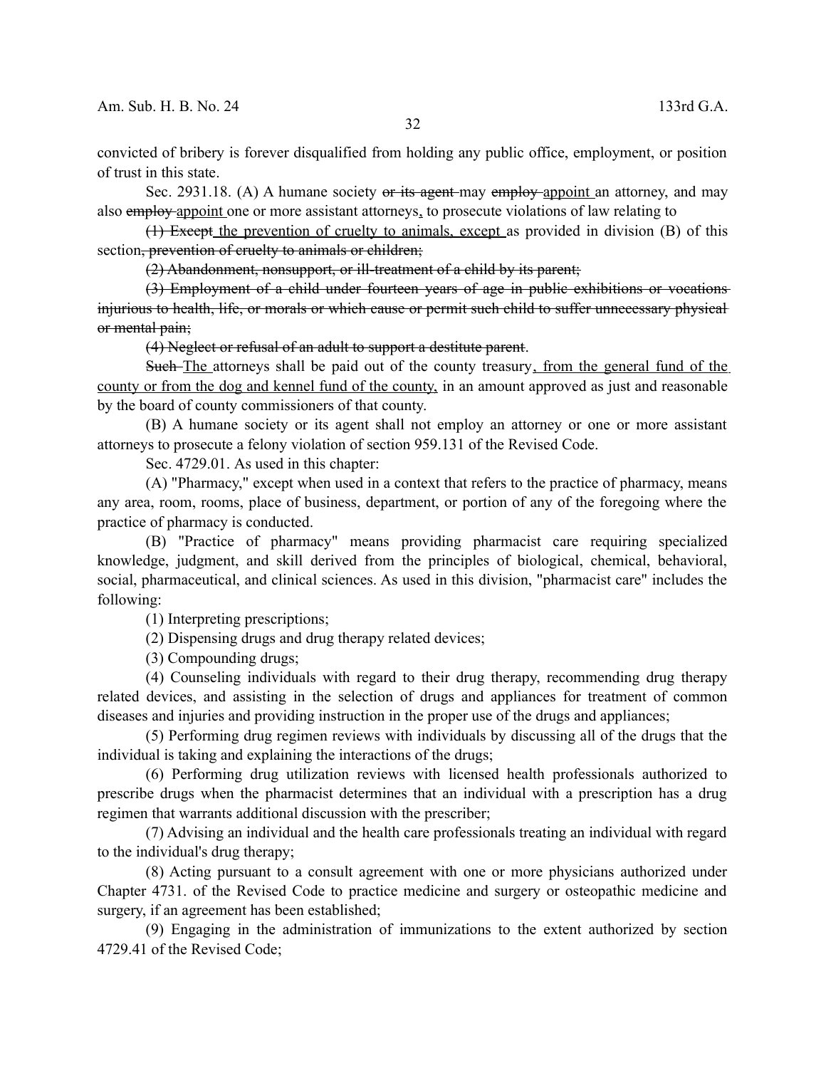convicted of bribery is forever disqualified from holding any public office, employment, or position of trust in this state.

Sec. 2931.18. (A) A humane society ~~or its agent~~ may ~~employ~~ <u>appoint</u> an attorney, and may also ~~employ~~ <u>appoint</u> one or more assistant attorneys<u>,</u> to prosecute violations of law relating to

~~(1) Except~~ <u>the prevention of cruelty to animals, except</u> as provided in division (B) of this section~~, prevention of cruelty to animals or children;~~

~~(2) Abandonment, nonsupport, or ill-treatment of a child by its parent;~~

~~(3) Employment of a child under fourteen years of age in public exhibitions or vocations injurious to health, life, or morals or which cause or permit such child to suffer unnecessary physical or mental pain;~~

~~(4) Neglect or refusal of an adult to support a destitute parent~~.

~~Such~~ <u>The</u> attorneys shall be paid out of the county treasury<u>, from the general fund of the county or from the dog and kennel fund of the county,</u> in an amount approved as just and reasonable by the board of county commissioners of that county.

(B) A humane society or its agent shall not employ an attorney or one or more assistant attorneys to prosecute a felony violation of section 959.131 of the Revised Code.

Sec. 4729.01. As used in this chapter:

(A) "Pharmacy," except when used in a context that refers to the practice of pharmacy, means any area, room, rooms, place of business, department, or portion of any of the foregoing where the practice of pharmacy is conducted.

(B) "Practice of pharmacy" means providing pharmacist care requiring specialized knowledge, judgment, and skill derived from the principles of biological, chemical, behavioral, social, pharmaceutical, and clinical sciences. As used in this division, "pharmacist care" includes the following:

(1) Interpreting prescriptions;

(2) Dispensing drugs and drug therapy related devices;

(3) Compounding drugs;

(4) Counseling individuals with regard to their drug therapy, recommending drug therapy related devices, and assisting in the selection of drugs and appliances for treatment of common diseases and injuries and providing instruction in the proper use of the drugs and appliances;

(5) Performing drug regimen reviews with individuals by discussing all of the drugs that the individual is taking and explaining the interactions of the drugs;

(6) Performing drug utilization reviews with licensed health professionals authorized to prescribe drugs when the pharmacist determines that an individual with a prescription has a drug regimen that warrants additional discussion with the prescriber;

(7) Advising an individual and the health care professionals treating an individual with regard to the individual's drug therapy;

(8) Acting pursuant to a consult agreement with one or more physicians authorized under Chapter 4731. of the Revised Code to practice medicine and surgery or osteopathic medicine and surgery, if an agreement has been established;

(9) Engaging in the administration of immunizations to the extent authorized by section 4729.41 of the Revised Code;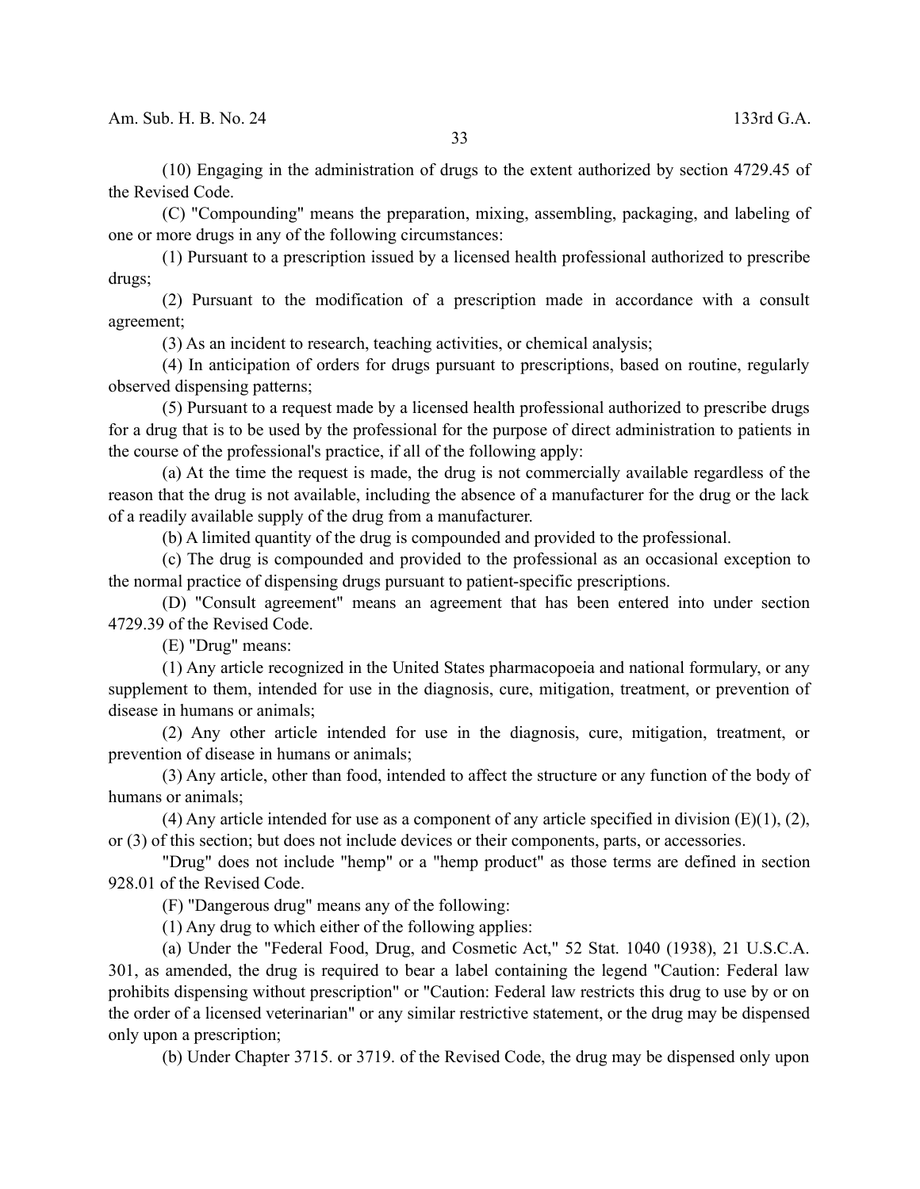(10) Engaging in the administration of drugs to the extent authorized by section 4729.45 of the Revised Code.

(C) "Compounding" means the preparation, mixing, assembling, packaging, and labeling of one or more drugs in any of the following circumstances:

(1) Pursuant to a prescription issued by a licensed health professional authorized to prescribe drugs;

(2) Pursuant to the modification of a prescription made in accordance with a consult agreement;

(3) As an incident to research, teaching activities, or chemical analysis;

(4) In anticipation of orders for drugs pursuant to prescriptions, based on routine, regularly observed dispensing patterns;

(5) Pursuant to a request made by a licensed health professional authorized to prescribe drugs for a drug that is to be used by the professional for the purpose of direct administration to patients in the course of the professional's practice, if all of the following apply:

(a) At the time the request is made, the drug is not commercially available regardless of the reason that the drug is not available, including the absence of a manufacturer for the drug or the lack of a readily available supply of the drug from a manufacturer.

(b) A limited quantity of the drug is compounded and provided to the professional.

(c) The drug is compounded and provided to the professional as an occasional exception to the normal practice of dispensing drugs pursuant to patient-specific prescriptions.

(D) "Consult agreement" means an agreement that has been entered into under section 4729.39 of the Revised Code.

(E) "Drug" means:

(1) Any article recognized in the United States pharmacopoeia and national formulary, or any supplement to them, intended for use in the diagnosis, cure, mitigation, treatment, or prevention of disease in humans or animals;

(2) Any other article intended for use in the diagnosis, cure, mitigation, treatment, or prevention of disease in humans or animals;

(3) Any article, other than food, intended to affect the structure or any function of the body of humans or animals;

(4) Any article intended for use as a component of any article specified in division (E)(1), (2), or (3) of this section; but does not include devices or their components, parts, or accessories.

"Drug" does not include "hemp" or a "hemp product" as those terms are defined in section 928.01 of the Revised Code.

(F) "Dangerous drug" means any of the following:

(1) Any drug to which either of the following applies:

(a) Under the "Federal Food, Drug, and Cosmetic Act," 52 Stat. 1040 (1938), 21 U.S.C.A. 301, as amended, the drug is required to bear a label containing the legend "Caution: Federal law prohibits dispensing without prescription" or "Caution: Federal law restricts this drug to use by or on the order of a licensed veterinarian" or any similar restrictive statement, or the drug may be dispensed only upon a prescription;

(b) Under Chapter 3715. or 3719. of the Revised Code, the drug may be dispensed only upon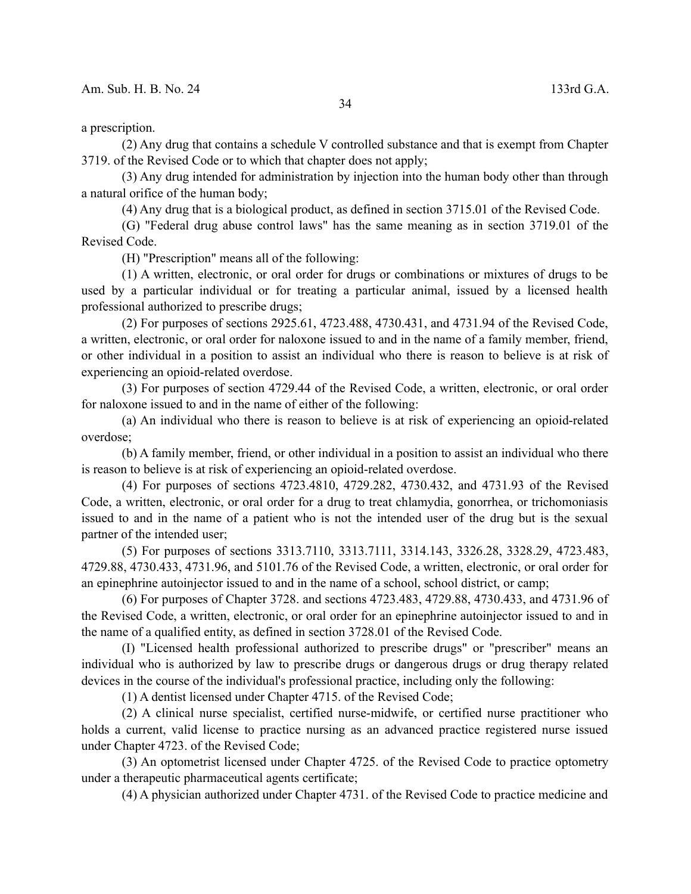a prescription.

(2) Any drug that contains a schedule V controlled substance and that is exempt from Chapter 3719. of the Revised Code or to which that chapter does not apply;

(3) Any drug intended for administration by injection into the human body other than through a natural orifice of the human body;

(4) Any drug that is a biological product, as defined in section 3715.01 of the Revised Code.

(G) "Federal drug abuse control laws" has the same meaning as in section 3719.01 of the Revised Code.

(H) "Prescription" means all of the following:

(1) A written, electronic, or oral order for drugs or combinations or mixtures of drugs to be used by a particular individual or for treating a particular animal, issued by a licensed health professional authorized to prescribe drugs;

(2) For purposes of sections 2925.61, 4723.488, 4730.431, and 4731.94 of the Revised Code, a written, electronic, or oral order for naloxone issued to and in the name of a family member, friend, or other individual in a position to assist an individual who there is reason to believe is at risk of experiencing an opioid-related overdose.

(3) For purposes of section 4729.44 of the Revised Code, a written, electronic, or oral order for naloxone issued to and in the name of either of the following:

(a) An individual who there is reason to believe is at risk of experiencing an opioid-related overdose;

(b) A family member, friend, or other individual in a position to assist an individual who there is reason to believe is at risk of experiencing an opioid-related overdose.

(4) For purposes of sections 4723.4810, 4729.282, 4730.432, and 4731.93 of the Revised Code, a written, electronic, or oral order for a drug to treat chlamydia, gonorrhea, or trichomoniasis issued to and in the name of a patient who is not the intended user of the drug but is the sexual partner of the intended user;

(5) For purposes of sections 3313.7110, 3313.7111, 3314.143, 3326.28, 3328.29, 4723.483, 4729.88, 4730.433, 4731.96, and 5101.76 of the Revised Code, a written, electronic, or oral order for an epinephrine autoinjector issued to and in the name of a school, school district, or camp;

(6) For purposes of Chapter 3728. and sections 4723.483, 4729.88, 4730.433, and 4731.96 of the Revised Code, a written, electronic, or oral order for an epinephrine autoinjector issued to and in the name of a qualified entity, as defined in section 3728.01 of the Revised Code.

(I) "Licensed health professional authorized to prescribe drugs" or "prescriber" means an individual who is authorized by law to prescribe drugs or dangerous drugs or drug therapy related devices in the course of the individual's professional practice, including only the following:

(1) A dentist licensed under Chapter 4715. of the Revised Code;

(2) A clinical nurse specialist, certified nurse-midwife, or certified nurse practitioner who holds a current, valid license to practice nursing as an advanced practice registered nurse issued under Chapter 4723. of the Revised Code;

(3) An optometrist licensed under Chapter 4725. of the Revised Code to practice optometry under a therapeutic pharmaceutical agents certificate;

(4) A physician authorized under Chapter 4731. of the Revised Code to practice medicine and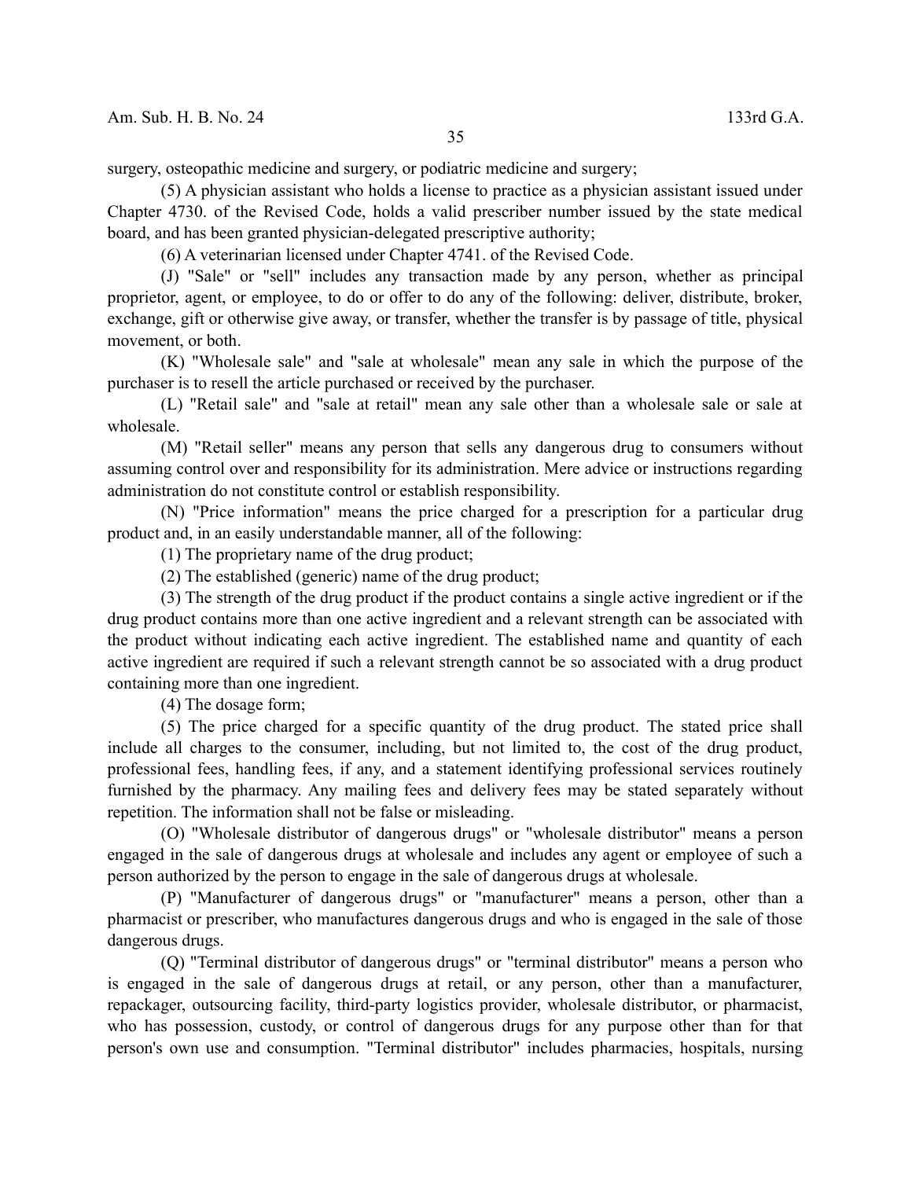surgery, osteopathic medicine and surgery, or podiatric medicine and surgery;

(5) A physician assistant who holds a license to practice as a physician assistant issued under Chapter 4730. of the Revised Code, holds a valid prescriber number issued by the state medical board, and has been granted physician-delegated prescriptive authority;

(6) A veterinarian licensed under Chapter 4741. of the Revised Code.

(J) "Sale" or "sell" includes any transaction made by any person, whether as principal proprietor, agent, or employee, to do or offer to do any of the following: deliver, distribute, broker, exchange, gift or otherwise give away, or transfer, whether the transfer is by passage of title, physical movement, or both.

(K) "Wholesale sale" and "sale at wholesale" mean any sale in which the purpose of the purchaser is to resell the article purchased or received by the purchaser.

(L) "Retail sale" and "sale at retail" mean any sale other than a wholesale sale or sale at wholesale.

(M) "Retail seller" means any person that sells any dangerous drug to consumers without assuming control over and responsibility for its administration. Mere advice or instructions regarding administration do not constitute control or establish responsibility.

(N) "Price information" means the price charged for a prescription for a particular drug product and, in an easily understandable manner, all of the following:

(1) The proprietary name of the drug product;

(2) The established (generic) name of the drug product;

(3) The strength of the drug product if the product contains a single active ingredient or if the drug product contains more than one active ingredient and a relevant strength can be associated with the product without indicating each active ingredient. The established name and quantity of each active ingredient are required if such a relevant strength cannot be so associated with a drug product containing more than one ingredient.

(4) The dosage form;

(5) The price charged for a specific quantity of the drug product. The stated price shall include all charges to the consumer, including, but not limited to, the cost of the drug product, professional fees, handling fees, if any, and a statement identifying professional services routinely furnished by the pharmacy. Any mailing fees and delivery fees may be stated separately without repetition. The information shall not be false or misleading.

(O) "Wholesale distributor of dangerous drugs" or "wholesale distributor" means a person engaged in the sale of dangerous drugs at wholesale and includes any agent or employee of such a person authorized by the person to engage in the sale of dangerous drugs at wholesale.

(P) "Manufacturer of dangerous drugs" or "manufacturer" means a person, other than a pharmacist or prescriber, who manufactures dangerous drugs and who is engaged in the sale of those dangerous drugs.

(Q) "Terminal distributor of dangerous drugs" or "terminal distributor" means a person who is engaged in the sale of dangerous drugs at retail, or any person, other than a manufacturer, repackager, outsourcing facility, third-party logistics provider, wholesale distributor, or pharmacist, who has possession, custody, or control of dangerous drugs for any purpose other than for that person's own use and consumption. "Terminal distributor" includes pharmacies, hospitals, nursing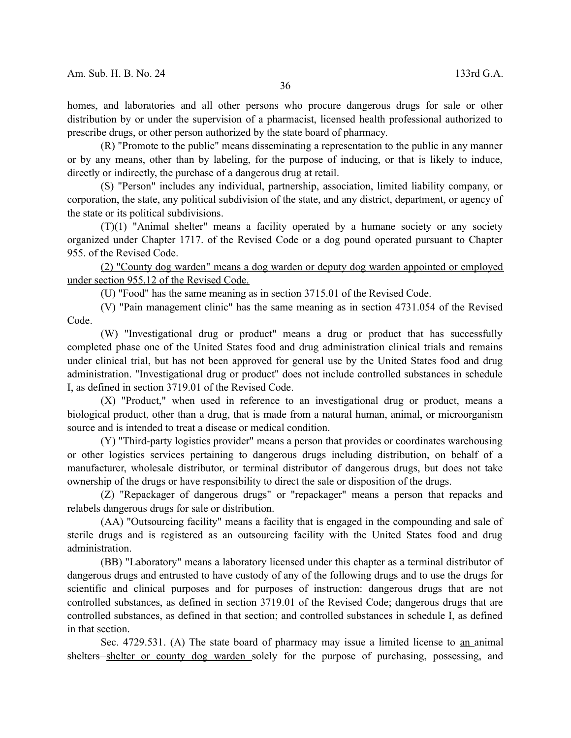homes, and laboratories and all other persons who procure dangerous drugs for sale or other distribution by or under the supervision of a pharmacist, licensed health professional authorized to prescribe drugs, or other person authorized by the state board of pharmacy.

(R) "Promote to the public" means disseminating a representation to the public in any manner or by any means, other than by labeling, for the purpose of inducing, or that is likely to induce, directly or indirectly, the purchase of a dangerous drug at retail.

(S) "Person" includes any individual, partnership, association, limited liability company, or corporation, the state, any political subdivision of the state, and any district, department, or agency of the state or its political subdivisions.

(T)<u>(1)</u> "Animal shelter" means a facility operated by a humane society or any society organized under Chapter 1717. of the Revised Code or a dog pound operated pursuant to Chapter 955. of the Revised Code.

<u>(2) "County dog warden" means a dog warden or deputy dog warden appointed or employed under section 955.12 of the Revised Code.</u>

(U) "Food" has the same meaning as in section 3715.01 of the Revised Code.

(V) "Pain management clinic" has the same meaning as in section 4731.054 of the Revised Code.

(W) "Investigational drug or product" means a drug or product that has successfully completed phase one of the United States food and drug administration clinical trials and remains under clinical trial, but has not been approved for general use by the United States food and drug administration. "Investigational drug or product" does not include controlled substances in schedule I, as defined in section 3719.01 of the Revised Code.

(X) "Product," when used in reference to an investigational drug or product, means a biological product, other than a drug, that is made from a natural human, animal, or microorganism source and is intended to treat a disease or medical condition.

(Y) "Third-party logistics provider" means a person that provides or coordinates warehousing or other logistics services pertaining to dangerous drugs including distribution, on behalf of a manufacturer, wholesale distributor, or terminal distributor of dangerous drugs, but does not take ownership of the drugs or have responsibility to direct the sale or disposition of the drugs.

(Z) "Repackager of dangerous drugs" or "repackager" means a person that repacks and relabels dangerous drugs for sale or distribution.

(AA) "Outsourcing facility" means a facility that is engaged in the compounding and sale of sterile drugs and is registered as an outsourcing facility with the United States food and drug administration.

(BB) "Laboratory" means a laboratory licensed under this chapter as a terminal distributor of dangerous drugs and entrusted to have custody of any of the following drugs and to use the drugs for scientific and clinical purposes and for purposes of instruction: dangerous drugs that are not controlled substances, as defined in section 3719.01 of the Revised Code; dangerous drugs that are controlled substances, as defined in that section; and controlled substances in schedule I, as defined in that section.

Sec. 4729.531. (A) The state board of pharmacy may issue a limited license to <u>an</u> animal ~~shelters~~ <u>shelter or county dog warden</u> solely for the purpose of purchasing, possessing, and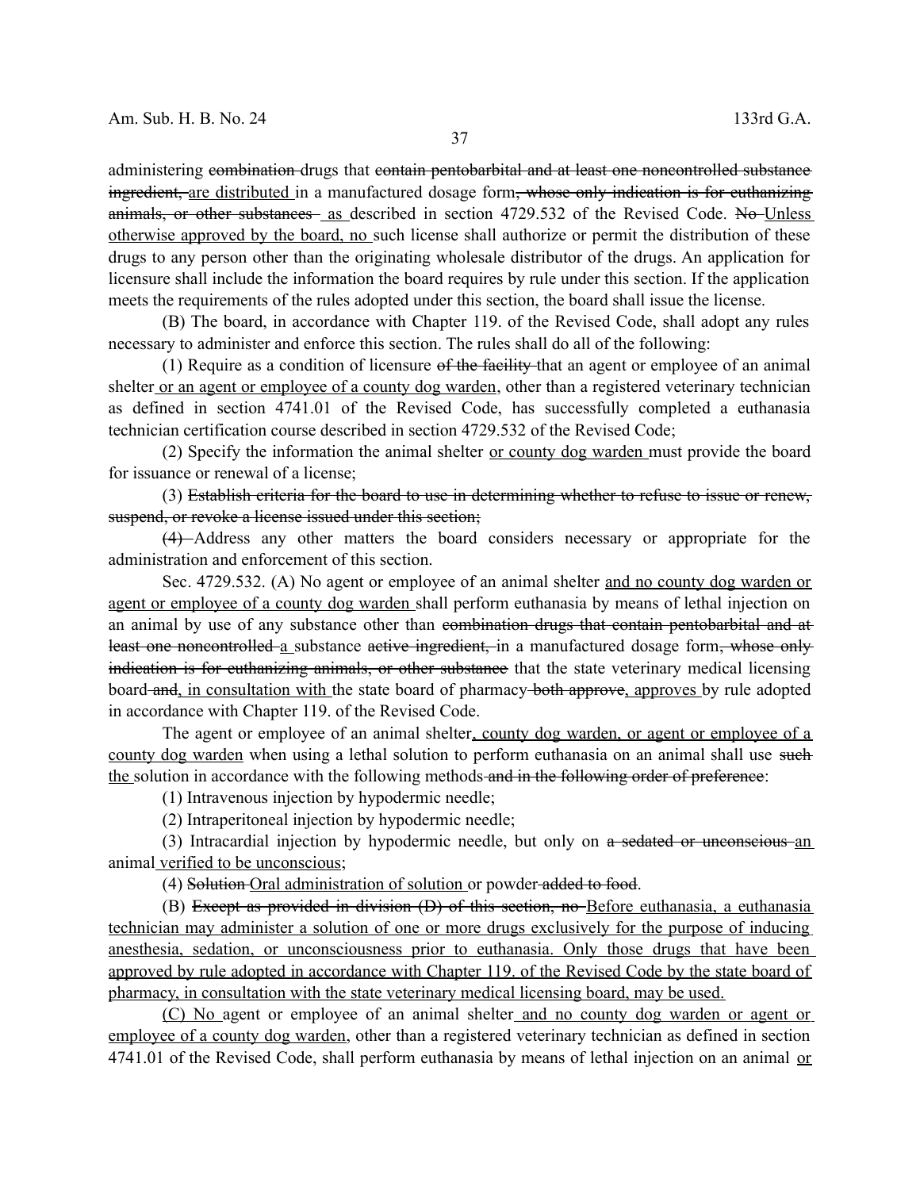administering ~~combination~~ drugs that ~~contain pentobarbital and at least one noncontrolled substance ingredient,~~ <u>are distributed</u> in a manufactured dosage form~~, whose only indication is for euthanizing animals, or other substances~~ <u>as</u> described in section 4729.532 of the Revised Code. ~~No~~ <u>Unless otherwise approved by the board, no</u> such license shall authorize or permit the distribution of these drugs to any person other than the originating wholesale distributor of the drugs. An application for licensure shall include the information the board requires by rule under this section. If the application meets the requirements of the rules adopted under this section, the board shall issue the license.

(B) The board, in accordance with Chapter 119. of the Revised Code, shall adopt any rules necessary to administer and enforce this section. The rules shall do all of the following:

(1) Require as a condition of licensure ~~of the facility~~ that an agent or employee of an animal shelter <u>or an agent or employee of a county dog warden</u>, other than a registered veterinary technician as defined in section 4741.01 of the Revised Code, has successfully completed a euthanasia technician certification course described in section 4729.532 of the Revised Code;

(2) Specify the information the animal shelter <u>or county dog warden</u> must provide the board for issuance or renewal of a license;

(3) ~~Establish criteria for the board to use in determining whether to refuse to issue or renew, suspend, or revoke a license issued under this section;~~

~~(4)~~ Address any other matters the board considers necessary or appropriate for the administration and enforcement of this section.

Sec. 4729.532. (A) No agent or employee of an animal shelter <u>and no county dog warden or agent or employee of a county dog warden</u> shall perform euthanasia by means of lethal injection on an animal by use of any substance other than ~~combination drugs that contain pentobarbital and at least one noncontrolled~~ <u>a</u> substance ~~active ingredient,~~ in a manufactured dosage form~~, whose only indication is for euthanizing animals, or other substance~~ that the state veterinary medical licensing board ~~and~~<u>, in consultation with</u> the state board of pharmacy ~~both approve~~<u>, approves</u> by rule adopted in accordance with Chapter 119. of the Revised Code.

The agent or employee of an animal shelter<u>, county dog warden, or agent or employee of a county dog warden</u> when using a lethal solution to perform euthanasia on an animal shall use ~~such~~ <u>the</u> solution in accordance with the following methods ~~and in the following order of preference~~:

(1) Intravenous injection by hypodermic needle;

(2) Intraperitoneal injection by hypodermic needle;

(3) Intracardial injection by hypodermic needle, but only on ~~a sedated or unconscious~~ <u>an</u> animal <u>verified to be unconscious</u>;

(4) ~~Solution~~ <u>Oral administration of solution</u> or powder ~~added to food~~.

(B) ~~Except as provided in division (D) of this section, no~~ <u>Before euthanasia, a euthanasia technician may administer a solution of one or more drugs exclusively for the purpose of inducing anesthesia, sedation, or unconsciousness prior to euthanasia. Only those drugs that have been approved by rule adopted in accordance with Chapter 119. of the Revised Code by the state board of pharmacy, in consultation with the state veterinary medical licensing board, may be used.</u>

<u>(C) No</u> agent or employee of an animal shelter <u>and no county dog warden or agent or employee of a county dog warden</u>, other than a registered veterinary technician as defined in section 4741.01 of the Revised Code, shall perform euthanasia by means of lethal injection on an animal <u>or</u>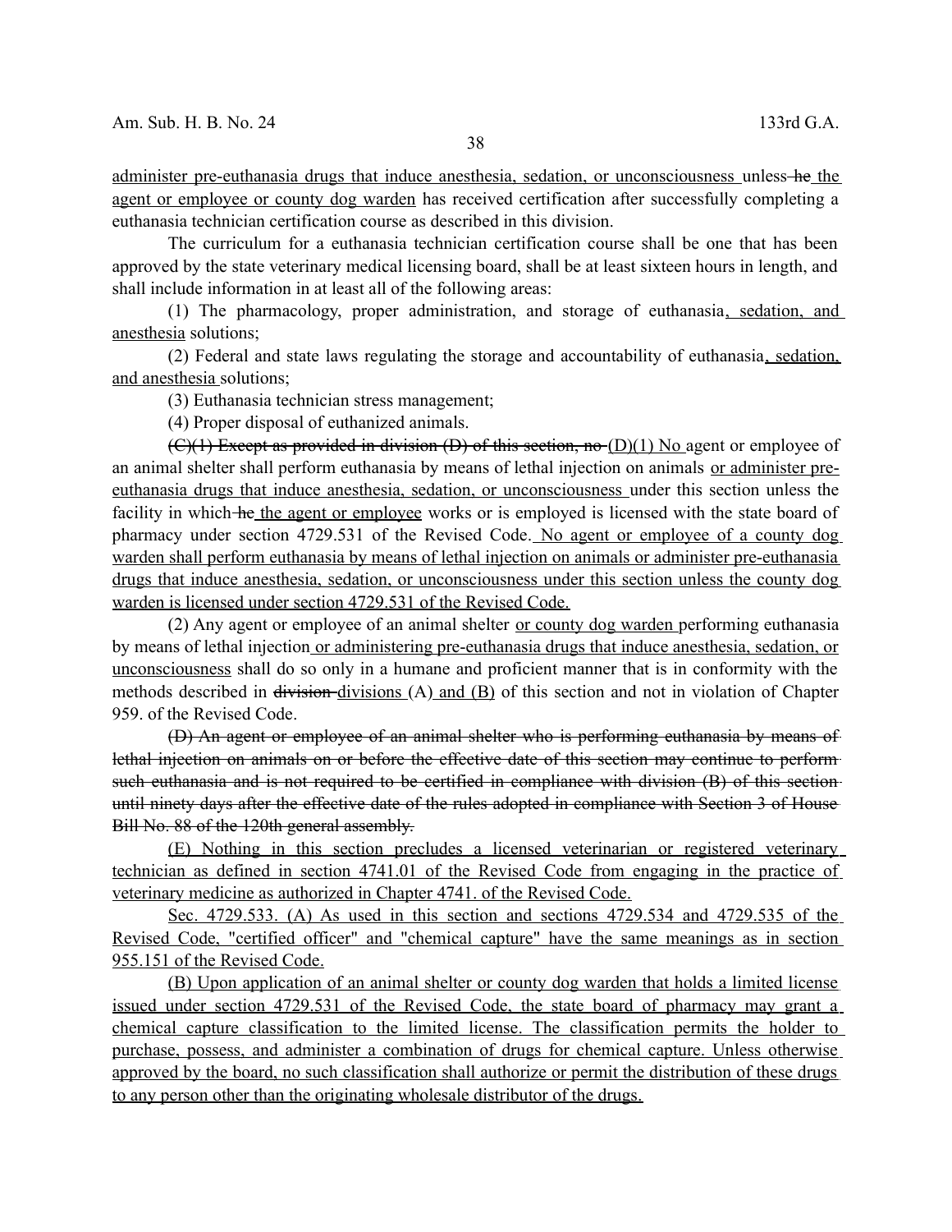administer pre-euthanasia drugs that induce anesthesia, sedation, or unconsciousness unless he the agent or employee or county dog warden has received certification after successfully completing a euthanasia technician certification course as described in this division.

The curriculum for a euthanasia technician certification course shall be one that has been approved by the state veterinary medical licensing board, shall be at least sixteen hours in length, and shall include information in at least all of the following areas:

(1) The pharmacology, proper administration, and storage of euthanasia, sedation, and anesthesia solutions;

(2) Federal and state laws regulating the storage and accountability of euthanasia, sedation, and anesthesia solutions;

(3) Euthanasia technician stress management;

(4) Proper disposal of euthanized animals.

~~(C)(1) Except as provided in division (D) of this section, no~~ (D)(1) No agent or employee of an animal shelter shall perform euthanasia by means of lethal injection on animals or administer pre-euthanasia drugs that induce anesthesia, sedation, or unconsciousness under this section unless the facility in which ~~he~~ the agent or employee works or is employed is licensed with the state board of pharmacy under section 4729.531 of the Revised Code. No agent or employee of a county dog warden shall perform euthanasia by means of lethal injection on animals or administer pre-euthanasia drugs that induce anesthesia, sedation, or unconsciousness under this section unless the county dog warden is licensed under section 4729.531 of the Revised Code.

(2) Any agent or employee of an animal shelter or county dog warden performing euthanasia by means of lethal injection or administering pre-euthanasia drugs that induce anesthesia, sedation, or unconsciousness shall do so only in a humane and proficient manner that is in conformity with the methods described in ~~division~~ divisions (A) and (B) of this section and not in violation of Chapter 959. of the Revised Code.

~~(D) An agent or employee of an animal shelter who is performing euthanasia by means of lethal injection on animals on or before the effective date of this section may continue to perform such euthanasia and is not required to be certified in compliance with division (B) of this section until ninety days after the effective date of the rules adopted in compliance with Section 3 of House Bill No. 88 of the 120th general assembly.~~

(E) Nothing in this section precludes a licensed veterinarian or registered veterinary technician as defined in section 4741.01 of the Revised Code from engaging in the practice of veterinary medicine as authorized in Chapter 4741. of the Revised Code.

Sec. 4729.533. (A) As used in this section and sections 4729.534 and 4729.535 of the Revised Code, "certified officer" and "chemical capture" have the same meanings as in section 955.151 of the Revised Code.

(B) Upon application of an animal shelter or county dog warden that holds a limited license issued under section 4729.531 of the Revised Code, the state board of pharmacy may grant a chemical capture classification to the limited license. The classification permits the holder to purchase, possess, and administer a combination of drugs for chemical capture. Unless otherwise approved by the board, no such classification shall authorize or permit the distribution of these drugs to any person other than the originating wholesale distributor of the drugs.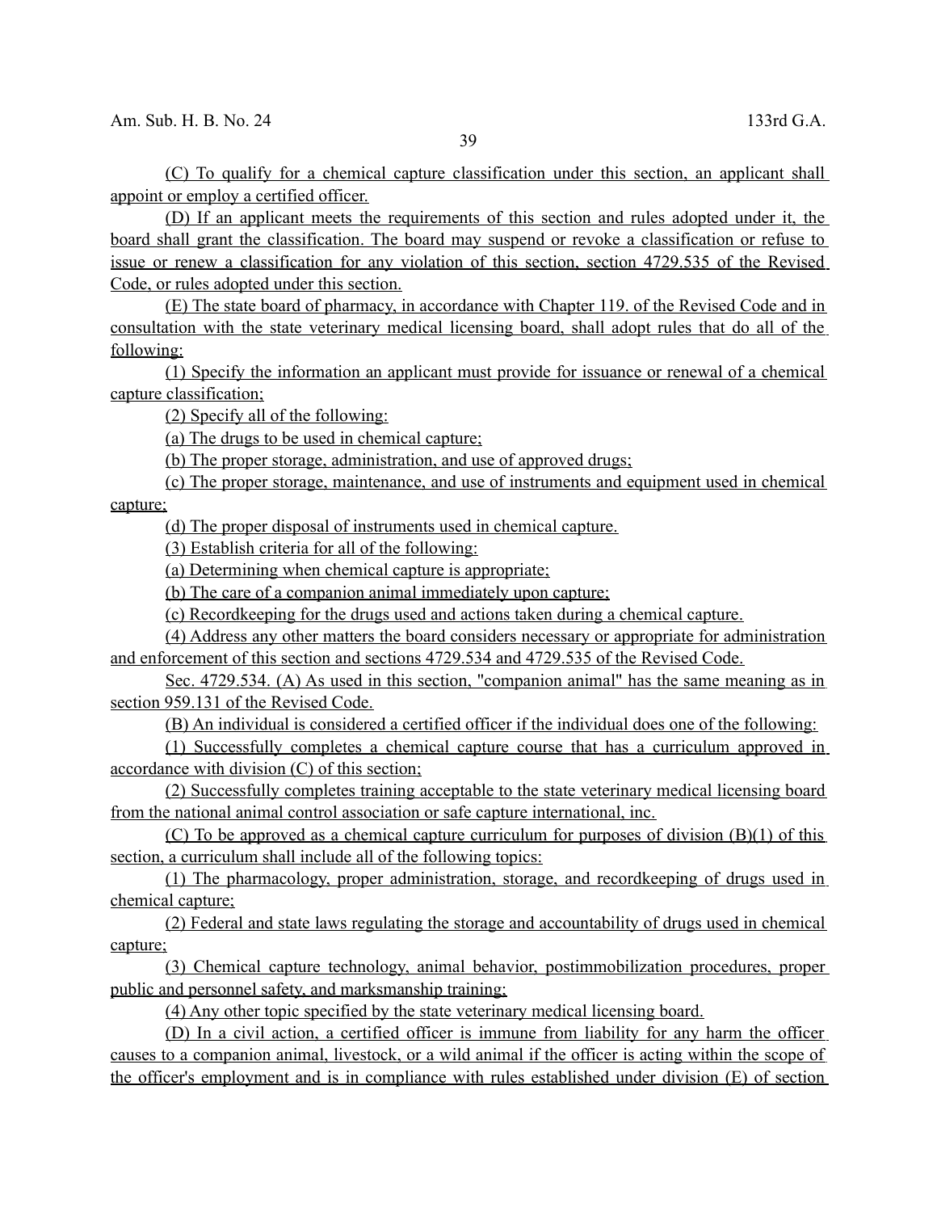(C) To qualify for a chemical capture classification under this section, an applicant shall appoint or employ a certified officer.

(D) If an applicant meets the requirements of this section and rules adopted under it, the board shall grant the classification. The board may suspend or revoke a classification or refuse to issue or renew a classification for any violation of this section, section 4729.535 of the Revised Code, or rules adopted under this section.

(E) The state board of pharmacy, in accordance with Chapter 119. of the Revised Code and in consultation with the state veterinary medical licensing board, shall adopt rules that do all of the following:

(1) Specify the information an applicant must provide for issuance or renewal of a chemical capture classification;

(2) Specify all of the following:

(a) The drugs to be used in chemical capture;

(b) The proper storage, administration, and use of approved drugs;

(c) The proper storage, maintenance, and use of instruments and equipment used in chemical capture;

(d) The proper disposal of instruments used in chemical capture.

(3) Establish criteria for all of the following:

(a) Determining when chemical capture is appropriate;

(b) The care of a companion animal immediately upon capture;

(c) Recordkeeping for the drugs used and actions taken during a chemical capture.

(4) Address any other matters the board considers necessary or appropriate for administration and enforcement of this section and sections 4729.534 and 4729.535 of the Revised Code.

Sec. 4729.534. (A) As used in this section, "companion animal" has the same meaning as in section 959.131 of the Revised Code.

(B) An individual is considered a certified officer if the individual does one of the following:

(1) Successfully completes a chemical capture course that has a curriculum approved in accordance with division (C) of this section;

(2) Successfully completes training acceptable to the state veterinary medical licensing board from the national animal control association or safe capture international, inc.

(C) To be approved as a chemical capture curriculum for purposes of division (B)(1) of this section, a curriculum shall include all of the following topics:

(1) The pharmacology, proper administration, storage, and recordkeeping of drugs used in chemical capture;

(2) Federal and state laws regulating the storage and accountability of drugs used in chemical capture;

(3) Chemical capture technology, animal behavior, postimmobilization procedures, proper public and personnel safety, and marksmanship training;

(4) Any other topic specified by the state veterinary medical licensing board.

(D) In a civil action, a certified officer is immune from liability for any harm the officer causes to a companion animal, livestock, or a wild animal if the officer is acting within the scope of the officer's employment and is in compliance with rules established under division (E) of section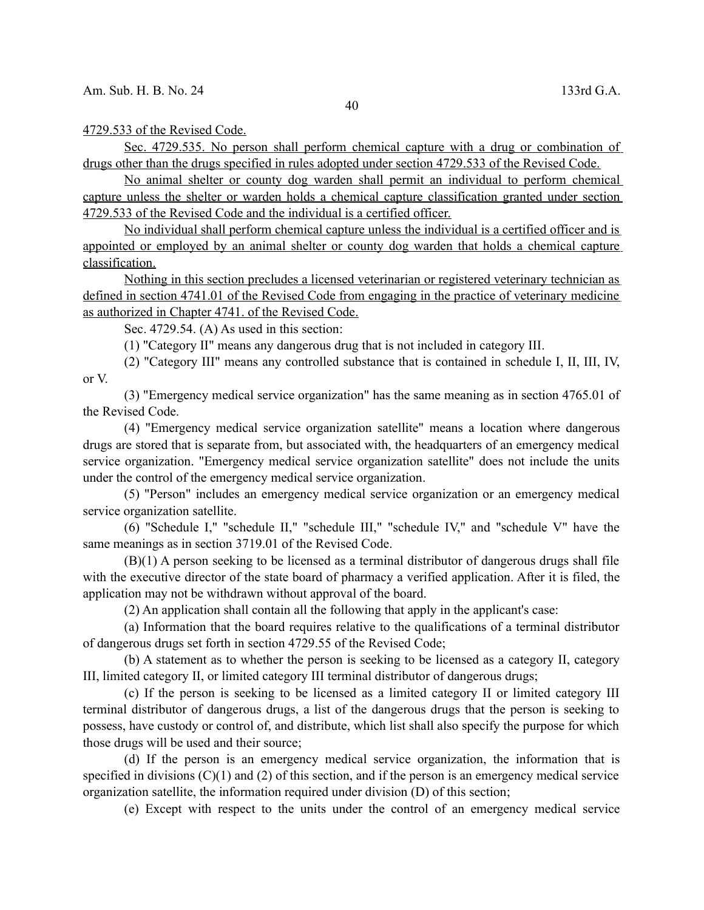4729.533 of the Revised Code.

Sec. 4729.535. No person shall perform chemical capture with a drug or combination of drugs other than the drugs specified in rules adopted under section 4729.533 of the Revised Code.

No animal shelter or county dog warden shall permit an individual to perform chemical capture unless the shelter or warden holds a chemical capture classification granted under section 4729.533 of the Revised Code and the individual is a certified officer.

No individual shall perform chemical capture unless the individual is a certified officer and is appointed or employed by an animal shelter or county dog warden that holds a chemical capture classification.

Nothing in this section precludes a licensed veterinarian or registered veterinary technician as defined in section 4741.01 of the Revised Code from engaging in the practice of veterinary medicine as authorized in Chapter 4741. of the Revised Code.

Sec. 4729.54. (A) As used in this section:

(1) "Category II" means any dangerous drug that is not included in category III.

(2) "Category III" means any controlled substance that is contained in schedule I, II, III, IV, or V.

(3) "Emergency medical service organization" has the same meaning as in section 4765.01 of the Revised Code.

(4) "Emergency medical service organization satellite" means a location where dangerous drugs are stored that is separate from, but associated with, the headquarters of an emergency medical service organization. "Emergency medical service organization satellite" does not include the units under the control of the emergency medical service organization.

(5) "Person" includes an emergency medical service organization or an emergency medical service organization satellite.

(6) "Schedule I," "schedule II," "schedule III," "schedule IV," and "schedule V" have the same meanings as in section 3719.01 of the Revised Code.

(B)(1) A person seeking to be licensed as a terminal distributor of dangerous drugs shall file with the executive director of the state board of pharmacy a verified application. After it is filed, the application may not be withdrawn without approval of the board.

(2) An application shall contain all the following that apply in the applicant's case:

(a) Information that the board requires relative to the qualifications of a terminal distributor of dangerous drugs set forth in section 4729.55 of the Revised Code;

(b) A statement as to whether the person is seeking to be licensed as a category II, category III, limited category II, or limited category III terminal distributor of dangerous drugs;

(c) If the person is seeking to be licensed as a limited category II or limited category III terminal distributor of dangerous drugs, a list of the dangerous drugs that the person is seeking to possess, have custody or control of, and distribute, which list shall also specify the purpose for which those drugs will be used and their source;

(d) If the person is an emergency medical service organization, the information that is specified in divisions (C)(1) and (2) of this section, and if the person is an emergency medical service organization satellite, the information required under division (D) of this section;

(e) Except with respect to the units under the control of an emergency medical service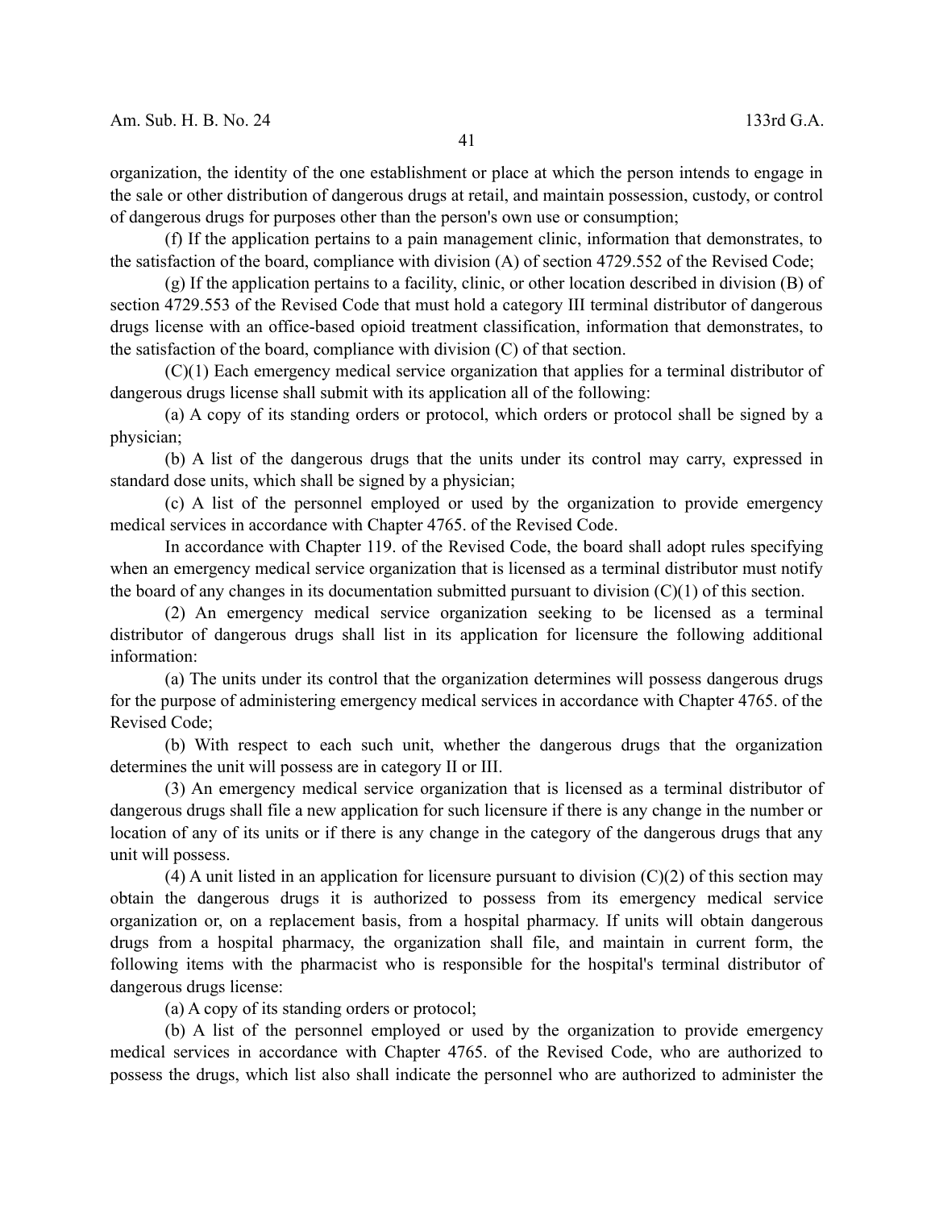organization, the identity of the one establishment or place at which the person intends to engage in the sale or other distribution of dangerous drugs at retail, and maintain possession, custody, or control of dangerous drugs for purposes other than the person's own use or consumption;

(f) If the application pertains to a pain management clinic, information that demonstrates, to the satisfaction of the board, compliance with division (A) of section 4729.552 of the Revised Code;

(g) If the application pertains to a facility, clinic, or other location described in division (B) of section 4729.553 of the Revised Code that must hold a category III terminal distributor of dangerous drugs license with an office-based opioid treatment classification, information that demonstrates, to the satisfaction of the board, compliance with division (C) of that section.

(C)(1) Each emergency medical service organization that applies for a terminal distributor of dangerous drugs license shall submit with its application all of the following:

(a) A copy of its standing orders or protocol, which orders or protocol shall be signed by a physician;

(b) A list of the dangerous drugs that the units under its control may carry, expressed in standard dose units, which shall be signed by a physician;

(c) A list of the personnel employed or used by the organization to provide emergency medical services in accordance with Chapter 4765. of the Revised Code.

In accordance with Chapter 119. of the Revised Code, the board shall adopt rules specifying when an emergency medical service organization that is licensed as a terminal distributor must notify the board of any changes in its documentation submitted pursuant to division (C)(1) of this section.

(2) An emergency medical service organization seeking to be licensed as a terminal distributor of dangerous drugs shall list in its application for licensure the following additional information:

(a) The units under its control that the organization determines will possess dangerous drugs for the purpose of administering emergency medical services in accordance with Chapter 4765. of the Revised Code;

(b) With respect to each such unit, whether the dangerous drugs that the organization determines the unit will possess are in category II or III.

(3) An emergency medical service organization that is licensed as a terminal distributor of dangerous drugs shall file a new application for such licensure if there is any change in the number or location of any of its units or if there is any change in the category of the dangerous drugs that any unit will possess.

(4) A unit listed in an application for licensure pursuant to division (C)(2) of this section may obtain the dangerous drugs it is authorized to possess from its emergency medical service organization or, on a replacement basis, from a hospital pharmacy. If units will obtain dangerous drugs from a hospital pharmacy, the organization shall file, and maintain in current form, the following items with the pharmacist who is responsible for the hospital's terminal distributor of dangerous drugs license:

(a) A copy of its standing orders or protocol;

(b) A list of the personnel employed or used by the organization to provide emergency medical services in accordance with Chapter 4765. of the Revised Code, who are authorized to possess the drugs, which list also shall indicate the personnel who are authorized to administer the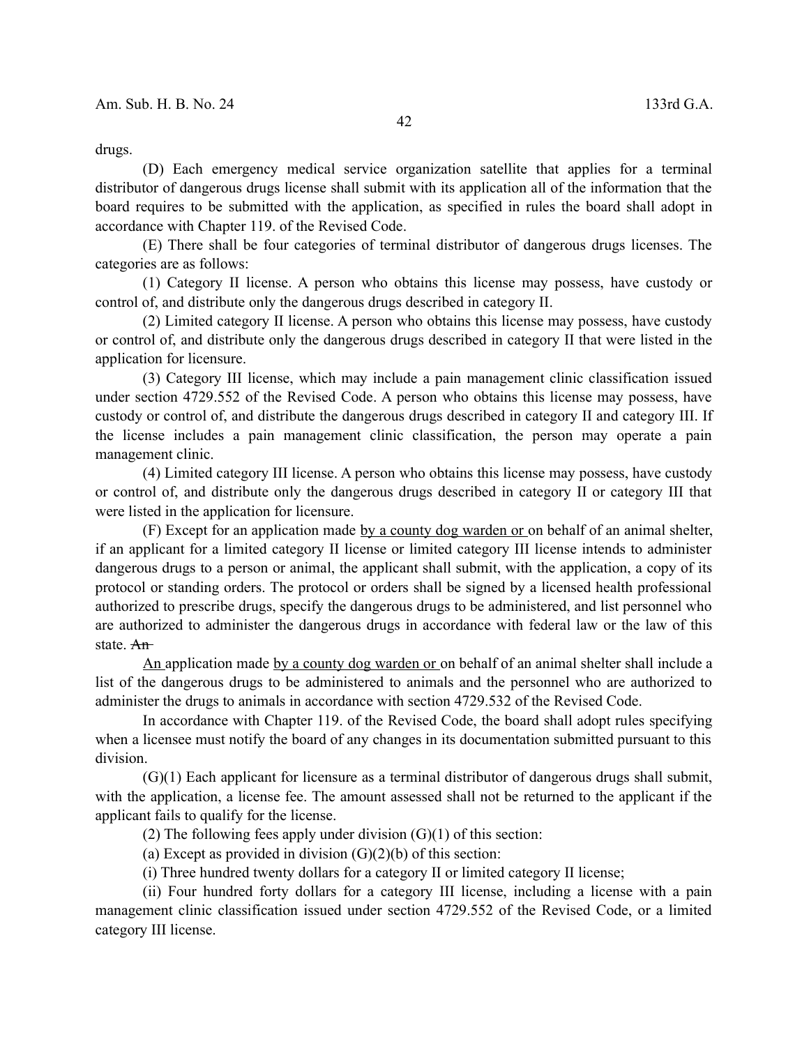drugs.

(D) Each emergency medical service organization satellite that applies for a terminal distributor of dangerous drugs license shall submit with its application all of the information that the board requires to be submitted with the application, as specified in rules the board shall adopt in accordance with Chapter 119. of the Revised Code.

(E) There shall be four categories of terminal distributor of dangerous drugs licenses. The categories are as follows:

(1) Category II license. A person who obtains this license may possess, have custody or control of, and distribute only the dangerous drugs described in category II.

(2) Limited category II license. A person who obtains this license may possess, have custody or control of, and distribute only the dangerous drugs described in category II that were listed in the application for licensure.

(3) Category III license, which may include a pain management clinic classification issued under section 4729.552 of the Revised Code. A person who obtains this license may possess, have custody or control of, and distribute the dangerous drugs described in category II and category III. If the license includes a pain management clinic classification, the person may operate a pain management clinic.

(4) Limited category III license. A person who obtains this license may possess, have custody or control of, and distribute only the dangerous drugs described in category II or category III that were listed in the application for licensure.

(F) Except for an application made by a county dog warden or on behalf of an animal shelter, if an applicant for a limited category II license or limited category III license intends to administer dangerous drugs to a person or animal, the applicant shall submit, with the application, a copy of its protocol or standing orders. The protocol or orders shall be signed by a licensed health professional authorized to prescribe drugs, specify the dangerous drugs to be administered, and list personnel who are authorized to administer the dangerous drugs in accordance with federal law or the law of this state. ~~An~~

An application made by a county dog warden or on behalf of an animal shelter shall include a list of the dangerous drugs to be administered to animals and the personnel who are authorized to administer the drugs to animals in accordance with section 4729.532 of the Revised Code.

In accordance with Chapter 119. of the Revised Code, the board shall adopt rules specifying when a licensee must notify the board of any changes in its documentation submitted pursuant to this division.

(G)(1) Each applicant for licensure as a terminal distributor of dangerous drugs shall submit, with the application, a license fee. The amount assessed shall not be returned to the applicant if the applicant fails to qualify for the license.

(2) The following fees apply under division (G)(1) of this section:

(a) Except as provided in division (G)(2)(b) of this section:

(i) Three hundred twenty dollars for a category II or limited category II license;

(ii) Four hundred forty dollars for a category III license, including a license with a pain management clinic classification issued under section 4729.552 of the Revised Code, or a limited category III license.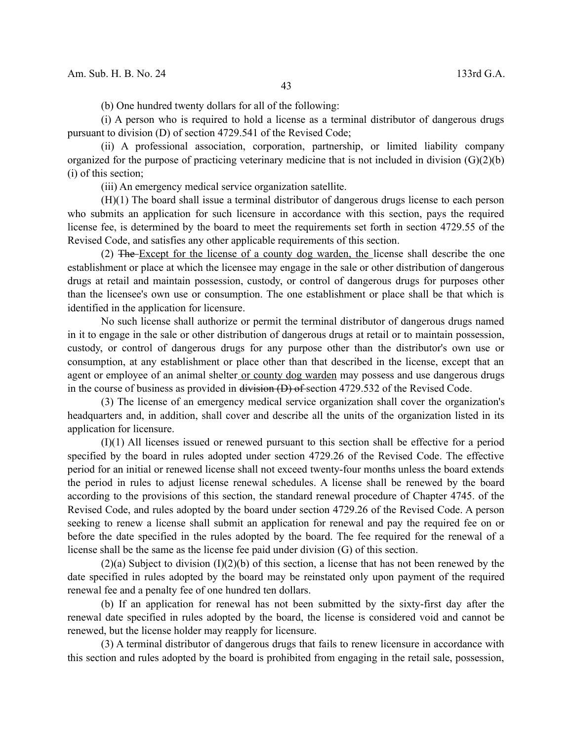(b) One hundred twenty dollars for all of the following:

(i) A person who is required to hold a license as a terminal distributor of dangerous drugs pursuant to division (D) of section 4729.541 of the Revised Code;

(ii) A professional association, corporation, partnership, or limited liability company organized for the purpose of practicing veterinary medicine that is not included in division (G)(2)(b)(i) of this section;

(iii) An emergency medical service organization satellite.

(H)(1) The board shall issue a terminal distributor of dangerous drugs license to each person who submits an application for such licensure in accordance with this section, pays the required license fee, is determined by the board to meet the requirements set forth in section 4729.55 of the Revised Code, and satisfies any other applicable requirements of this section.

(2) ~~The~~ Except for the license of a county dog warden, the license shall describe the one establishment or place at which the licensee may engage in the sale or other distribution of dangerous drugs at retail and maintain possession, custody, or control of dangerous drugs for purposes other than the licensee's own use or consumption. The one establishment or place shall be that which is identified in the application for licensure.

No such license shall authorize or permit the terminal distributor of dangerous drugs named in it to engage in the sale or other distribution of dangerous drugs at retail or to maintain possession, custody, or control of dangerous drugs for any purpose other than the distributor's own use or consumption, at any establishment or place other than that described in the license, except that an agent or employee of an animal shelter or county dog warden may possess and use dangerous drugs in the course of business as provided in ~~division (D) of~~ section 4729.532 of the Revised Code.

(3) The license of an emergency medical service organization shall cover the organization's headquarters and, in addition, shall cover and describe all the units of the organization listed in its application for licensure.

(I)(1) All licenses issued or renewed pursuant to this section shall be effective for a period specified by the board in rules adopted under section 4729.26 of the Revised Code. The effective period for an initial or renewed license shall not exceed twenty-four months unless the board extends the period in rules to adjust license renewal schedules. A license shall be renewed by the board according to the provisions of this section, the standard renewal procedure of Chapter 4745. of the Revised Code, and rules adopted by the board under section 4729.26 of the Revised Code. A person seeking to renew a license shall submit an application for renewal and pay the required fee on or before the date specified in the rules adopted by the board. The fee required for the renewal of a license shall be the same as the license fee paid under division (G) of this section.

(2)(a) Subject to division (I)(2)(b) of this section, a license that has not been renewed by the date specified in rules adopted by the board may be reinstated only upon payment of the required renewal fee and a penalty fee of one hundred ten dollars.

(b) If an application for renewal has not been submitted by the sixty-first day after the renewal date specified in rules adopted by the board, the license is considered void and cannot be renewed, but the license holder may reapply for licensure.

(3) A terminal distributor of dangerous drugs that fails to renew licensure in accordance with this section and rules adopted by the board is prohibited from engaging in the retail sale, possession,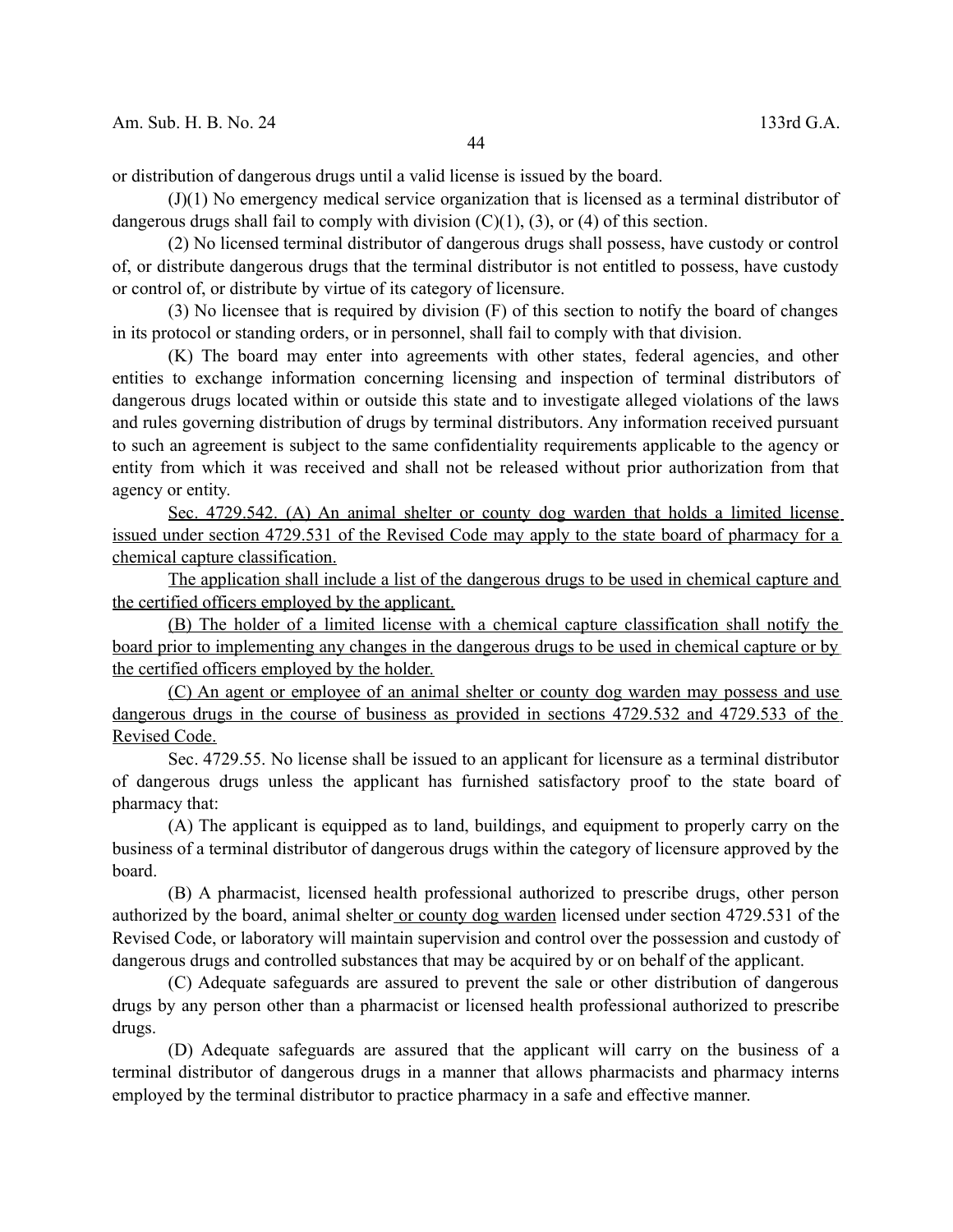or distribution of dangerous drugs until a valid license is issued by the board.

(J)(1) No emergency medical service organization that is licensed as a terminal distributor of dangerous drugs shall fail to comply with division (C)(1), (3), or (4) of this section.

(2) No licensed terminal distributor of dangerous drugs shall possess, have custody or control of, or distribute dangerous drugs that the terminal distributor is not entitled to possess, have custody or control of, or distribute by virtue of its category of licensure.

(3) No licensee that is required by division (F) of this section to notify the board of changes in its protocol or standing orders, or in personnel, shall fail to comply with that division.

(K) The board may enter into agreements with other states, federal agencies, and other entities to exchange information concerning licensing and inspection of terminal distributors of dangerous drugs located within or outside this state and to investigate alleged violations of the laws and rules governing distribution of drugs by terminal distributors. Any information received pursuant to such an agreement is subject to the same confidentiality requirements applicable to the agency or entity from which it was received and shall not be released without prior authorization from that agency or entity.

<u>Sec. 4729.542. (A) An animal shelter or county dog warden that holds a limited license issued under section 4729.531 of the Revised Code may apply to the state board of pharmacy for a chemical capture classification.</u>

<u>The application shall include a list of the dangerous drugs to be used in chemical capture and the certified officers employed by the applicant.</u>

<u>(B) The holder of a limited license with a chemical capture classification shall notify the board prior to implementing any changes in the dangerous drugs to be used in chemical capture or by the certified officers employed by the holder.</u>

<u>(C) An agent or employee of an animal shelter or county dog warden may possess and use dangerous drugs in the course of business as provided in sections 4729.532 and 4729.533 of the Revised Code.</u>

Sec. 4729.55. No license shall be issued to an applicant for licensure as a terminal distributor of dangerous drugs unless the applicant has furnished satisfactory proof to the state board of pharmacy that:

(A) The applicant is equipped as to land, buildings, and equipment to properly carry on the business of a terminal distributor of dangerous drugs within the category of licensure approved by the board.

(B) A pharmacist, licensed health professional authorized to prescribe drugs, other person authorized by the board, animal shelter<u> or county dog warden</u> licensed under section 4729.531 of the Revised Code, or laboratory will maintain supervision and control over the possession and custody of dangerous drugs and controlled substances that may be acquired by or on behalf of the applicant.

(C) Adequate safeguards are assured to prevent the sale or other distribution of dangerous drugs by any person other than a pharmacist or licensed health professional authorized to prescribe drugs.

(D) Adequate safeguards are assured that the applicant will carry on the business of a terminal distributor of dangerous drugs in a manner that allows pharmacists and pharmacy interns employed by the terminal distributor to practice pharmacy in a safe and effective manner.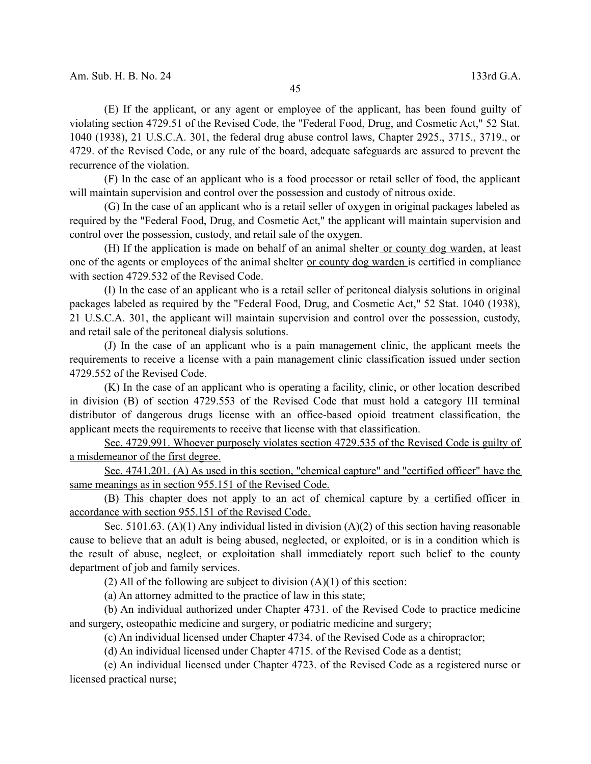(E) If the applicant, or any agent or employee of the applicant, has been found guilty of violating section 4729.51 of the Revised Code, the "Federal Food, Drug, and Cosmetic Act," 52 Stat. 1040 (1938), 21 U.S.C.A. 301, the federal drug abuse control laws, Chapter 2925., 3715., 3719., or 4729. of the Revised Code, or any rule of the board, adequate safeguards are assured to prevent the recurrence of the violation.

(F) In the case of an applicant who is a food processor or retail seller of food, the applicant will maintain supervision and control over the possession and custody of nitrous oxide.

(G) In the case of an applicant who is a retail seller of oxygen in original packages labeled as required by the "Federal Food, Drug, and Cosmetic Act," the applicant will maintain supervision and control over the possession, custody, and retail sale of the oxygen.

(H) If the application is made on behalf of an animal shelter or county dog warden, at least one of the agents or employees of the animal shelter or county dog warden is certified in compliance with section 4729.532 of the Revised Code.

(I) In the case of an applicant who is a retail seller of peritoneal dialysis solutions in original packages labeled as required by the "Federal Food, Drug, and Cosmetic Act," 52 Stat. 1040 (1938), 21 U.S.C.A. 301, the applicant will maintain supervision and control over the possession, custody, and retail sale of the peritoneal dialysis solutions.

(J) In the case of an applicant who is a pain management clinic, the applicant meets the requirements to receive a license with a pain management clinic classification issued under section 4729.552 of the Revised Code.

(K) In the case of an applicant who is operating a facility, clinic, or other location described in division (B) of section 4729.553 of the Revised Code that must hold a category III terminal distributor of dangerous drugs license with an office-based opioid treatment classification, the applicant meets the requirements to receive that license with that classification.

Sec. 4729.991. Whoever purposely violates section 4729.535 of the Revised Code is guilty of a misdemeanor of the first degree.

Sec. 4741.201. (A) As used in this section, "chemical capture" and "certified officer" have the same meanings as in section 955.151 of the Revised Code.

(B) This chapter does not apply to an act of chemical capture by a certified officer in accordance with section 955.151 of the Revised Code.

Sec. 5101.63. (A)(1) Any individual listed in division (A)(2) of this section having reasonable cause to believe that an adult is being abused, neglected, or exploited, or is in a condition which is the result of abuse, neglect, or exploitation shall immediately report such belief to the county department of job and family services.

(2) All of the following are subject to division (A)(1) of this section:

(a) An attorney admitted to the practice of law in this state;

(b) An individual authorized under Chapter 4731. of the Revised Code to practice medicine and surgery, osteopathic medicine and surgery, or podiatric medicine and surgery;

(c) An individual licensed under Chapter 4734. of the Revised Code as a chiropractor;

(d) An individual licensed under Chapter 4715. of the Revised Code as a dentist;

(e) An individual licensed under Chapter 4723. of the Revised Code as a registered nurse or licensed practical nurse;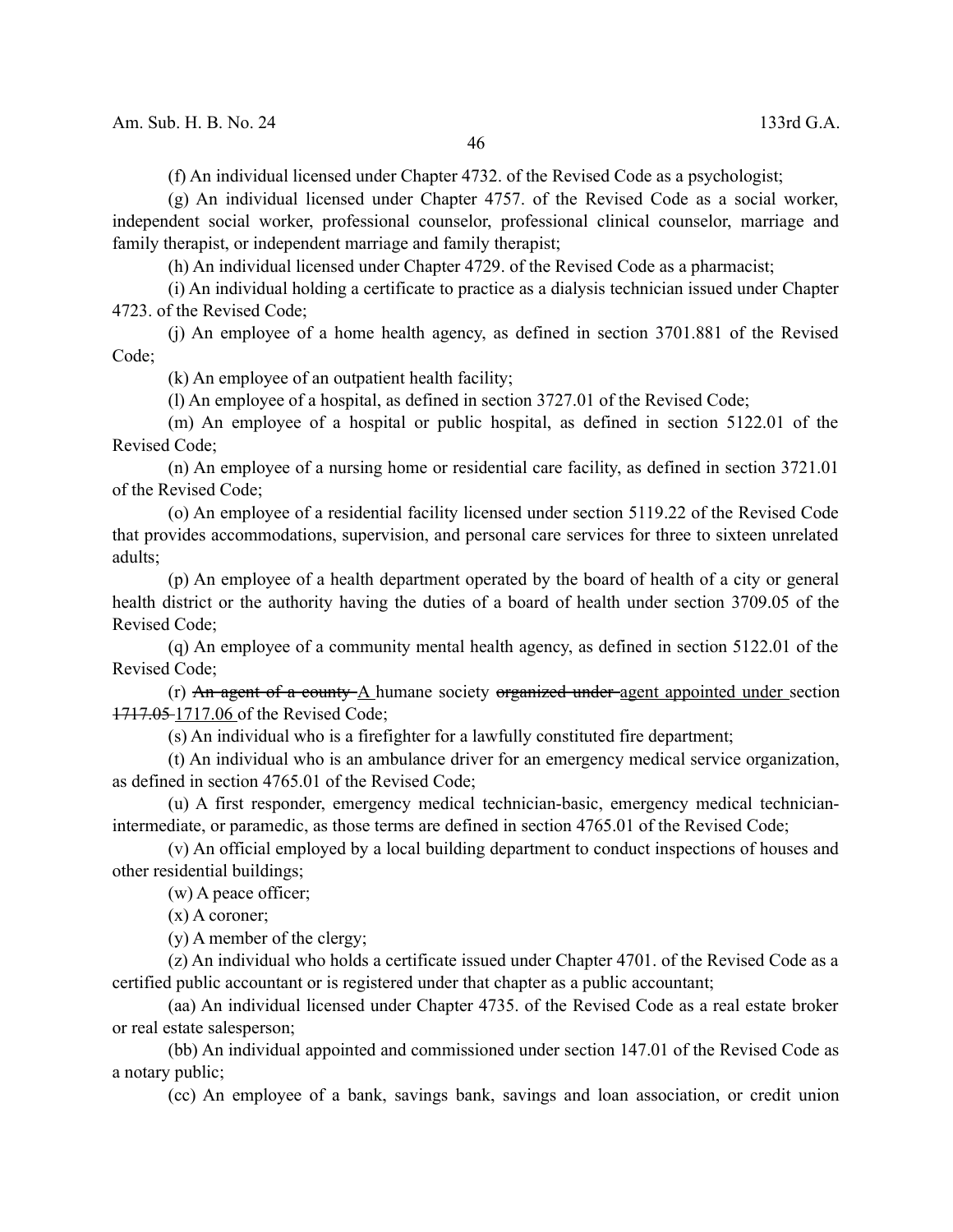(f) An individual licensed under Chapter 4732. of the Revised Code as a psychologist;

(g) An individual licensed under Chapter 4757. of the Revised Code as a social worker, independent social worker, professional counselor, professional clinical counselor, marriage and family therapist, or independent marriage and family therapist;

(h) An individual licensed under Chapter 4729. of the Revised Code as a pharmacist;

(i) An individual holding a certificate to practice as a dialysis technician issued under Chapter 4723. of the Revised Code;

(j) An employee of a home health agency, as defined in section 3701.881 of the Revised Code;

(k) An employee of an outpatient health facility;

(l) An employee of a hospital, as defined in section 3727.01 of the Revised Code;

(m) An employee of a hospital or public hospital, as defined in section 5122.01 of the Revised Code;

(n) An employee of a nursing home or residential care facility, as defined in section 3721.01 of the Revised Code;

(o) An employee of a residential facility licensed under section 5119.22 of the Revised Code that provides accommodations, supervision, and personal care services for three to sixteen unrelated adults;

(p) An employee of a health department operated by the board of health of a city or general health district or the authority having the duties of a board of health under section 3709.05 of the Revised Code;

(q) An employee of a community mental health agency, as defined in section 5122.01 of the Revised Code;

(r) ~~An agent of a county~~ <u>A</u> humane society ~~organized under~~ <u>agent appointed under</u> section ~~1717.05~~ <u>1717.06</u> of the Revised Code;

(s) An individual who is a firefighter for a lawfully constituted fire department;

(t) An individual who is an ambulance driver for an emergency medical service organization, as defined in section 4765.01 of the Revised Code;

(u) A first responder, emergency medical technician-basic, emergency medical technician-intermediate, or paramedic, as those terms are defined in section 4765.01 of the Revised Code;

(v) An official employed by a local building department to conduct inspections of houses and other residential buildings;

(w) A peace officer;

(x) A coroner;

(y) A member of the clergy;

(z) An individual who holds a certificate issued under Chapter 4701. of the Revised Code as a certified public accountant or is registered under that chapter as a public accountant;

(aa) An individual licensed under Chapter 4735. of the Revised Code as a real estate broker or real estate salesperson;

(bb) An individual appointed and commissioned under section 147.01 of the Revised Code as a notary public;

(cc) An employee of a bank, savings bank, savings and loan association, or credit union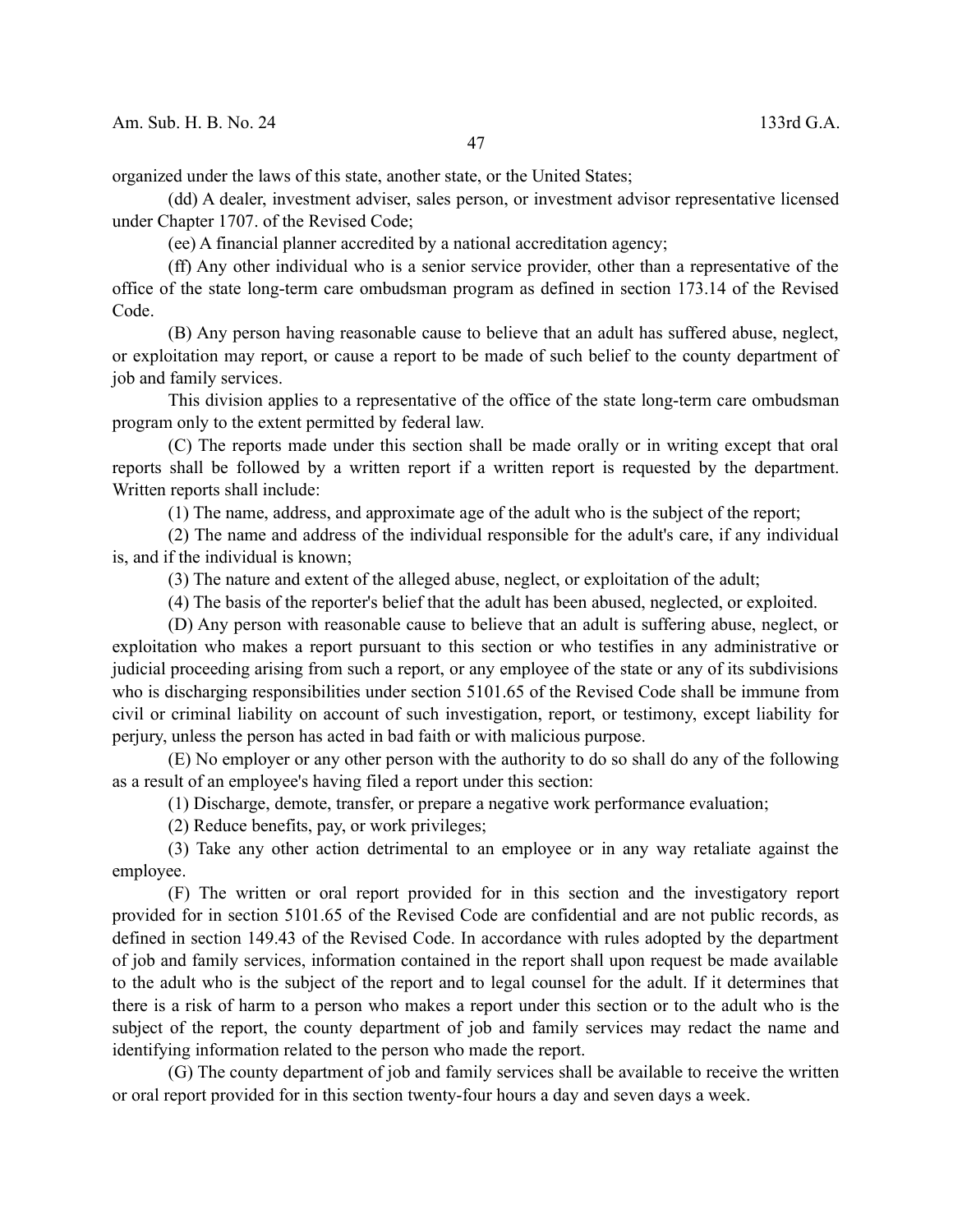organized under the laws of this state, another state, or the United States;

(dd) A dealer, investment adviser, sales person, or investment advisor representative licensed under Chapter 1707. of the Revised Code;

(ee) A financial planner accredited by a national accreditation agency;

(ff) Any other individual who is a senior service provider, other than a representative of the office of the state long-term care ombudsman program as defined in section 173.14 of the Revised Code.

(B) Any person having reasonable cause to believe that an adult has suffered abuse, neglect, or exploitation may report, or cause a report to be made of such belief to the county department of job and family services.

This division applies to a representative of the office of the state long-term care ombudsman program only to the extent permitted by federal law.

(C) The reports made under this section shall be made orally or in writing except that oral reports shall be followed by a written report if a written report is requested by the department. Written reports shall include:

(1) The name, address, and approximate age of the adult who is the subject of the report;

(2) The name and address of the individual responsible for the adult's care, if any individual is, and if the individual is known;

(3) The nature and extent of the alleged abuse, neglect, or exploitation of the adult;

(4) The basis of the reporter's belief that the adult has been abused, neglected, or exploited.

(D) Any person with reasonable cause to believe that an adult is suffering abuse, neglect, or exploitation who makes a report pursuant to this section or who testifies in any administrative or judicial proceeding arising from such a report, or any employee of the state or any of its subdivisions who is discharging responsibilities under section 5101.65 of the Revised Code shall be immune from civil or criminal liability on account of such investigation, report, or testimony, except liability for perjury, unless the person has acted in bad faith or with malicious purpose.

(E) No employer or any other person with the authority to do so shall do any of the following as a result of an employee's having filed a report under this section:

(1) Discharge, demote, transfer, or prepare a negative work performance evaluation;

(2) Reduce benefits, pay, or work privileges;

(3) Take any other action detrimental to an employee or in any way retaliate against the employee.

(F) The written or oral report provided for in this section and the investigatory report provided for in section 5101.65 of the Revised Code are confidential and are not public records, as defined in section 149.43 of the Revised Code. In accordance with rules adopted by the department of job and family services, information contained in the report shall upon request be made available to the adult who is the subject of the report and to legal counsel for the adult. If it determines that there is a risk of harm to a person who makes a report under this section or to the adult who is the subject of the report, the county department of job and family services may redact the name and identifying information related to the person who made the report.

(G) The county department of job and family services shall be available to receive the written or oral report provided for in this section twenty-four hours a day and seven days a week.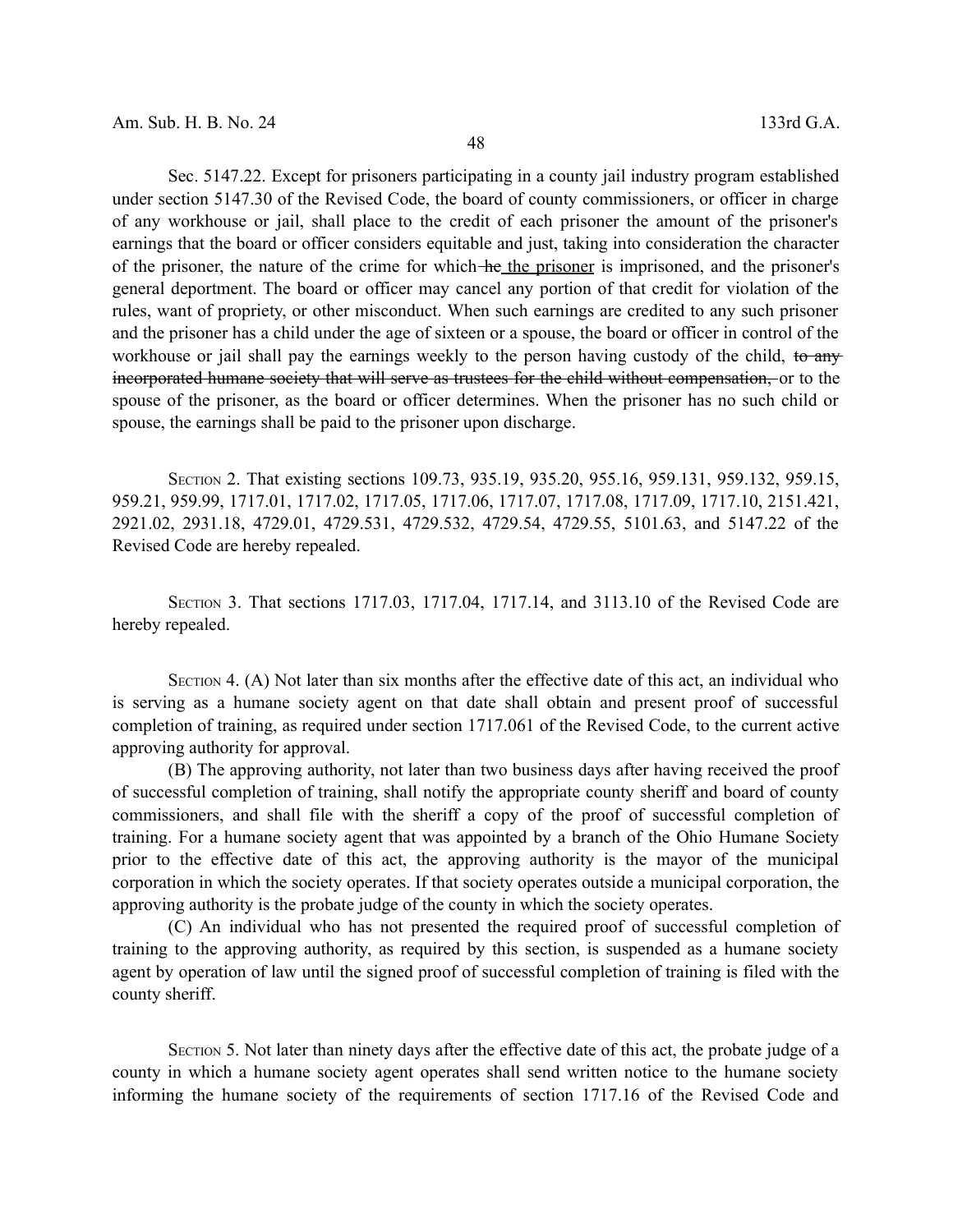Sec. 5147.22. Except for prisoners participating in a county jail industry program established under section 5147.30 of the Revised Code, the board of county commissioners, or officer in charge of any workhouse or jail, shall place to the credit of each prisoner the amount of the prisoner's earnings that the board or officer considers equitable and just, taking into consideration the character of the prisoner, the nature of the crime for which ~~he~~ the prisoner is imprisoned, and the prisoner's general deportment. The board or officer may cancel any portion of that credit for violation of the rules, want of propriety, or other misconduct. When such earnings are credited to any such prisoner and the prisoner has a child under the age of sixteen or a spouse, the board or officer in control of the workhouse or jail shall pay the earnings weekly to the person having custody of the child, ~~to any incorporated humane society that will serve as trustees for the child without compensation,~~ or to the spouse of the prisoner, as the board or officer determines. When the prisoner has no such child or spouse, the earnings shall be paid to the prisoner upon discharge.

SECTION 2. That existing sections 109.73, 935.19, 935.20, 955.16, 959.131, 959.132, 959.15, 959.21, 959.99, 1717.01, 1717.02, 1717.05, 1717.06, 1717.07, 1717.08, 1717.09, 1717.10, 2151.421, 2921.02, 2931.18, 4729.01, 4729.531, 4729.532, 4729.54, 4729.55, 5101.63, and 5147.22 of the Revised Code are hereby repealed.

SECTION 3. That sections 1717.03, 1717.04, 1717.14, and 3113.10 of the Revised Code are hereby repealed.

SECTION 4. (A) Not later than six months after the effective date of this act, an individual who is serving as a humane society agent on that date shall obtain and present proof of successful completion of training, as required under section 1717.061 of the Revised Code, to the current active approving authority for approval.

(B) The approving authority, not later than two business days after having received the proof of successful completion of training, shall notify the appropriate county sheriff and board of county commissioners, and shall file with the sheriff a copy of the proof of successful completion of training. For a humane society agent that was appointed by a branch of the Ohio Humane Society prior to the effective date of this act, the approving authority is the mayor of the municipal corporation in which the society operates. If that society operates outside a municipal corporation, the approving authority is the probate judge of the county in which the society operates.

(C) An individual who has not presented the required proof of successful completion of training to the approving authority, as required by this section, is suspended as a humane society agent by operation of law until the signed proof of successful completion of training is filed with the county sheriff.

SECTION 5. Not later than ninety days after the effective date of this act, the probate judge of a county in which a humane society agent operates shall send written notice to the humane society informing the humane society of the requirements of section 1717.16 of the Revised Code and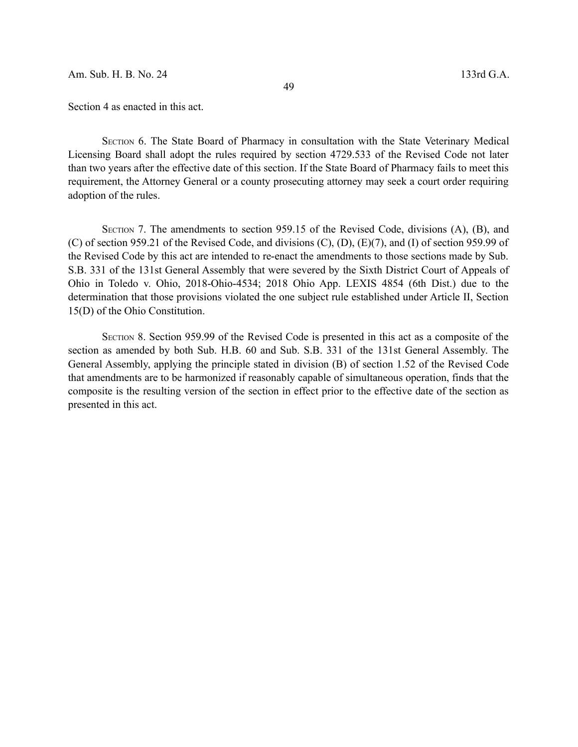Section 4 as enacted in this act.

SECTION 6. The State Board of Pharmacy in consultation with the State Veterinary Medical Licensing Board shall adopt the rules required by section 4729.533 of the Revised Code not later than two years after the effective date of this section. If the State Board of Pharmacy fails to meet this requirement, the Attorney General or a county prosecuting attorney may seek a court order requiring adoption of the rules.

SECTION 7. The amendments to section 959.15 of the Revised Code, divisions (A), (B), and (C) of section 959.21 of the Revised Code, and divisions (C), (D), (E)(7), and (I) of section 959.99 of the Revised Code by this act are intended to re-enact the amendments to those sections made by Sub. S.B. 331 of the 131st General Assembly that were severed by the Sixth District Court of Appeals of Ohio in Toledo v. Ohio, 2018-Ohio-4534; 2018 Ohio App. LEXIS 4854 (6th Dist.) due to the determination that those provisions violated the one subject rule established under Article II, Section 15(D) of the Ohio Constitution.

SECTION 8. Section 959.99 of the Revised Code is presented in this act as a composite of the section as amended by both Sub. H.B. 60 and Sub. S.B. 331 of the 131st General Assembly. The General Assembly, applying the principle stated in division (B) of section 1.52 of the Revised Code that amendments are to be harmonized if reasonably capable of simultaneous operation, finds that the composite is the resulting version of the section in effect prior to the effective date of the section as presented in this act.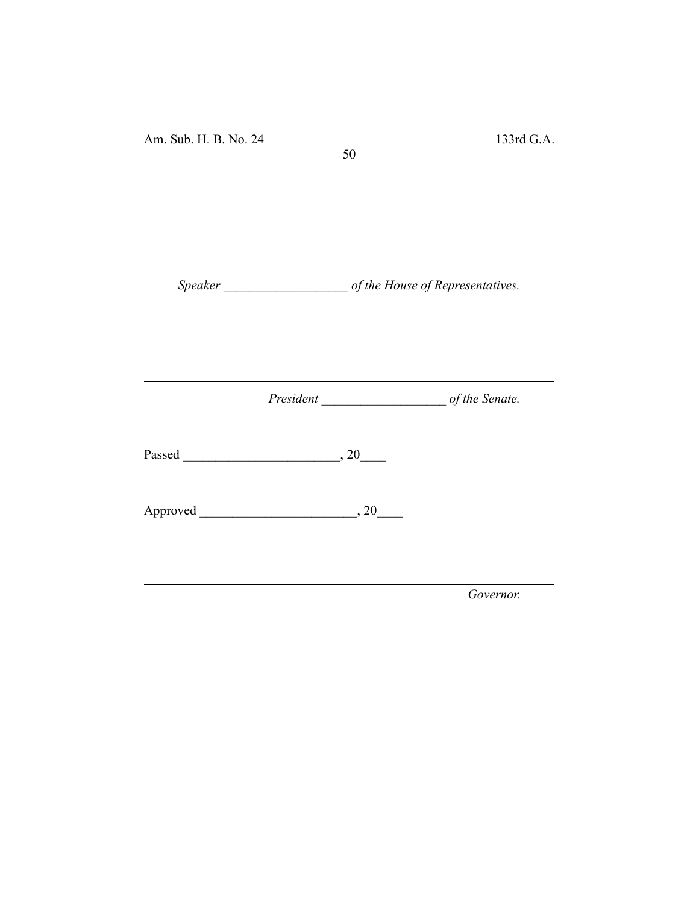______________________________________________________________

*Speaker* ___________________ *of the House of Representatives.*

______________________________________________________________

*President* ___________________ *of the Senate.*

Passed ________________________, 20____

Approved ________________________, 20____

______________________________________________________________

*Governor.*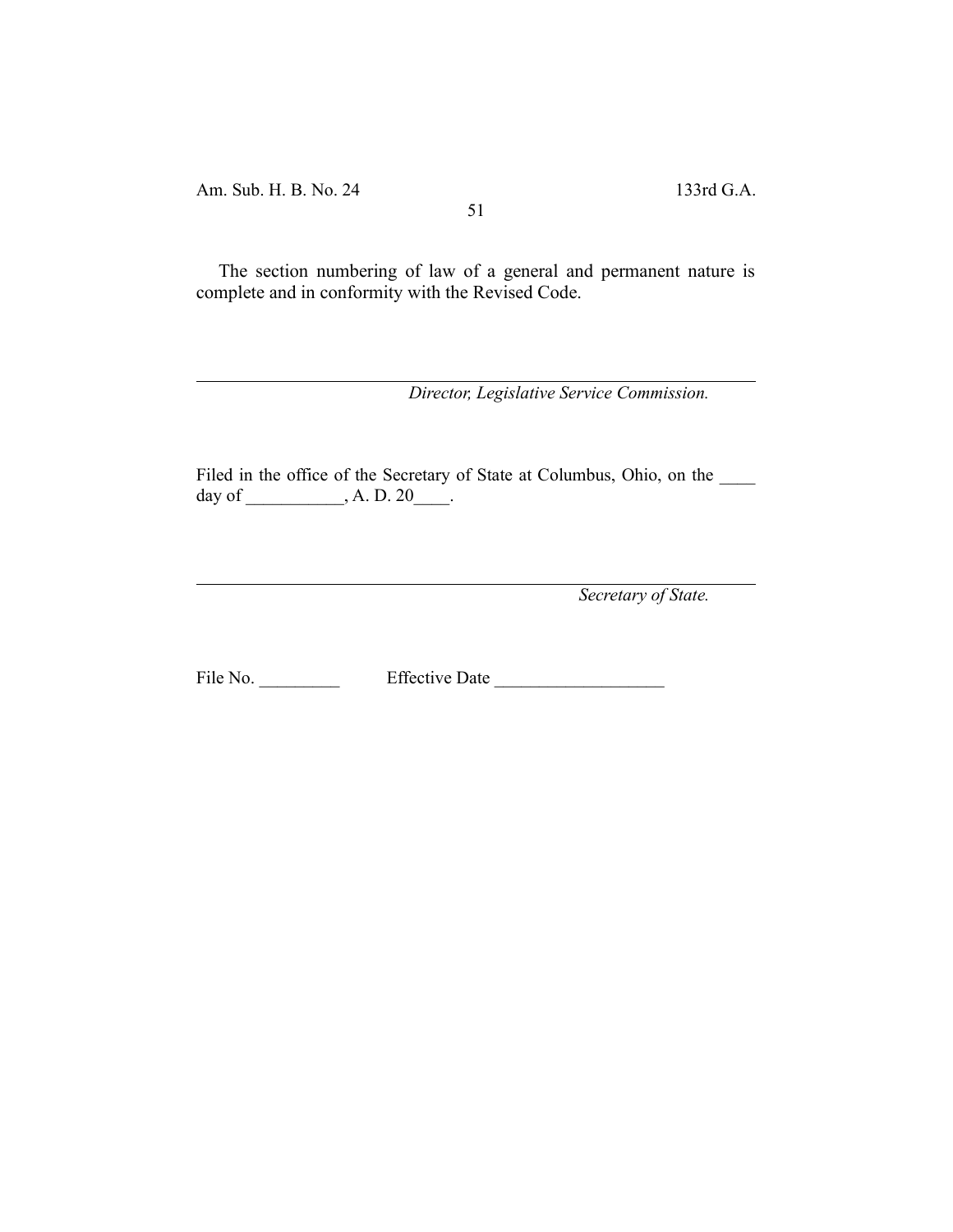The section numbering of law of a general and permanent nature is complete and in conformity with the Revised Code.

______________________________________________________

*Director, Legislative Service Commission.*

Filed in the office of the Secretary of State at Columbus, Ohio, on the ____ day of ___________, A. D. 20____.

______________________________________________________

*Secretary of State.*

File No. _________ Effective Date ___________________